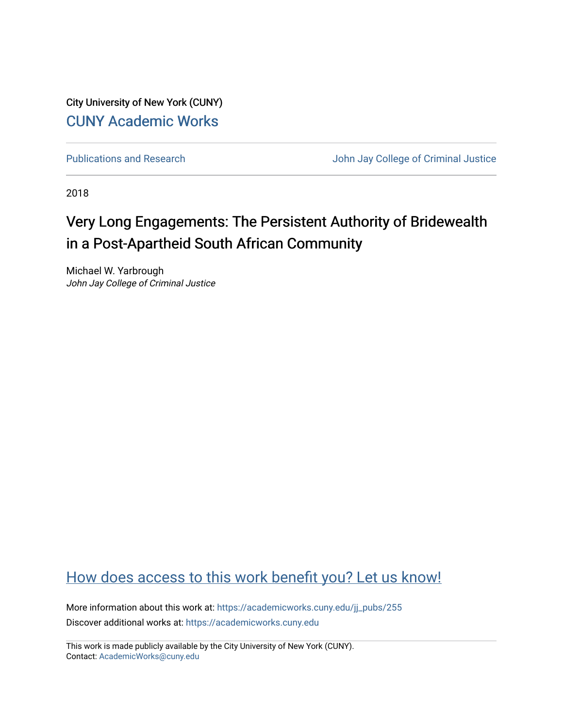City University of New York (CUNY)

[CUNY Academic Works](https://academicworks.cuny.edu)

Publications and Research | John Jay College of Criminal Justice

2018

# Very Long Engagements: The Persistent Authority of Bridewealth in a Post-Apartheid South African Community

Michael W. Yarbrough
*John Jay College of Criminal Justice*

How does access to this work benefit you? Let us know!

More information about this work at: https://academicworks.cuny.edu/jj_pubs/255
Discover additional works at: https://academicworks.cuny.edu

This work is made publicly available by the City University of New York (CUNY).
Contact: AcademicWorks@cuny.edu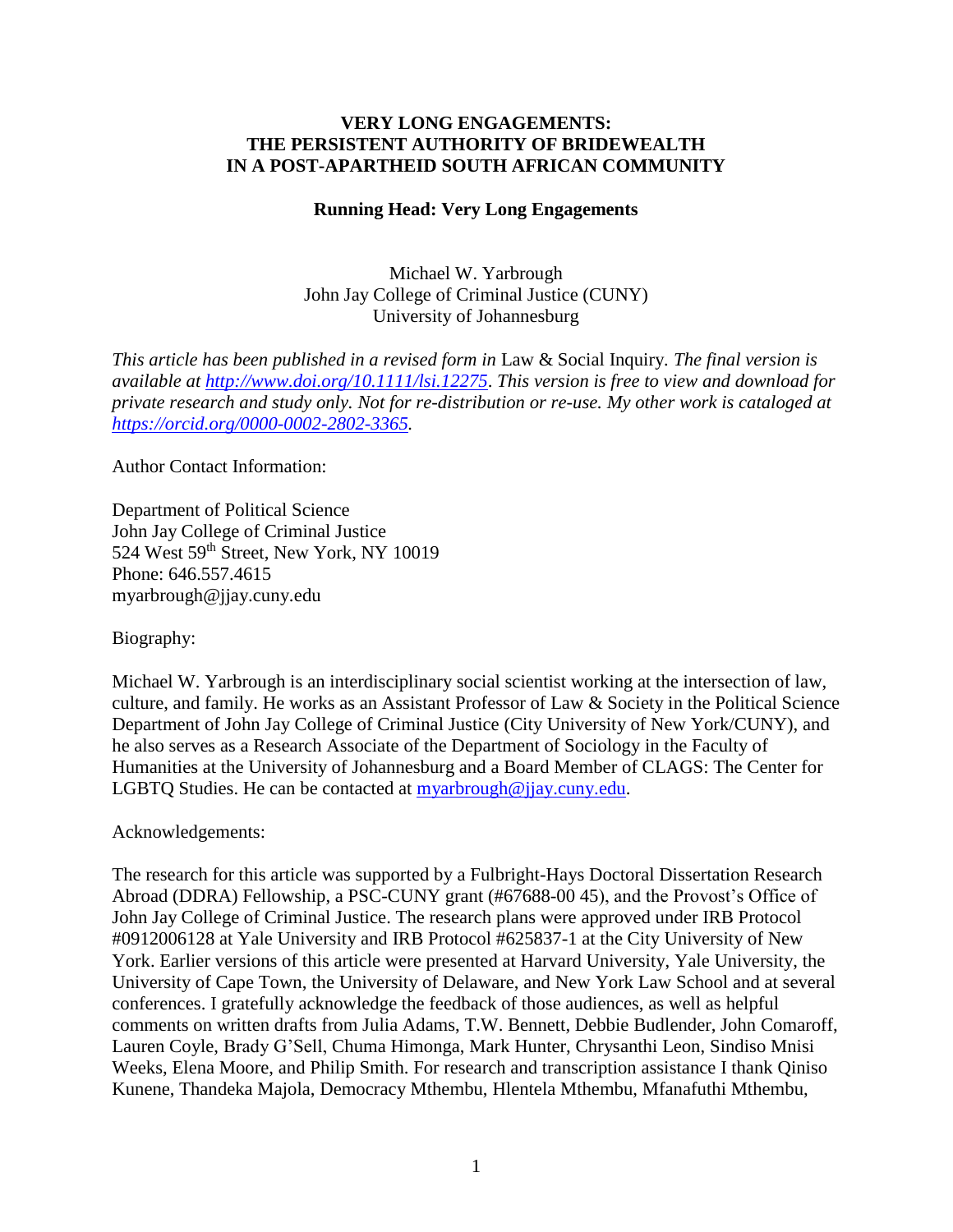**VERY LONG ENGAGEMENTS: THE PERSISTENT AUTHORITY OF BRIDEWEALTH IN A POST-APARTHEID SOUTH AFRICAN COMMUNITY**

**Running Head: Very Long Engagements**

Michael W. Yarbrough
John Jay College of Criminal Justice (CUNY)
University of Johannesburg

*This article has been published in a revised form in* Law & Social Inquiry. *The final version is available at [http://www.doi.org/10.1111/lsi.12275](http://www.doi.org/10.1111/lsi.12275). This version is free to view and download for private research and study only. Not for re-distribution or re-use. My other work is cataloged at [https://orcid.org/0000-0002-2802-3365](https://orcid.org/0000-0002-2802-3365).*

Author Contact Information:

Department of Political Science
John Jay College of Criminal Justice
524 West 59th Street, New York, NY 10019
Phone: 646.557.4615
myarbrough@jjay.cuny.edu

Biography:

Michael W. Yarbrough is an interdisciplinary social scientist working at the intersection of law, culture, and family. He works as an Assistant Professor of Law & Society in the Political Science Department of John Jay College of Criminal Justice (City University of New York/CUNY), and he also serves as a Research Associate of the Department of Sociology in the Faculty of Humanities at the University of Johannesburg and a Board Member of CLAGS: The Center for LGBTQ Studies. He can be contacted at [myarbrough@jjay.cuny.edu](mailto:myarbrough@jjay.cuny.edu).

Acknowledgements:

The research for this article was supported by a Fulbright-Hays Doctoral Dissertation Research Abroad (DDRA) Fellowship, a PSC-CUNY grant (#67688-00 45), and the Provost's Office of John Jay College of Criminal Justice. The research plans were approved under IRB Protocol #0912006128 at Yale University and IRB Protocol #625837-1 at the City University of New York. Earlier versions of this article were presented at Harvard University, Yale University, the University of Cape Town, the University of Delaware, and New York Law School and at several conferences. I gratefully acknowledge the feedback of those audiences, as well as helpful comments on written drafts from Julia Adams, T.W. Bennett, Debbie Budlender, John Comaroff, Lauren Coyle, Brady G'Sell, Chuma Himonga, Mark Hunter, Chrysanthi Leon, Sindiso Mnisi Weeks, Elena Moore, and Philip Smith. For research and transcription assistance I thank Qiniso Kunene, Thandeka Majola, Democracy Mthembu, Hlentela Mthembu, Mfanafuthi Mthembu,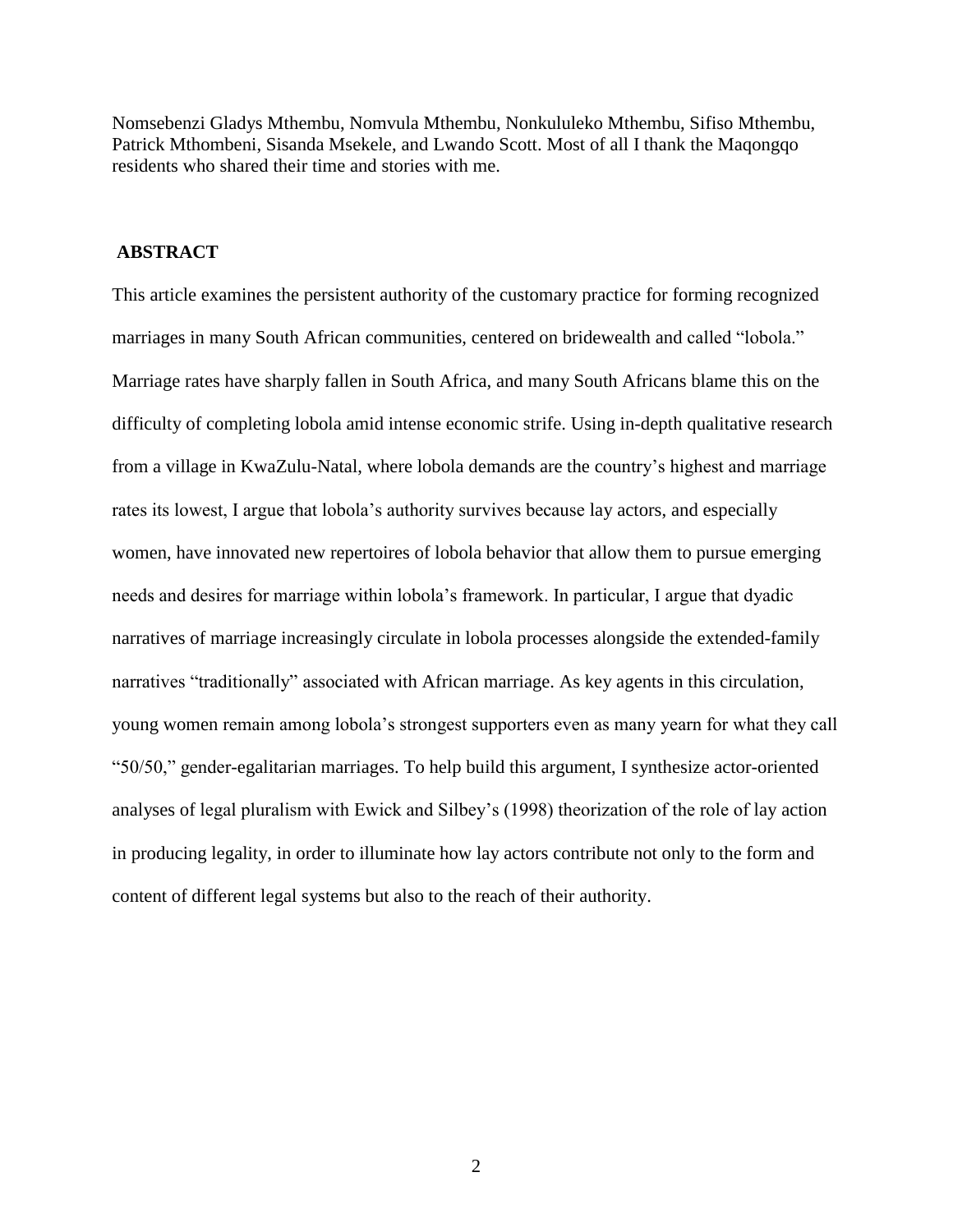Nomsebenzi Gladys Mthembu, Nomvula Mthembu, Nonkululeko Mthembu, Sifiso Mthembu, Patrick Mthombeni, Sisanda Msekele, and Lwando Scott. Most of all I thank the Maqongqo residents who shared their time and stories with me.

## ABSTRACT

This article examines the persistent authority of the customary practice for forming recognized marriages in many South African communities, centered on bridewealth and called "lobola." Marriage rates have sharply fallen in South Africa, and many South Africans blame this on the difficulty of completing lobola amid intense economic strife. Using in-depth qualitative research from a village in KwaZulu-Natal, where lobola demands are the country's highest and marriage rates its lowest, I argue that lobola's authority survives because lay actors, and especially women, have innovated new repertoires of lobola behavior that allow them to pursue emerging needs and desires for marriage within lobola's framework. In particular, I argue that dyadic narratives of marriage increasingly circulate in lobola processes alongside the extended-family narratives "traditionally" associated with African marriage. As key agents in this circulation, young women remain among lobola's strongest supporters even as many yearn for what they call "50/50," gender-egalitarian marriages. To help build this argument, I synthesize actor-oriented analyses of legal pluralism with Ewick and Silbey's (1998) theorization of the role of lay action in producing legality, in order to illuminate how lay actors contribute not only to the form and content of different legal systems but also to the reach of their authority.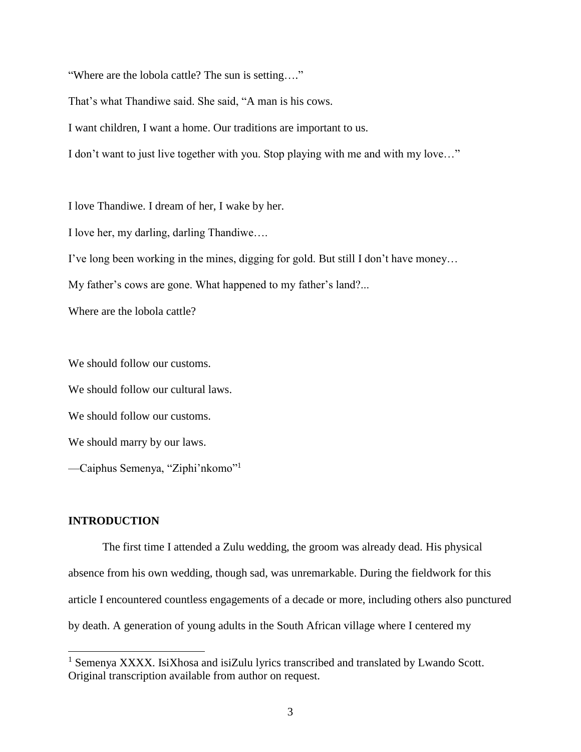"Where are the lobola cattle? The sun is setting…."

That's what Thandiwe said. She said, "A man is his cows.

I want children, I want a home. Our traditions are important to us.

I don't want to just live together with you. Stop playing with me and with my love…"

I love Thandiwe. I dream of her, I wake by her.

I love her, my darling, darling Thandiwe….

I've long been working in the mines, digging for gold. But still I don't have money…

My father's cows are gone. What happened to my father's land?...

Where are the lobola cattle?

We should follow our customs.

We should follow our cultural laws.

We should follow our customs.

We should marry by our laws.

—Caiphus Semenya, "Ziphi'nkomo"[1]

## INTRODUCTION

The first time I attended a Zulu wedding, the groom was already dead. His physical absence from his own wedding, though sad, was unremarkable. During the fieldwork for this article I encountered countless engagements of a decade or more, including others also punctured by death. A generation of young adults in the South African village where I centered my

[1] Semenya XXXX. IsiXhosa and isiZulu lyrics transcribed and translated by Lwando Scott. Original transcription available from author on request.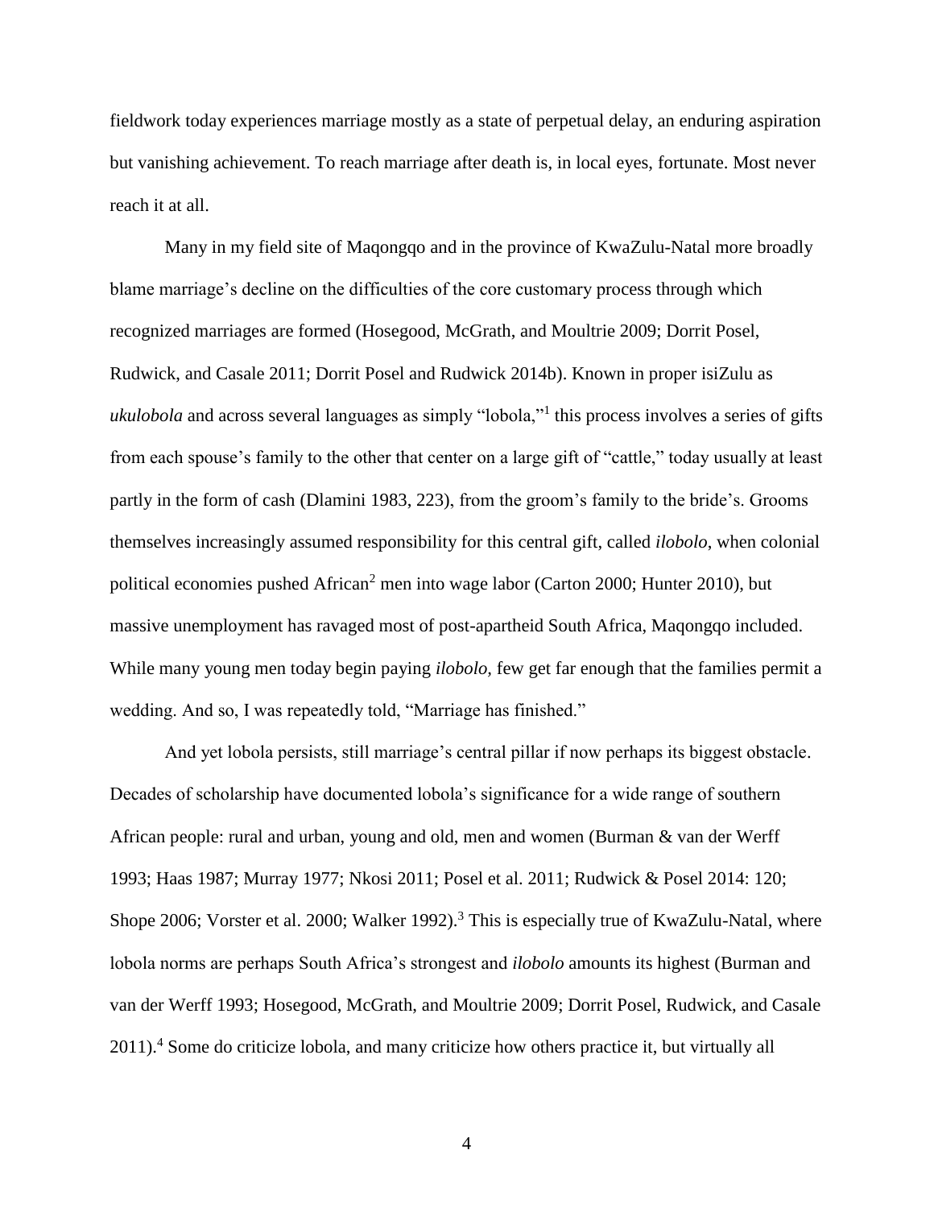fieldwork today experiences marriage mostly as a state of perpetual delay, an enduring aspiration but vanishing achievement. To reach marriage after death is, in local eyes, fortunate. Most never reach it at all.

Many in my field site of Maqongqo and in the province of KwaZulu-Natal more broadly blame marriage's decline on the difficulties of the core customary process through which recognized marriages are formed (Hosegood, McGrath, and Moultrie 2009; Dorrit Posel, Rudwick, and Casale 2011; Dorrit Posel and Rudwick 2014b). Known in proper isiZulu as *ukulobola* and across several languages as simply "lobola,"[1] this process involves a series of gifts from each spouse's family to the other that center on a large gift of "cattle," today usually at least partly in the form of cash (Dlamini 1983, 223), from the groom's family to the bride's. Grooms themselves increasingly assumed responsibility for this central gift, called *ilobolo*, when colonial political economies pushed African[2] men into wage labor (Carton 2000; Hunter 2010), but massive unemployment has ravaged most of post-apartheid South Africa, Maqongqo included. While many young men today begin paying *ilobolo,* few get far enough that the families permit a wedding. And so, I was repeatedly told, "Marriage has finished."

And yet lobola persists, still marriage's central pillar if now perhaps its biggest obstacle. Decades of scholarship have documented lobola's significance for a wide range of southern African people: rural and urban, young and old, men and women (Burman & van der Werff 1993; Haas 1987; Murray 1977; Nkosi 2011; Posel et al. 2011; Rudwick & Posel 2014: 120; Shope 2006; Vorster et al. 2000; Walker 1992).[3] This is especially true of KwaZulu-Natal, where lobola norms are perhaps South Africa's strongest and *ilobolo* amounts its highest (Burman and van der Werff 1993; Hosegood, McGrath, and Moultrie 2009; Dorrit Posel, Rudwick, and Casale 2011).[4] Some do criticize lobola, and many criticize how others practice it, but virtually all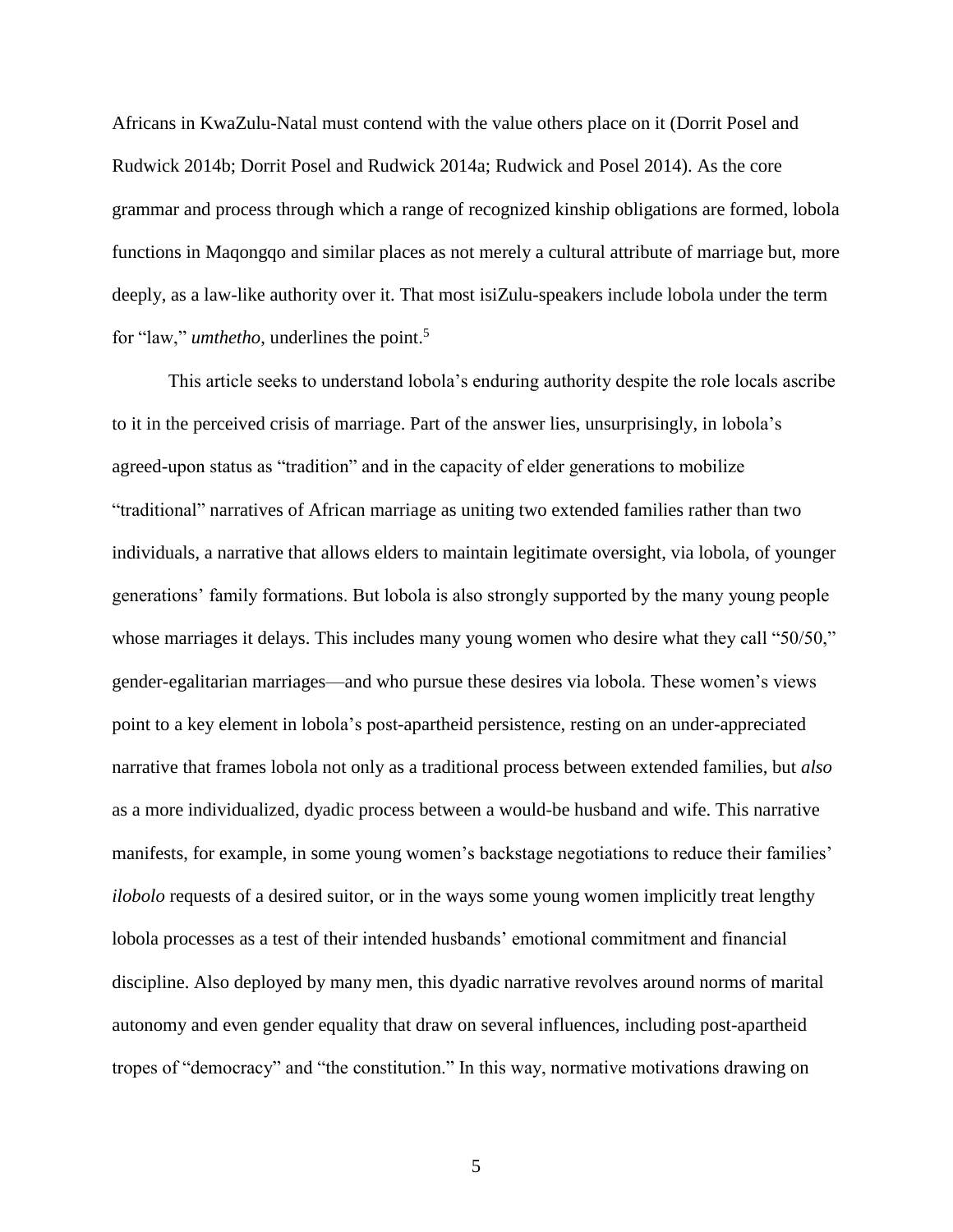Africans in KwaZulu-Natal must contend with the value others place on it (Dorrit Posel and Rudwick 2014b; Dorrit Posel and Rudwick 2014a; Rudwick and Posel 2014). As the core grammar and process through which a range of recognized kinship obligations are formed, lobola functions in Maqongqo and similar places as not merely a cultural attribute of marriage but, more deeply, as a law-like authority over it. That most isiZulu-speakers include lobola under the term for "law," *umthetho*, underlines the point.[5]

This article seeks to understand lobola's enduring authority despite the role locals ascribe to it in the perceived crisis of marriage. Part of the answer lies, unsurprisingly, in lobola's agreed-upon status as "tradition" and in the capacity of elder generations to mobilize "traditional" narratives of African marriage as uniting two extended families rather than two individuals, a narrative that allows elders to maintain legitimate oversight, via lobola, of younger generations' family formations. But lobola is also strongly supported by the many young people whose marriages it delays. This includes many young women who desire what they call "50/50," gender-egalitarian marriages—and who pursue these desires via lobola. These women's views point to a key element in lobola's post-apartheid persistence, resting on an under-appreciated narrative that frames lobola not only as a traditional process between extended families, but *also* as a more individualized, dyadic process between a would-be husband and wife. This narrative manifests, for example, in some young women's backstage negotiations to reduce their families' *ilobolo* requests of a desired suitor, or in the ways some young women implicitly treat lengthy lobola processes as a test of their intended husbands' emotional commitment and financial discipline. Also deployed by many men, this dyadic narrative revolves around norms of marital autonomy and even gender equality that draw on several influences, including post-apartheid tropes of "democracy" and "the constitution." In this way, normative motivations drawing on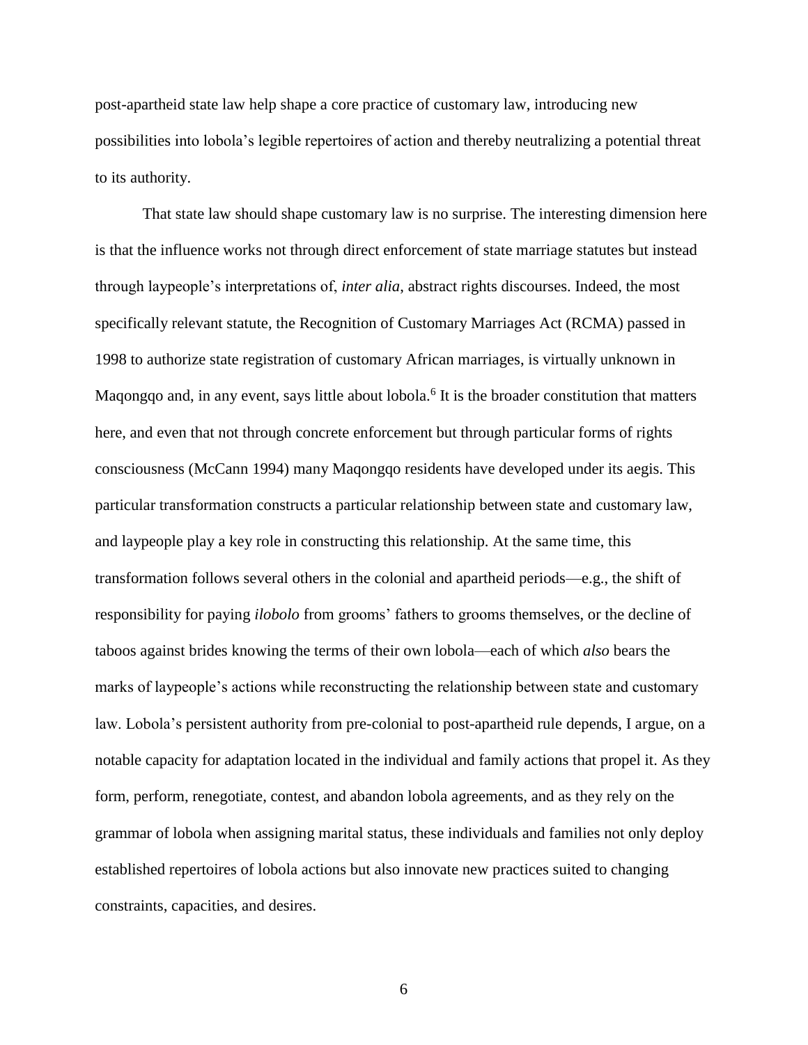post-apartheid state law help shape a core practice of customary law, introducing new possibilities into lobola's legible repertoires of action and thereby neutralizing a potential threat to its authority.

That state law should shape customary law is no surprise. The interesting dimension here is that the influence works not through direct enforcement of state marriage statutes but instead through laypeople's interpretations of, *inter alia*, abstract rights discourses. Indeed, the most specifically relevant statute, the Recognition of Customary Marriages Act (RCMA) passed in 1998 to authorize state registration of customary African marriages, is virtually unknown in Maqongqo and, in any event, says little about lobola.[6] It is the broader constitution that matters here, and even that not through concrete enforcement but through particular forms of rights consciousness (McCann 1994) many Maqongqo residents have developed under its aegis. This particular transformation constructs a particular relationship between state and customary law, and laypeople play a key role in constructing this relationship. At the same time, this transformation follows several others in the colonial and apartheid periods—e.g., the shift of responsibility for paying *ilobolo* from grooms' fathers to grooms themselves, or the decline of taboos against brides knowing the terms of their own lobola—each of which *also* bears the marks of laypeople's actions while reconstructing the relationship between state and customary law. Lobola's persistent authority from pre-colonial to post-apartheid rule depends, I argue, on a notable capacity for adaptation located in the individual and family actions that propel it. As they form, perform, renegotiate, contest, and abandon lobola agreements, and as they rely on the grammar of lobola when assigning marital status, these individuals and families not only deploy established repertoires of lobola actions but also innovate new practices suited to changing constraints, capacities, and desires.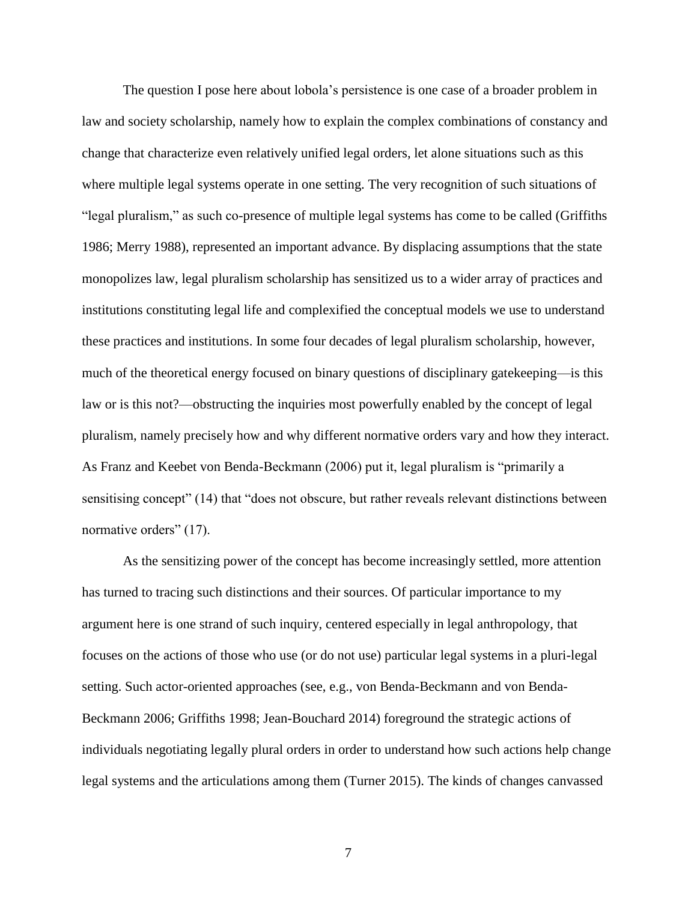The question I pose here about lobola's persistence is one case of a broader problem in law and society scholarship, namely how to explain the complex combinations of constancy and change that characterize even relatively unified legal orders, let alone situations such as this where multiple legal systems operate in one setting. The very recognition of such situations of "legal pluralism," as such co-presence of multiple legal systems has come to be called (Griffiths 1986; Merry 1988), represented an important advance. By displacing assumptions that the state monopolizes law, legal pluralism scholarship has sensitized us to a wider array of practices and institutions constituting legal life and complexified the conceptual models we use to understand these practices and institutions. In some four decades of legal pluralism scholarship, however, much of the theoretical energy focused on binary questions of disciplinary gatekeeping—is this law or is this not?—obstructing the inquiries most powerfully enabled by the concept of legal pluralism, namely precisely how and why different normative orders vary and how they interact. As Franz and Keebet von Benda-Beckmann (2006) put it, legal pluralism is "primarily a sensitising concept" (14) that "does not obscure, but rather reveals relevant distinctions between normative orders" (17).

As the sensitizing power of the concept has become increasingly settled, more attention has turned to tracing such distinctions and their sources. Of particular importance to my argument here is one strand of such inquiry, centered especially in legal anthropology, that focuses on the actions of those who use (or do not use) particular legal systems in a pluri-legal setting. Such actor-oriented approaches (see, e.g., von Benda-Beckmann and von Benda-Beckmann 2006; Griffiths 1998; Jean-Bouchard 2014) foreground the strategic actions of individuals negotiating legally plural orders in order to understand how such actions help change legal systems and the articulations among them (Turner 2015). The kinds of changes canvassed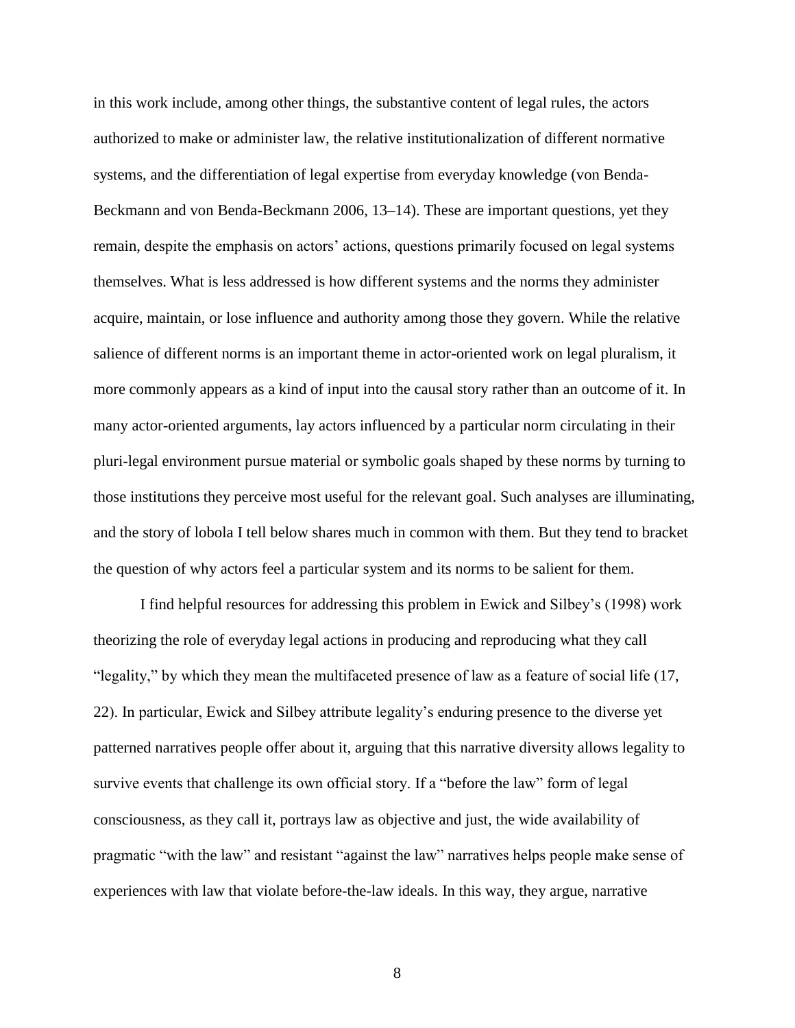in this work include, among other things, the substantive content of legal rules, the actors authorized to make or administer law, the relative institutionalization of different normative systems, and the differentiation of legal expertise from everyday knowledge (von Benda-Beckmann and von Benda-Beckmann 2006, 13–14). These are important questions, yet they remain, despite the emphasis on actors' actions, questions primarily focused on legal systems themselves. What is less addressed is how different systems and the norms they administer acquire, maintain, or lose influence and authority among those they govern. While the relative salience of different norms is an important theme in actor-oriented work on legal pluralism, it more commonly appears as a kind of input into the causal story rather than an outcome of it. In many actor-oriented arguments, lay actors influenced by a particular norm circulating in their pluri-legal environment pursue material or symbolic goals shaped by these norms by turning to those institutions they perceive most useful for the relevant goal. Such analyses are illuminating, and the story of lobola I tell below shares much in common with them. But they tend to bracket the question of why actors feel a particular system and its norms to be salient for them.

I find helpful resources for addressing this problem in Ewick and Silbey's (1998) work theorizing the role of everyday legal actions in producing and reproducing what they call "legality," by which they mean the multifaceted presence of law as a feature of social life (17, 22). In particular, Ewick and Silbey attribute legality's enduring presence to the diverse yet patterned narratives people offer about it, arguing that this narrative diversity allows legality to survive events that challenge its own official story. If a "before the law" form of legal consciousness, as they call it, portrays law as objective and just, the wide availability of pragmatic "with the law" and resistant "against the law" narratives helps people make sense of experiences with law that violate before-the-law ideals. In this way, they argue, narrative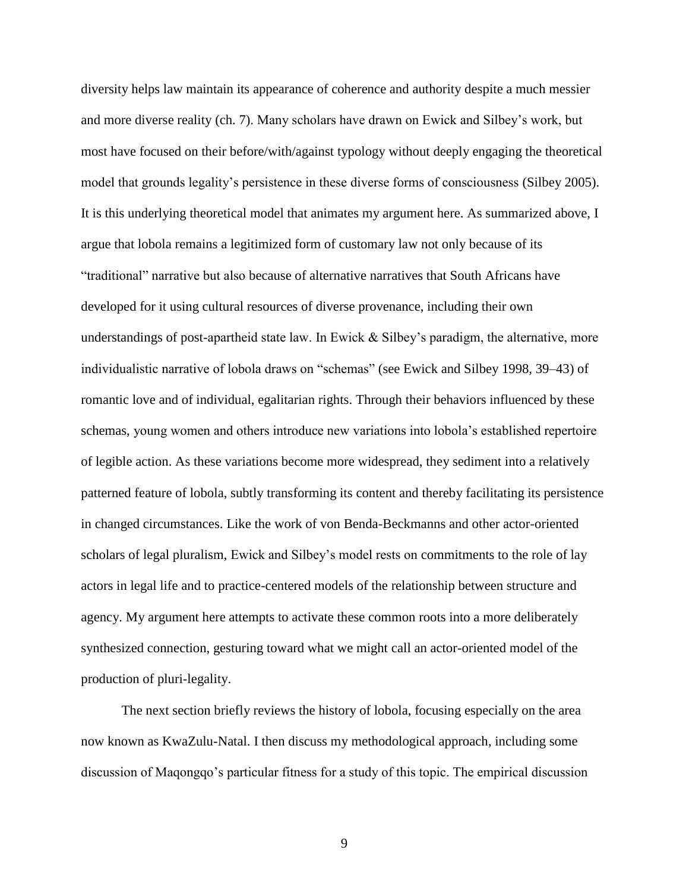diversity helps law maintain its appearance of coherence and authority despite a much messier and more diverse reality (ch. 7). Many scholars have drawn on Ewick and Silbey's work, but most have focused on their before/with/against typology without deeply engaging the theoretical model that grounds legality's persistence in these diverse forms of consciousness (Silbey 2005). It is this underlying theoretical model that animates my argument here. As summarized above, I argue that lobola remains a legitimized form of customary law not only because of its "traditional" narrative but also because of alternative narratives that South Africans have developed for it using cultural resources of diverse provenance, including their own understandings of post-apartheid state law. In Ewick & Silbey's paradigm, the alternative, more individualistic narrative of lobola draws on "schemas" (see Ewick and Silbey 1998, 39–43) of romantic love and of individual, egalitarian rights. Through their behaviors influenced by these schemas, young women and others introduce new variations into lobola's established repertoire of legible action. As these variations become more widespread, they sediment into a relatively patterned feature of lobola, subtly transforming its content and thereby facilitating its persistence in changed circumstances. Like the work of von Benda-Beckmanns and other actor-oriented scholars of legal pluralism, Ewick and Silbey's model rests on commitments to the role of lay actors in legal life and to practice-centered models of the relationship between structure and agency. My argument here attempts to activate these common roots into a more deliberately synthesized connection, gesturing toward what we might call an actor-oriented model of the production of pluri-legality.

The next section briefly reviews the history of lobola, focusing especially on the area now known as KwaZulu-Natal. I then discuss my methodological approach, including some discussion of Maqongqo's particular fitness for a study of this topic. The empirical discussion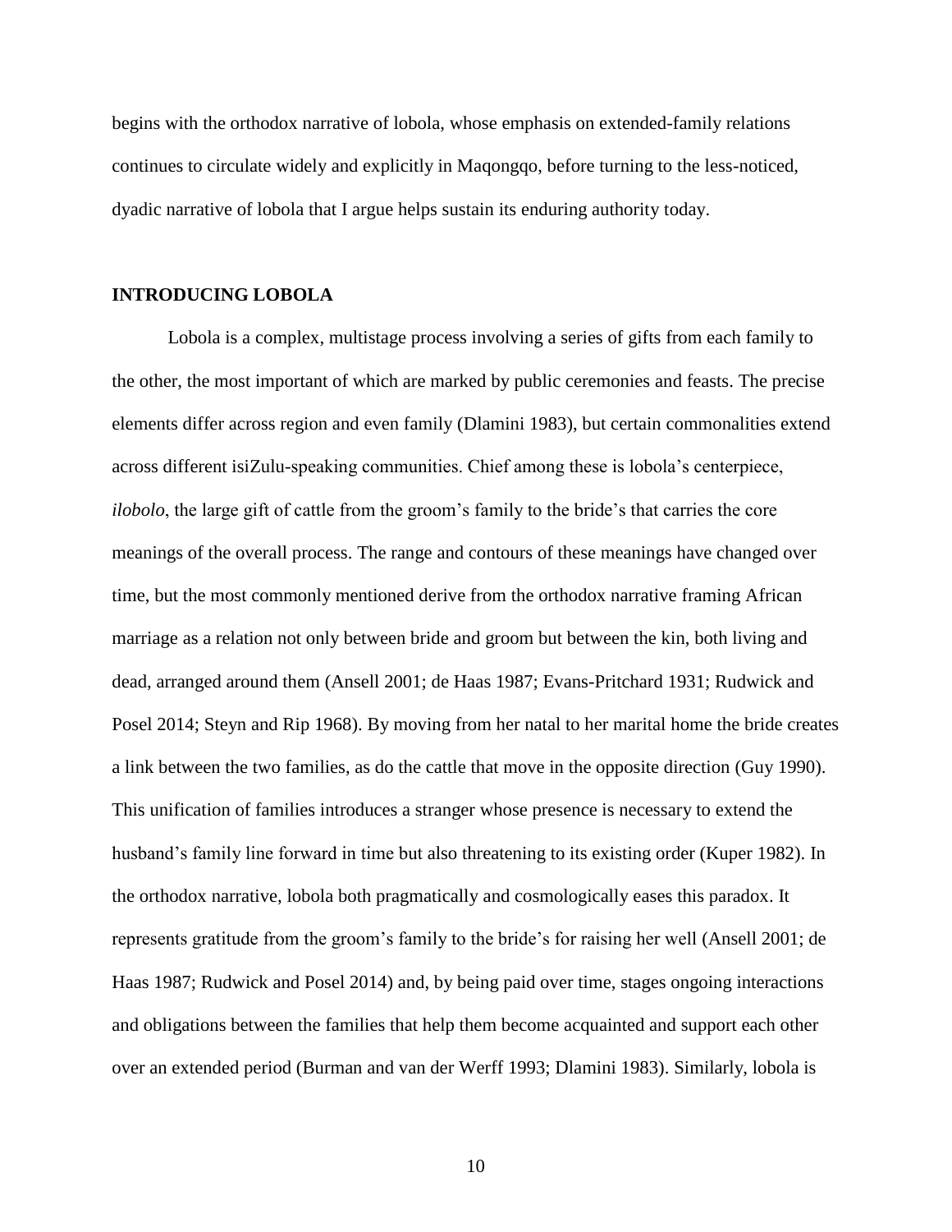begins with the orthodox narrative of lobola, whose emphasis on extended-family relations continues to circulate widely and explicitly in Maqongqo, before turning to the less-noticed, dyadic narrative of lobola that I argue helps sustain its enduring authority today.

## INTRODUCING LOBOLA

Lobola is a complex, multistage process involving a series of gifts from each family to the other, the most important of which are marked by public ceremonies and feasts. The precise elements differ across region and even family (Dlamini 1983), but certain commonalities extend across different isiZulu-speaking communities. Chief among these is lobola's centerpiece, *ilobolo*, the large gift of cattle from the groom's family to the bride's that carries the core meanings of the overall process. The range and contours of these meanings have changed over time, but the most commonly mentioned derive from the orthodox narrative framing African marriage as a relation not only between bride and groom but between the kin, both living and dead, arranged around them (Ansell 2001; de Haas 1987; Evans-Pritchard 1931; Rudwick and Posel 2014; Steyn and Rip 1968). By moving from her natal to her marital home the bride creates a link between the two families, as do the cattle that move in the opposite direction (Guy 1990). This unification of families introduces a stranger whose presence is necessary to extend the husband's family line forward in time but also threatening to its existing order (Kuper 1982). In the orthodox narrative, lobola both pragmatically and cosmologically eases this paradox. It represents gratitude from the groom's family to the bride's for raising her well (Ansell 2001; de Haas 1987; Rudwick and Posel 2014) and, by being paid over time, stages ongoing interactions and obligations between the families that help them become acquainted and support each other over an extended period (Burman and van der Werff 1993; Dlamini 1983). Similarly, lobola is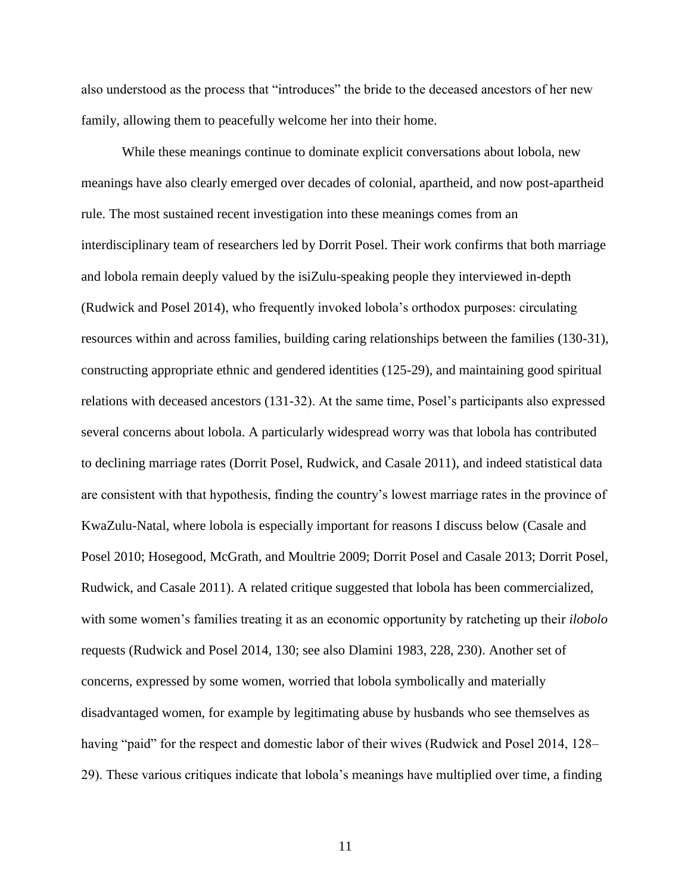also understood as the process that "introduces" the bride to the deceased ancestors of her new family, allowing them to peacefully welcome her into their home.

While these meanings continue to dominate explicit conversations about lobola, new meanings have also clearly emerged over decades of colonial, apartheid, and now post-apartheid rule. The most sustained recent investigation into these meanings comes from an interdisciplinary team of researchers led by Dorrit Posel. Their work confirms that both marriage and lobola remain deeply valued by the isiZulu-speaking people they interviewed in-depth (Rudwick and Posel 2014), who frequently invoked lobola's orthodox purposes: circulating resources within and across families, building caring relationships between the families (130-31), constructing appropriate ethnic and gendered identities (125-29), and maintaining good spiritual relations with deceased ancestors (131-32). At the same time, Posel's participants also expressed several concerns about lobola. A particularly widespread worry was that lobola has contributed to declining marriage rates (Dorrit Posel, Rudwick, and Casale 2011), and indeed statistical data are consistent with that hypothesis, finding the country's lowest marriage rates in the province of KwaZulu-Natal, where lobola is especially important for reasons I discuss below (Casale and Posel 2010; Hosegood, McGrath, and Moultrie 2009; Dorrit Posel and Casale 2013; Dorrit Posel, Rudwick, and Casale 2011). A related critique suggested that lobola has been commercialized, with some women's families treating it as an economic opportunity by ratcheting up their *ilobolo* requests (Rudwick and Posel 2014, 130; see also Dlamini 1983, 228, 230). Another set of concerns, expressed by some women, worried that lobola symbolically and materially disadvantaged women, for example by legitimating abuse by husbands who see themselves as having "paid" for the respect and domestic labor of their wives (Rudwick and Posel 2014, 128–29). These various critiques indicate that lobola's meanings have multiplied over time, a finding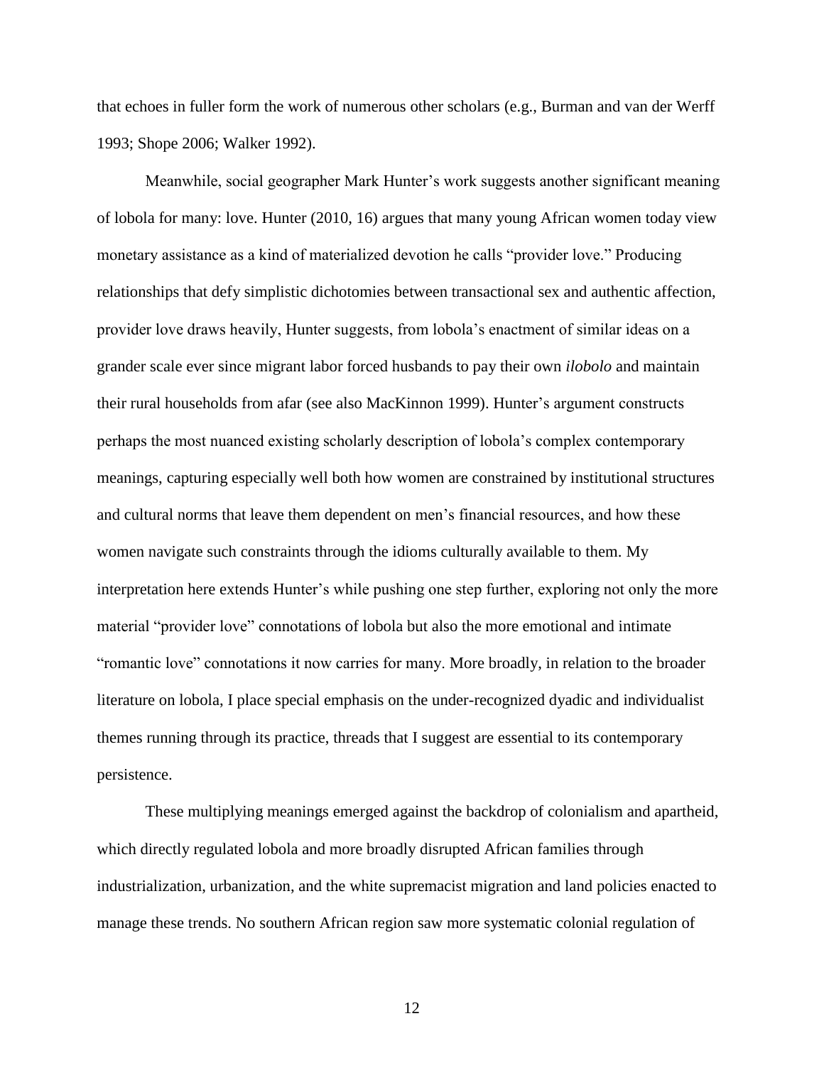that echoes in fuller form the work of numerous other scholars (e.g., Burman and van der Werff 1993; Shope 2006; Walker 1992).

Meanwhile, social geographer Mark Hunter's work suggests another significant meaning of lobola for many: love. Hunter (2010, 16) argues that many young African women today view monetary assistance as a kind of materialized devotion he calls "provider love." Producing relationships that defy simplistic dichotomies between transactional sex and authentic affection, provider love draws heavily, Hunter suggests, from lobola's enactment of similar ideas on a grander scale ever since migrant labor forced husbands to pay their own *ilobolo* and maintain their rural households from afar (see also MacKinnon 1999). Hunter's argument constructs perhaps the most nuanced existing scholarly description of lobola's complex contemporary meanings, capturing especially well both how women are constrained by institutional structures and cultural norms that leave them dependent on men's financial resources, and how these women navigate such constraints through the idioms culturally available to them. My interpretation here extends Hunter's while pushing one step further, exploring not only the more material "provider love" connotations of lobola but also the more emotional and intimate "romantic love" connotations it now carries for many. More broadly, in relation to the broader literature on lobola, I place special emphasis on the under-recognized dyadic and individualist themes running through its practice, threads that I suggest are essential to its contemporary persistence.

These multiplying meanings emerged against the backdrop of colonialism and apartheid, which directly regulated lobola and more broadly disrupted African families through industrialization, urbanization, and the white supremacist migration and land policies enacted to manage these trends. No southern African region saw more systematic colonial regulation of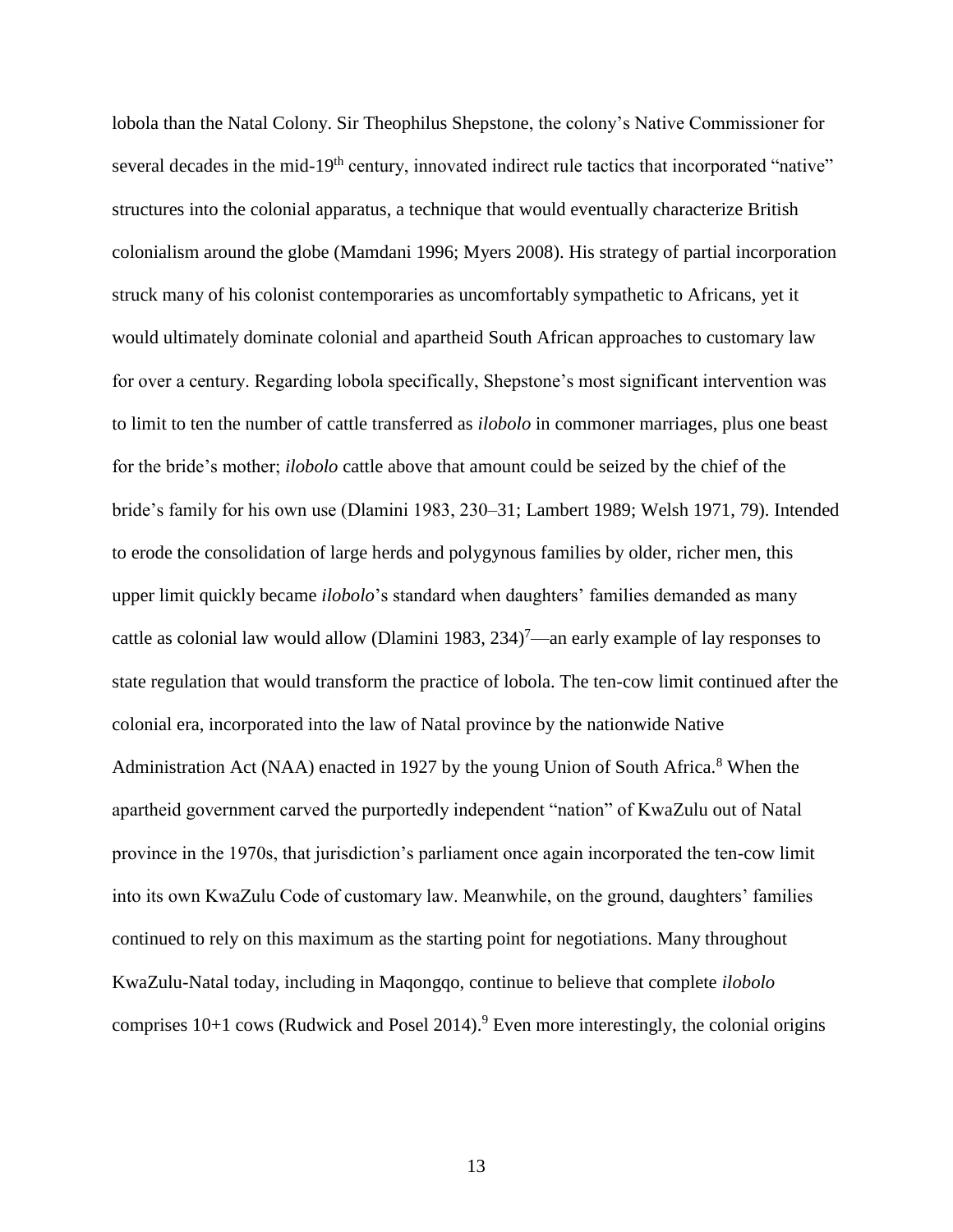lobola than the Natal Colony. Sir Theophilus Shepstone, the colony's Native Commissioner for several decades in the mid-19th century, innovated indirect rule tactics that incorporated "native" structures into the colonial apparatus, a technique that would eventually characterize British colonialism around the globe (Mamdani 1996; Myers 2008). His strategy of partial incorporation struck many of his colonist contemporaries as uncomfortably sympathetic to Africans, yet it would ultimately dominate colonial and apartheid South African approaches to customary law for over a century. Regarding lobola specifically, Shepstone's most significant intervention was to limit to ten the number of cattle transferred as *ilobolo* in commoner marriages, plus one beast for the bride's mother; *ilobolo* cattle above that amount could be seized by the chief of the bride's family for his own use (Dlamini 1983, 230–31; Lambert 1989; Welsh 1971, 79). Intended to erode the consolidation of large herds and polygynous families by older, richer men, this upper limit quickly became *ilobolo*'s standard when daughters' families demanded as many cattle as colonial law would allow (Dlamini 1983, 234)[7]—an early example of lay responses to state regulation that would transform the practice of lobola. The ten-cow limit continued after the colonial era, incorporated into the law of Natal province by the nationwide Native Administration Act (NAA) enacted in 1927 by the young Union of South Africa.[8] When the apartheid government carved the purportedly independent "nation" of KwaZulu out of Natal province in the 1970s, that jurisdiction's parliament once again incorporated the ten-cow limit into its own KwaZulu Code of customary law. Meanwhile, on the ground, daughters' families continued to rely on this maximum as the starting point for negotiations. Many throughout KwaZulu-Natal today, including in Maqongqo, continue to believe that complete *ilobolo* comprises 10+1 cows (Rudwick and Posel 2014).[9] Even more interestingly, the colonial origins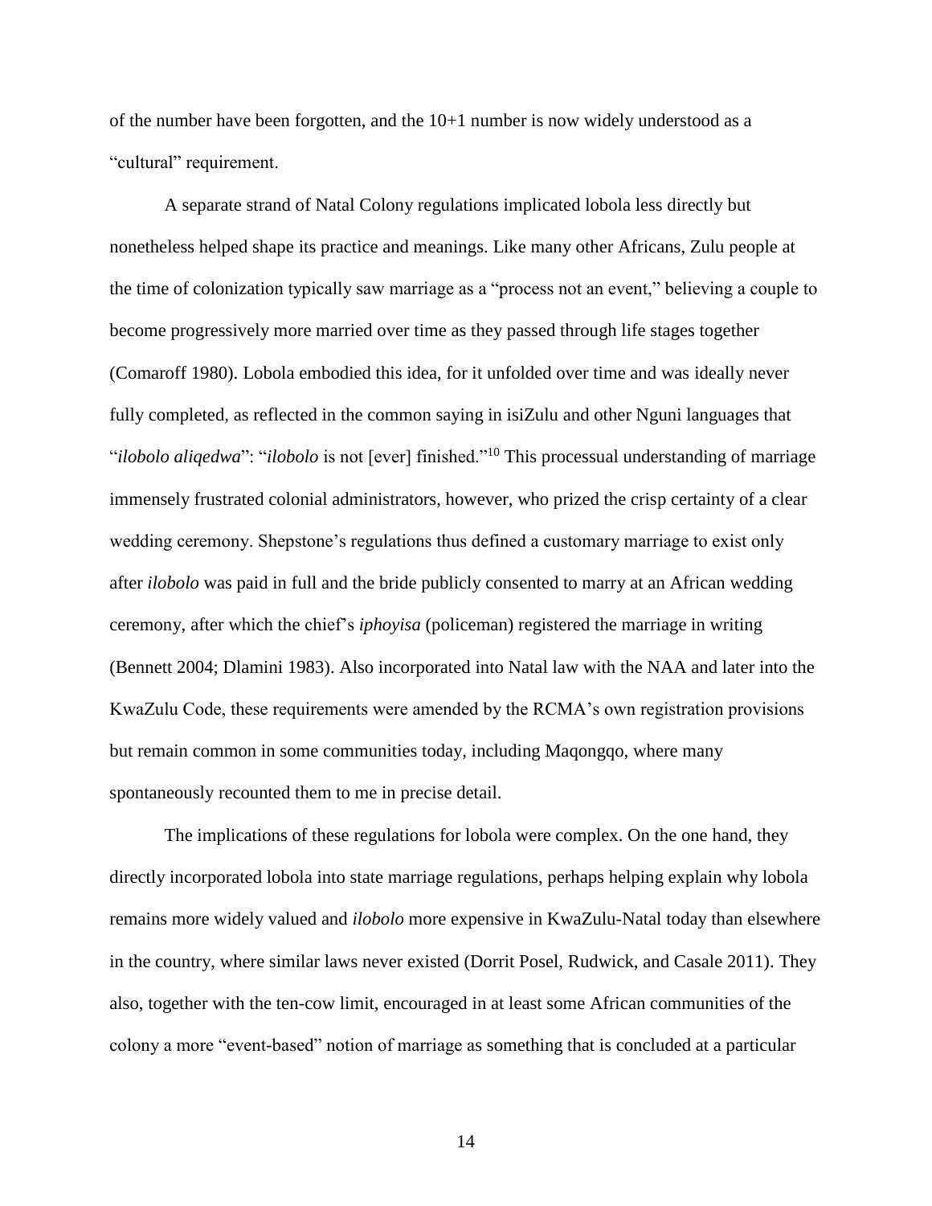of the number have been forgotten, and the 10+1 number is now widely understood as a "cultural" requirement.

A separate strand of Natal Colony regulations implicated lobola less directly but nonetheless helped shape its practice and meanings. Like many other Africans, Zulu people at the time of colonization typically saw marriage as a "process not an event," believing a couple to become progressively more married over time as they passed through life stages together (Comaroff 1980). Lobola embodied this idea, for it unfolded over time and was ideally never fully completed, as reflected in the common saying in isiZulu and other Nguni languages that "*ilobolo aliqedwa*": "*ilobolo* is not [ever] finished."[10] This processual understanding of marriage immensely frustrated colonial administrators, however, who prized the crisp certainty of a clear wedding ceremony. Shepstone's regulations thus defined a customary marriage to exist only after *ilobolo* was paid in full and the bride publicly consented to marry at an African wedding ceremony, after which the chief's *iphoyisa* (policeman) registered the marriage in writing (Bennett 2004; Dlamini 1983). Also incorporated into Natal law with the NAA and later into the KwaZulu Code, these requirements were amended by the RCMA's own registration provisions but remain common in some communities today, including Maqongqo, where many spontaneously recounted them to me in precise detail.

The implications of these regulations for lobola were complex. On the one hand, they directly incorporated lobola into state marriage regulations, perhaps helping explain why lobola remains more widely valued and *ilobolo* more expensive in KwaZulu-Natal today than elsewhere in the country, where similar laws never existed (Dorrit Posel, Rudwick, and Casale 2011). They also, together with the ten-cow limit, encouraged in at least some African communities of the colony a more "event-based" notion of marriage as something that is concluded at a particular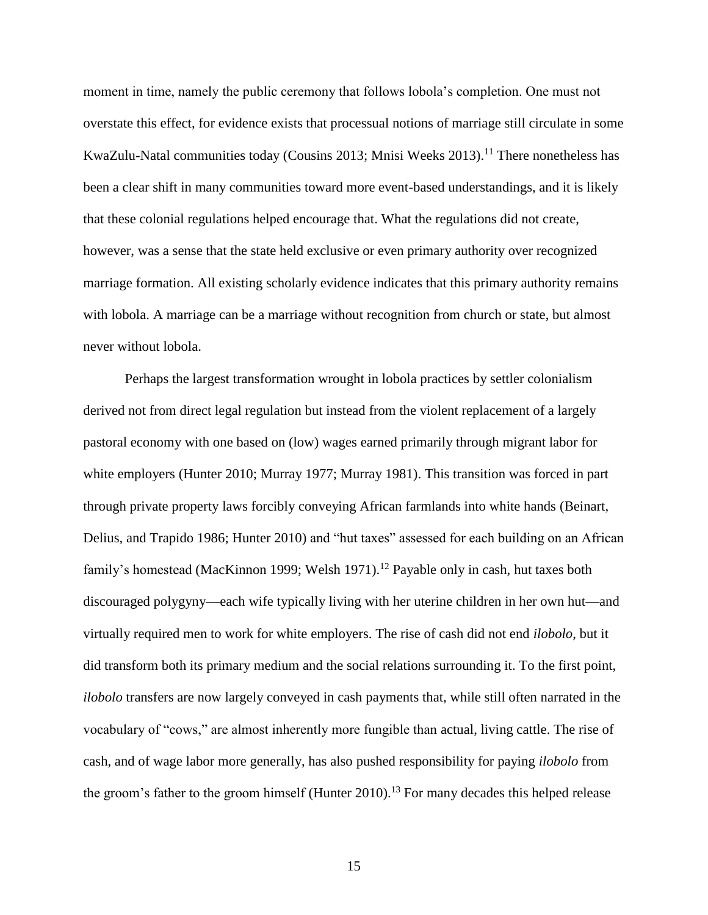moment in time, namely the public ceremony that follows lobola's completion. One must not overstate this effect, for evidence exists that processual notions of marriage still circulate in some KwaZulu-Natal communities today (Cousins 2013; Mnisi Weeks 2013).[11] There nonetheless has been a clear shift in many communities toward more event-based understandings, and it is likely that these colonial regulations helped encourage that. What the regulations did not create, however, was a sense that the state held exclusive or even primary authority over recognized marriage formation. All existing scholarly evidence indicates that this primary authority remains with lobola. A marriage can be a marriage without recognition from church or state, but almost never without lobola.

Perhaps the largest transformation wrought in lobola practices by settler colonialism derived not from direct legal regulation but instead from the violent replacement of a largely pastoral economy with one based on (low) wages earned primarily through migrant labor for white employers (Hunter 2010; Murray 1977; Murray 1981). This transition was forced in part through private property laws forcibly conveying African farmlands into white hands (Beinart, Delius, and Trapido 1986; Hunter 2010) and "hut taxes" assessed for each building on an African family's homestead (MacKinnon 1999; Welsh 1971).[12] Payable only in cash, hut taxes both discouraged polygyny—each wife typically living with her uterine children in her own hut—and virtually required men to work for white employers. The rise of cash did not end *ilobolo*, but it did transform both its primary medium and the social relations surrounding it. To the first point, *ilobolo* transfers are now largely conveyed in cash payments that, while still often narrated in the vocabulary of "cows," are almost inherently more fungible than actual, living cattle. The rise of cash, and of wage labor more generally, has also pushed responsibility for paying *ilobolo* from the groom's father to the groom himself (Hunter 2010).[13] For many decades this helped release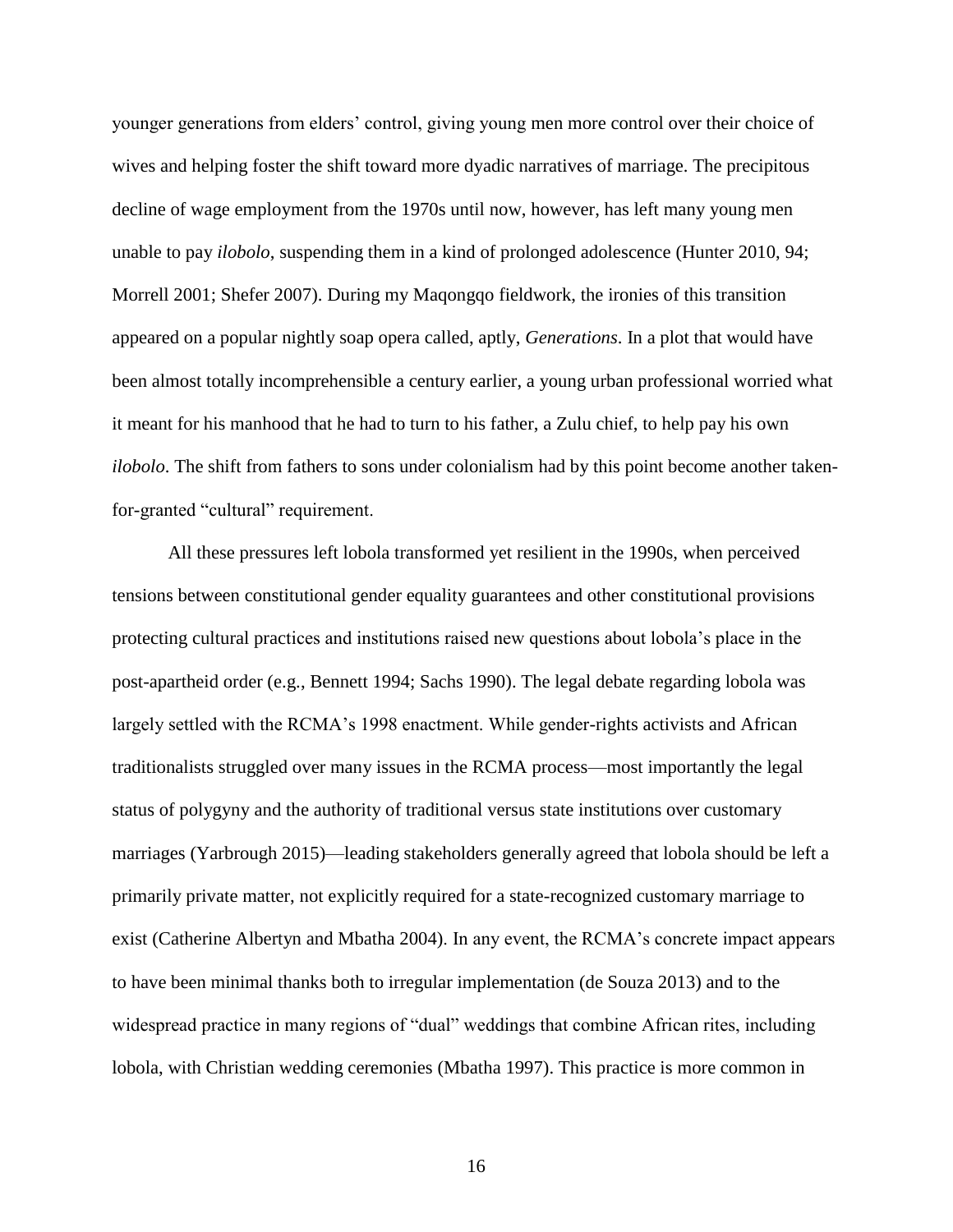younger generations from elders' control, giving young men more control over their choice of wives and helping foster the shift toward more dyadic narratives of marriage. The precipitous decline of wage employment from the 1970s until now, however, has left many young men unable to pay *ilobolo*, suspending them in a kind of prolonged adolescence (Hunter 2010, 94; Morrell 2001; Shefer 2007). During my Maqongqo fieldwork, the ironies of this transition appeared on a popular nightly soap opera called, aptly, *Generations*. In a plot that would have been almost totally incomprehensible a century earlier, a young urban professional worried what it meant for his manhood that he had to turn to his father, a Zulu chief, to help pay his own *ilobolo*. The shift from fathers to sons under colonialism had by this point become another taken-for-granted "cultural" requirement.

All these pressures left lobola transformed yet resilient in the 1990s, when perceived tensions between constitutional gender equality guarantees and other constitutional provisions protecting cultural practices and institutions raised new questions about lobola's place in the post-apartheid order (e.g., Bennett 1994; Sachs 1990). The legal debate regarding lobola was largely settled with the RCMA's 1998 enactment. While gender-rights activists and African traditionalists struggled over many issues in the RCMA process—most importantly the legal status of polygyny and the authority of traditional versus state institutions over customary marriages (Yarbrough 2015)—leading stakeholders generally agreed that lobola should be left a primarily private matter, not explicitly required for a state-recognized customary marriage to exist (Catherine Albertyn and Mbatha 2004). In any event, the RCMA's concrete impact appears to have been minimal thanks both to irregular implementation (de Souza 2013) and to the widespread practice in many regions of "dual" weddings that combine African rites, including lobola, with Christian wedding ceremonies (Mbatha 1997). This practice is more common in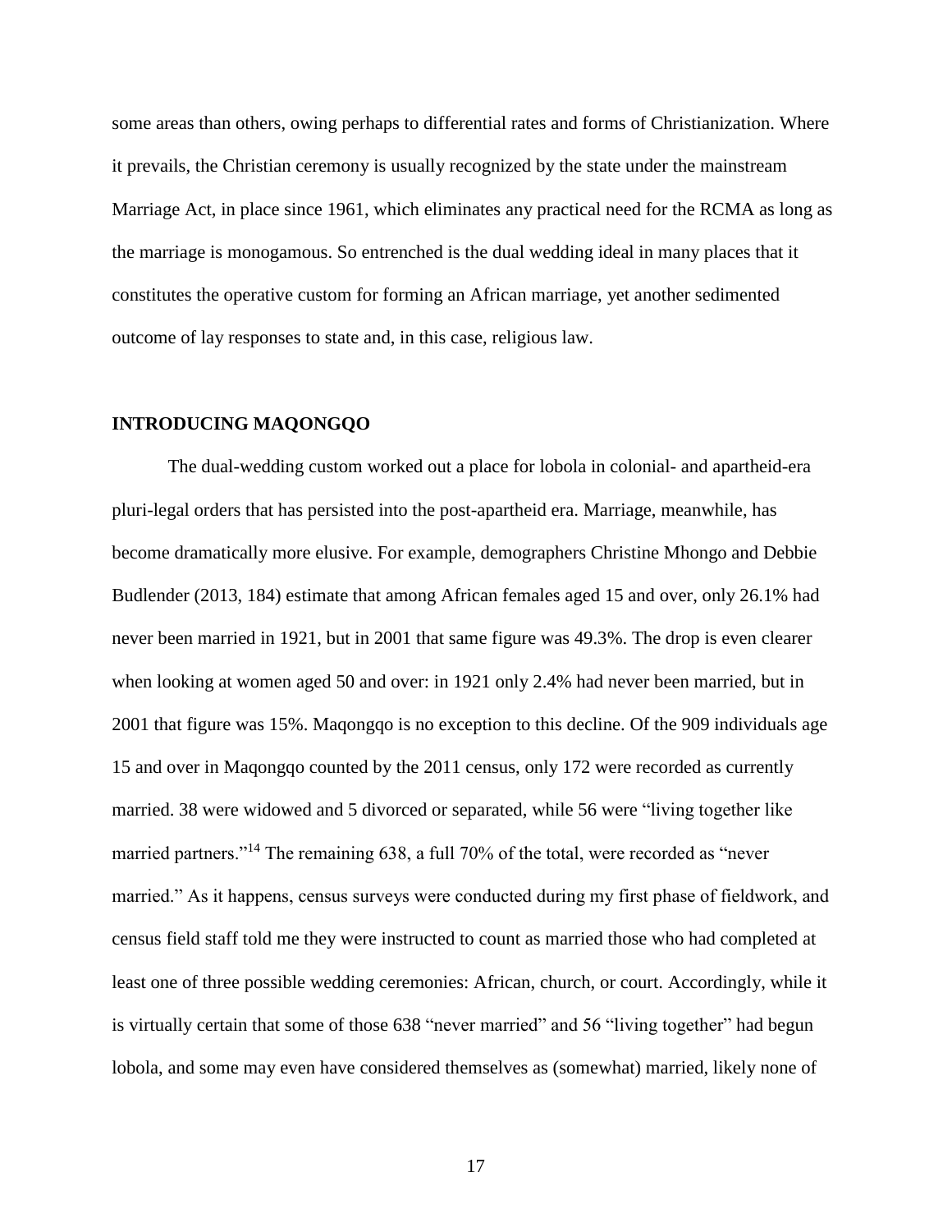some areas than others, owing perhaps to differential rates and forms of Christianization. Where it prevails, the Christian ceremony is usually recognized by the state under the mainstream Marriage Act, in place since 1961, which eliminates any practical need for the RCMA as long as the marriage is monogamous. So entrenched is the dual wedding ideal in many places that it constitutes the operative custom for forming an African marriage, yet another sedimented outcome of lay responses to state and, in this case, religious law.

## INTRODUCING MAQONGQO

The dual-wedding custom worked out a place for lobola in colonial- and apartheid-era pluri-legal orders that has persisted into the post-apartheid era. Marriage, meanwhile, has become dramatically more elusive. For example, demographers Christine Mhongo and Debbie Budlender (2013, 184) estimate that among African females aged 15 and over, only 26.1% had never been married in 1921, but in 2001 that same figure was 49.3%. The drop is even clearer when looking at women aged 50 and over: in 1921 only 2.4% had never been married, but in 2001 that figure was 15%. Maqongqo is no exception to this decline. Of the 909 individuals age 15 and over in Maqongqo counted by the 2011 census, only 172 were recorded as currently married. 38 were widowed and 5 divorced or separated, while 56 were "living together like married partners."[14] The remaining 638, a full 70% of the total, were recorded as "never married." As it happens, census surveys were conducted during my first phase of fieldwork, and census field staff told me they were instructed to count as married those who had completed at least one of three possible wedding ceremonies: African, church, or court. Accordingly, while it is virtually certain that some of those 638 "never married" and 56 "living together" had begun lobola, and some may even have considered themselves as (somewhat) married, likely none of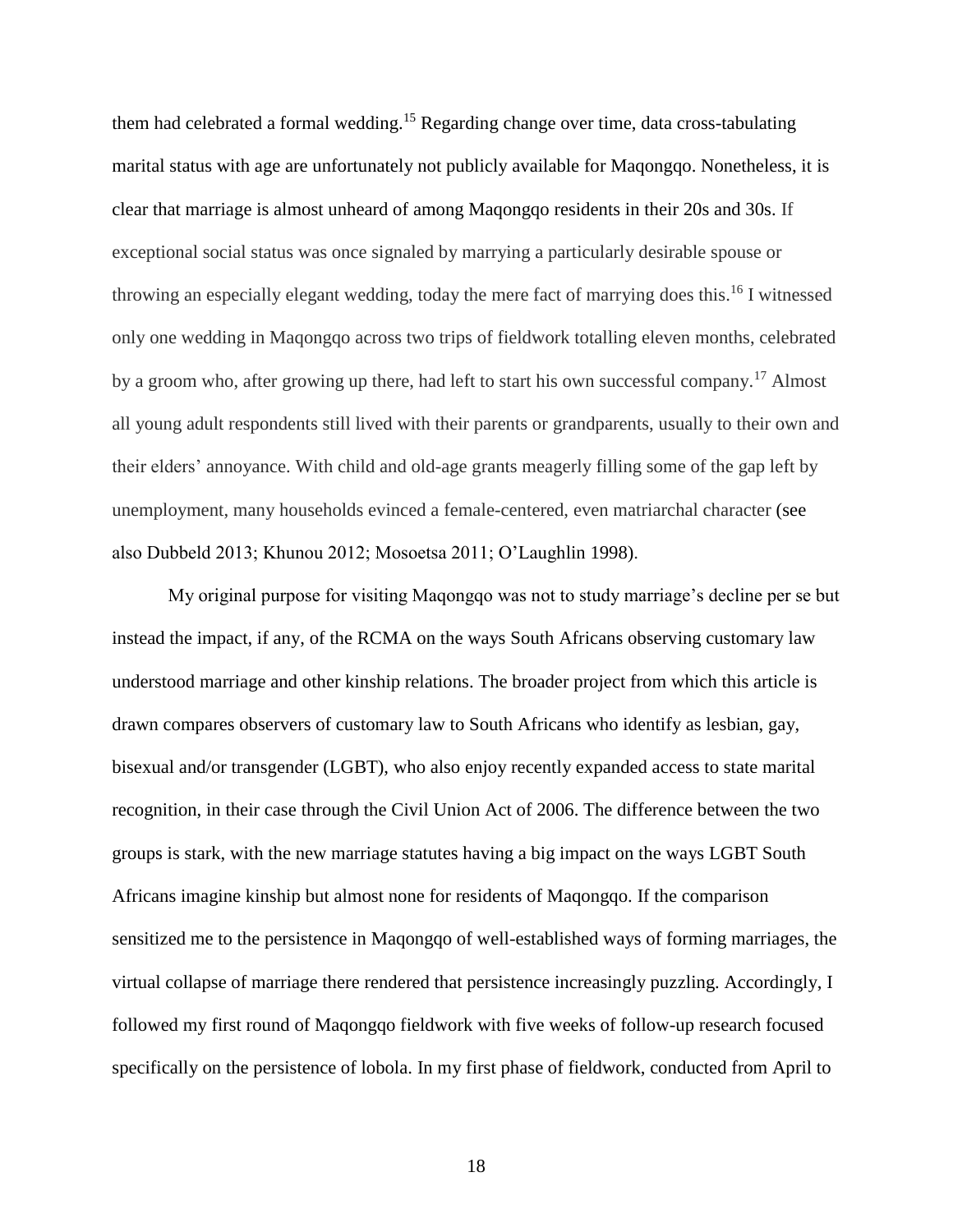them had celebrated a formal wedding.[15] Regarding change over time, data cross-tabulating marital status with age are unfortunately not publicly available for Maqongqo. Nonetheless, it is clear that marriage is almost unheard of among Maqongqo residents in their 20s and 30s. If exceptional social status was once signaled by marrying a particularly desirable spouse or throwing an especially elegant wedding, today the mere fact of marrying does this.[16] I witnessed only one wedding in Maqongqo across two trips of fieldwork totalling eleven months, celebrated by a groom who, after growing up there, had left to start his own successful company.[17] Almost all young adult respondents still lived with their parents or grandparents, usually to their own and their elders' annoyance. With child and old-age grants meagerly filling some of the gap left by unemployment, many households evinced a female-centered, even matriarchal character (see also Dubbeld 2013; Khunou 2012; Mosoetsa 2011; O'Laughlin 1998).

My original purpose for visiting Maqongqo was not to study marriage's decline per se but instead the impact, if any, of the RCMA on the ways South Africans observing customary law understood marriage and other kinship relations. The broader project from which this article is drawn compares observers of customary law to South Africans who identify as lesbian, gay, bisexual and/or transgender (LGBT), who also enjoy recently expanded access to state marital recognition, in their case through the Civil Union Act of 2006. The difference between the two groups is stark, with the new marriage statutes having a big impact on the ways LGBT South Africans imagine kinship but almost none for residents of Maqongqo. If the comparison sensitized me to the persistence in Maqongqo of well-established ways of forming marriages, the virtual collapse of marriage there rendered that persistence increasingly puzzling. Accordingly, I followed my first round of Maqongqo fieldwork with five weeks of follow-up research focused specifically on the persistence of lobola. In my first phase of fieldwork, conducted from April to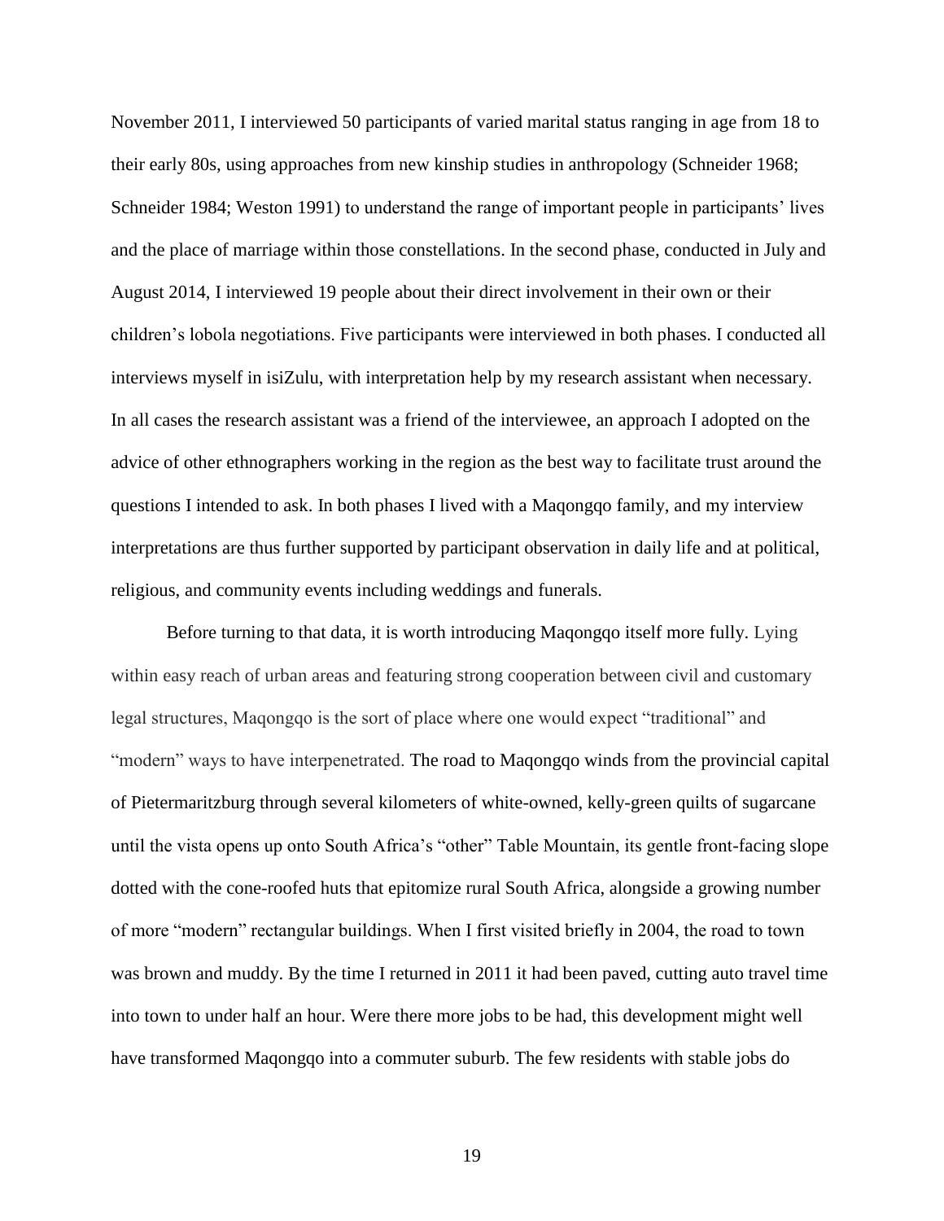November 2011, I interviewed 50 participants of varied marital status ranging in age from 18 to their early 80s, using approaches from new kinship studies in anthropology (Schneider 1968; Schneider 1984; Weston 1991) to understand the range of important people in participants' lives and the place of marriage within those constellations. In the second phase, conducted in July and August 2014, I interviewed 19 people about their direct involvement in their own or their children's lobola negotiations. Five participants were interviewed in both phases. I conducted all interviews myself in isiZulu, with interpretation help by my research assistant when necessary. In all cases the research assistant was a friend of the interviewee, an approach I adopted on the advice of other ethnographers working in the region as the best way to facilitate trust around the questions I intended to ask. In both phases I lived with a Maqongqo family, and my interview interpretations are thus further supported by participant observation in daily life and at political, religious, and community events including weddings and funerals.

Before turning to that data, it is worth introducing Maqongqo itself more fully. Lying within easy reach of urban areas and featuring strong cooperation between civil and customary legal structures, Maqongqo is the sort of place where one would expect "traditional" and "modern" ways to have interpenetrated. The road to Maqongqo winds from the provincial capital of Pietermaritzburg through several kilometers of white-owned, kelly-green quilts of sugarcane until the vista opens up onto South Africa's "other" Table Mountain, its gentle front-facing slope dotted with the cone-roofed huts that epitomize rural South Africa, alongside a growing number of more "modern" rectangular buildings. When I first visited briefly in 2004, the road to town was brown and muddy. By the time I returned in 2011 it had been paved, cutting auto travel time into town to under half an hour. Were there more jobs to be had, this development might well have transformed Maqongqo into a commuter suburb. The few residents with stable jobs do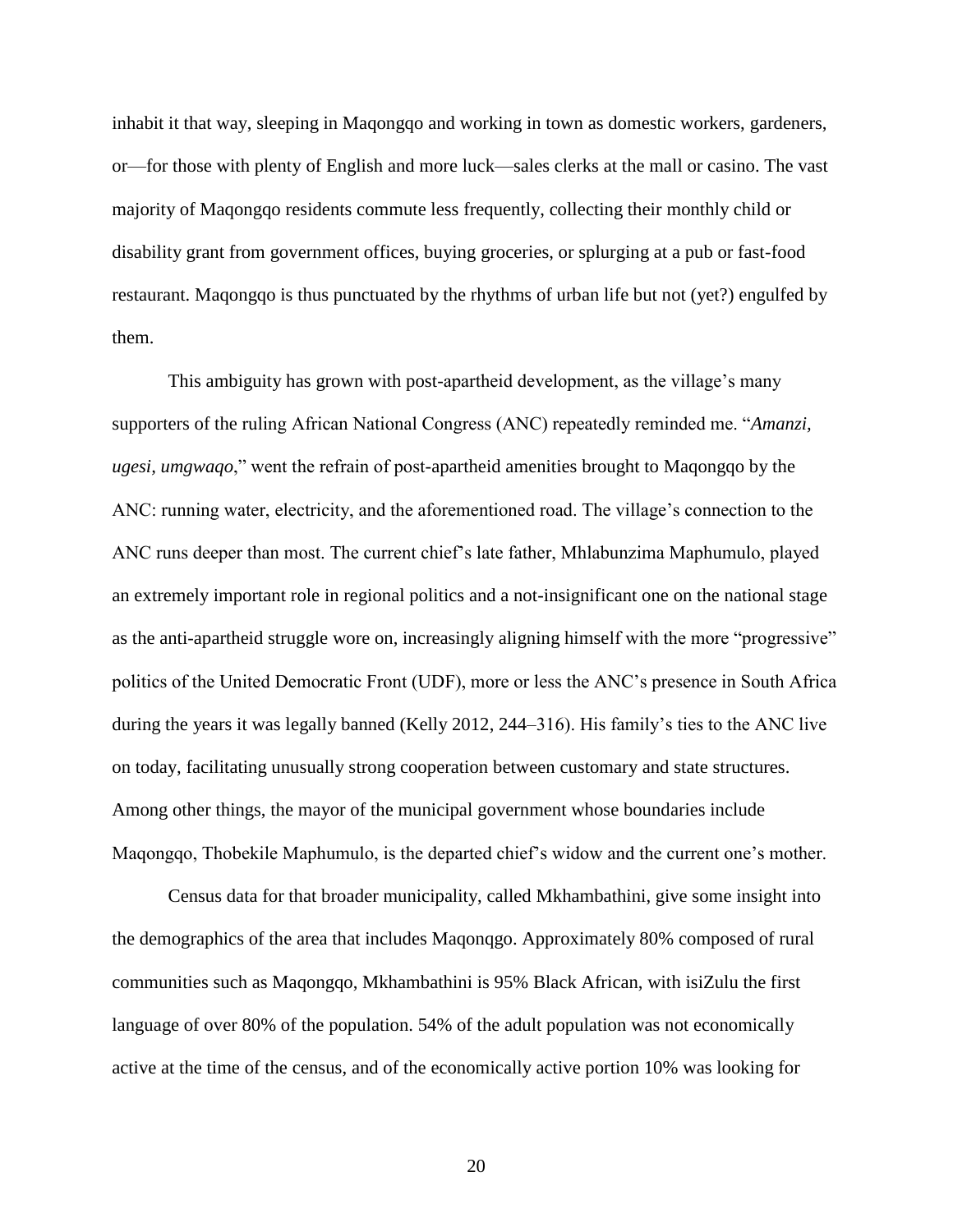inhabit it that way, sleeping in Maqongqo and working in town as domestic workers, gardeners, or—for those with plenty of English and more luck—sales clerks at the mall or casino. The vast majority of Maqongqo residents commute less frequently, collecting their monthly child or disability grant from government offices, buying groceries, or splurging at a pub or fast-food restaurant. Maqongqo is thus punctuated by the rhythms of urban life but not (yet?) engulfed by them.

This ambiguity has grown with post-apartheid development, as the village's many supporters of the ruling African National Congress (ANC) repeatedly reminded me. "*Amanzi, ugesi, umgwaqo*," went the refrain of post-apartheid amenities brought to Maqongqo by the ANC: running water, electricity, and the aforementioned road. The village's connection to the ANC runs deeper than most. The current chief's late father, Mhlabunzima Maphumulo, played an extremely important role in regional politics and a not-insignificant one on the national stage as the anti-apartheid struggle wore on, increasingly aligning himself with the more "progressive" politics of the United Democratic Front (UDF), more or less the ANC's presence in South Africa during the years it was legally banned (Kelly 2012, 244–316). His family's ties to the ANC live on today, facilitating unusually strong cooperation between customary and state structures. Among other things, the mayor of the municipal government whose boundaries include Maqongqo, Thobekile Maphumulo, is the departed chief's widow and the current one's mother.

Census data for that broader municipality, called Mkhambathini, give some insight into the demographics of the area that includes Maqonqgo. Approximately 80% composed of rural communities such as Maqongqo, Mkhambathini is 95% Black African, with isiZulu the first language of over 80% of the population. 54% of the adult population was not economically active at the time of the census, and of the economically active portion 10% was looking for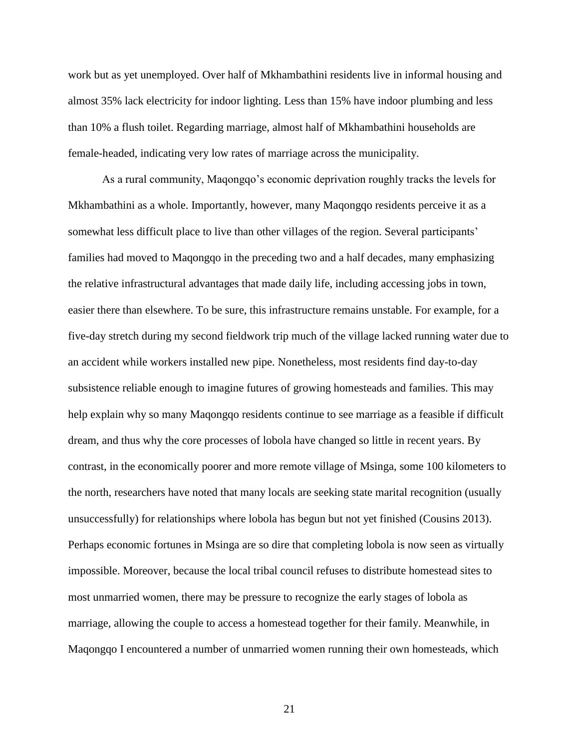work but as yet unemployed. Over half of Mkhambathini residents live in informal housing and almost 35% lack electricity for indoor lighting. Less than 15% have indoor plumbing and less than 10% a flush toilet. Regarding marriage, almost half of Mkhambathini households are female-headed, indicating very low rates of marriage across the municipality.

As a rural community, Maqongqo's economic deprivation roughly tracks the levels for Mkhambathini as a whole. Importantly, however, many Maqongqo residents perceive it as a somewhat less difficult place to live than other villages of the region. Several participants' families had moved to Maqongqo in the preceding two and a half decades, many emphasizing the relative infrastructural advantages that made daily life, including accessing jobs in town, easier there than elsewhere. To be sure, this infrastructure remains unstable. For example, for a five-day stretch during my second fieldwork trip much of the village lacked running water due to an accident while workers installed new pipe. Nonetheless, most residents find day-to-day subsistence reliable enough to imagine futures of growing homesteads and families. This may help explain why so many Maqongqo residents continue to see marriage as a feasible if difficult dream, and thus why the core processes of lobola have changed so little in recent years. By contrast, in the economically poorer and more remote village of Msinga, some 100 kilometers to the north, researchers have noted that many locals are seeking state marital recognition (usually unsuccessfully) for relationships where lobola has begun but not yet finished (Cousins 2013). Perhaps economic fortunes in Msinga are so dire that completing lobola is now seen as virtually impossible. Moreover, because the local tribal council refuses to distribute homestead sites to most unmarried women, there may be pressure to recognize the early stages of lobola as marriage, allowing the couple to access a homestead together for their family. Meanwhile, in Maqongqo I encountered a number of unmarried women running their own homesteads, which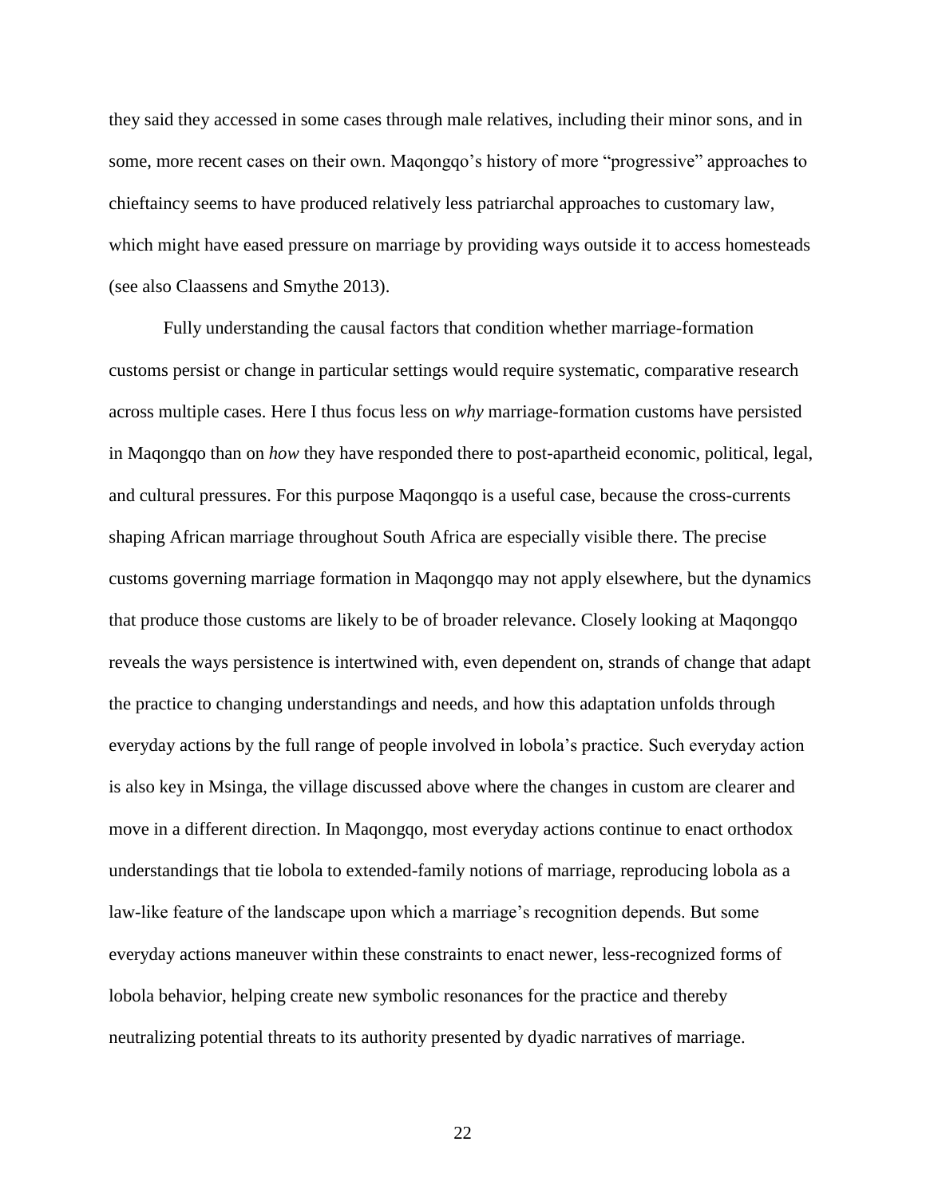they said they accessed in some cases through male relatives, including their minor sons, and in some, more recent cases on their own. Maqongqo's history of more "progressive" approaches to chieftaincy seems to have produced relatively less patriarchal approaches to customary law, which might have eased pressure on marriage by providing ways outside it to access homesteads (see also Claassens and Smythe 2013).

Fully understanding the causal factors that condition whether marriage-formation customs persist or change in particular settings would require systematic, comparative research across multiple cases. Here I thus focus less on *why* marriage-formation customs have persisted in Maqongqo than on *how* they have responded there to post-apartheid economic, political, legal, and cultural pressures. For this purpose Maqongqo is a useful case, because the cross-currents shaping African marriage throughout South Africa are especially visible there. The precise customs governing marriage formation in Maqongqo may not apply elsewhere, but the dynamics that produce those customs are likely to be of broader relevance. Closely looking at Maqongqo reveals the ways persistence is intertwined with, even dependent on, strands of change that adapt the practice to changing understandings and needs, and how this adaptation unfolds through everyday actions by the full range of people involved in lobola's practice. Such everyday action is also key in Msinga, the village discussed above where the changes in custom are clearer and move in a different direction. In Maqongqo, most everyday actions continue to enact orthodox understandings that tie lobola to extended-family notions of marriage, reproducing lobola as a law-like feature of the landscape upon which a marriage's recognition depends. But some everyday actions maneuver within these constraints to enact newer, less-recognized forms of lobola behavior, helping create new symbolic resonances for the practice and thereby neutralizing potential threats to its authority presented by dyadic narratives of marriage.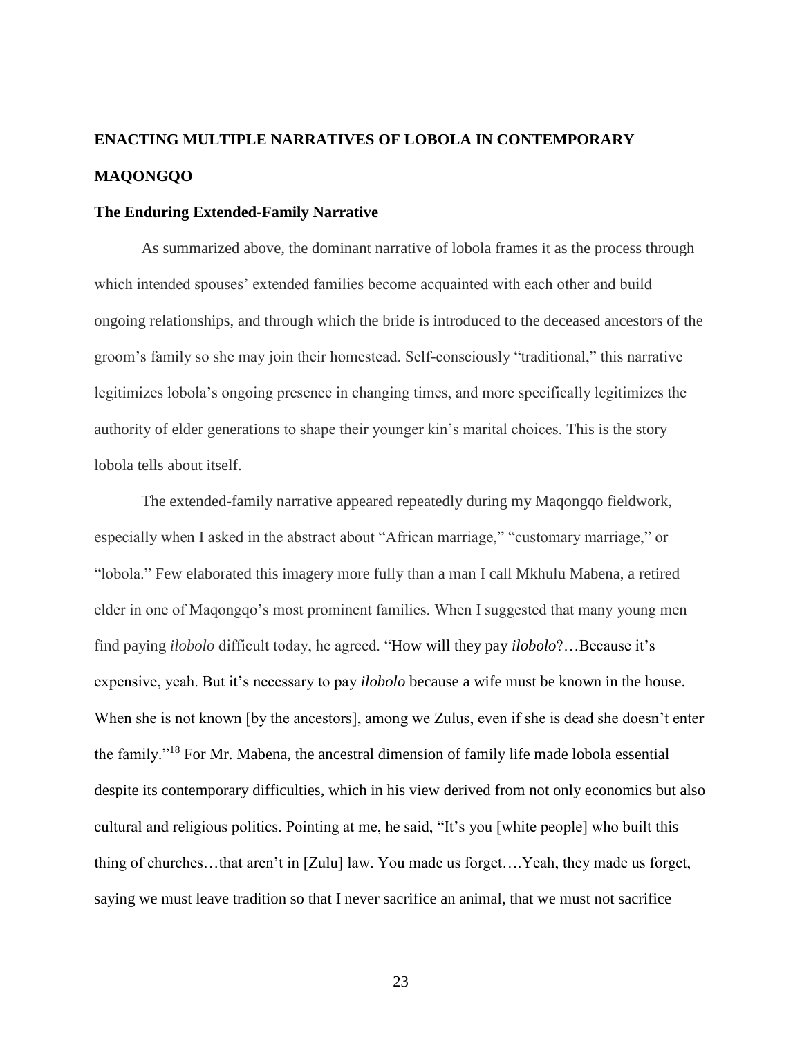## ENACTING MULTIPLE NARRATIVES OF LOBOLA IN CONTEMPORARY MAQONGQO

### The Enduring Extended-Family Narrative

As summarized above, the dominant narrative of lobola frames it as the process through which intended spouses' extended families become acquainted with each other and build ongoing relationships, and through which the bride is introduced to the deceased ancestors of the groom's family so she may join their homestead. Self-consciously "traditional," this narrative legitimizes lobola's ongoing presence in changing times, and more specifically legitimizes the authority of elder generations to shape their younger kin's marital choices. This is the story lobola tells about itself.

The extended-family narrative appeared repeatedly during my Maqongqo fieldwork, especially when I asked in the abstract about "African marriage," "customary marriage," or "lobola." Few elaborated this imagery more fully than a man I call Mkhulu Mabena, a retired elder in one of Maqongqo's most prominent families. When I suggested that many young men find paying *ilobolo* difficult today, he agreed. "How will they pay *ilobolo*?…Because it's expensive, yeah. But it's necessary to pay *ilobolo* because a wife must be known in the house. When she is not known [by the ancestors], among we Zulus, even if she is dead she doesn't enter the family."[18] For Mr. Mabena, the ancestral dimension of family life made lobola essential despite its contemporary difficulties, which in his view derived from not only economics but also cultural and religious politics. Pointing at me, he said, "It's you [white people] who built this thing of churches…that aren't in [Zulu] law. You made us forget….Yeah, they made us forget, saying we must leave tradition so that I never sacrifice an animal, that we must not sacrifice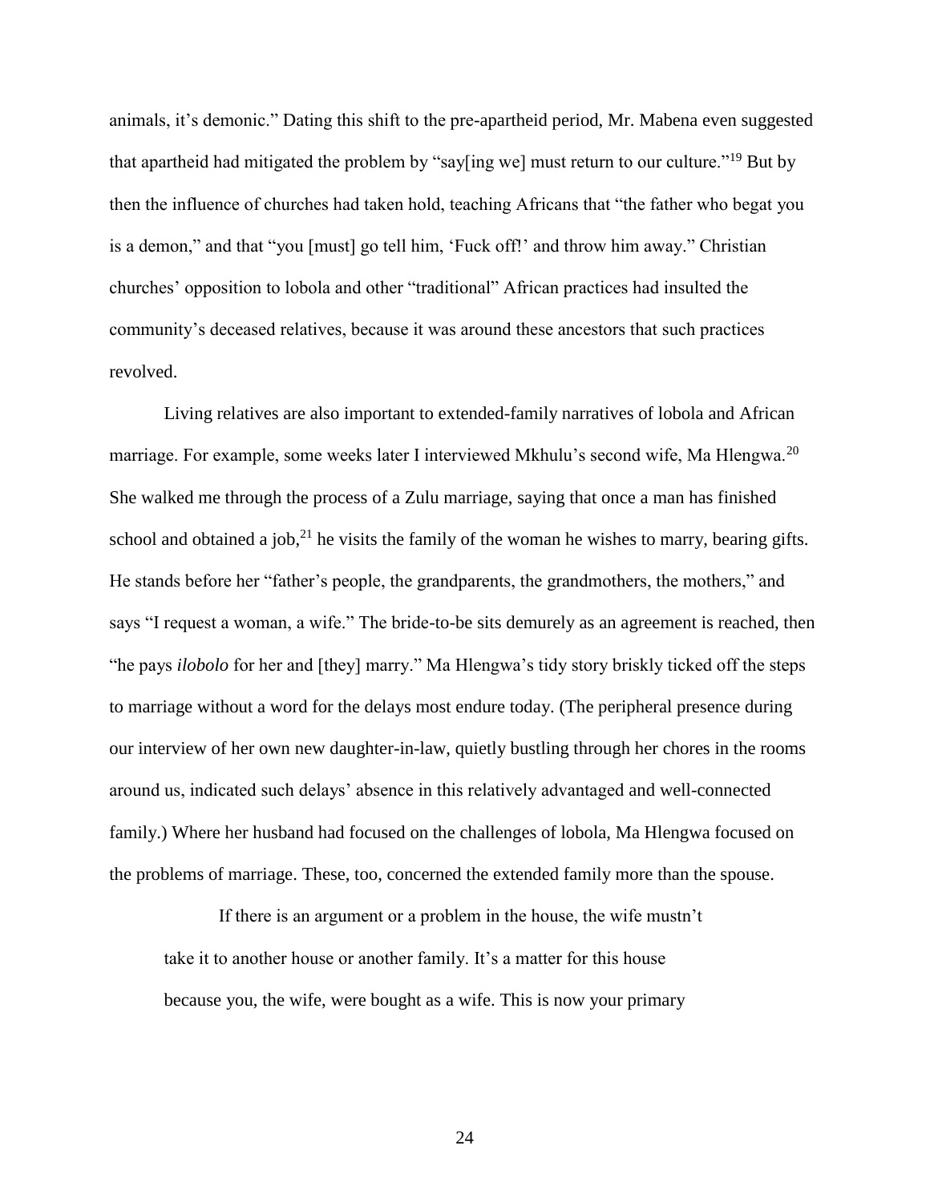animals, it's demonic." Dating this shift to the pre-apartheid period, Mr. Mabena even suggested that apartheid had mitigated the problem by "say[ing we] must return to our culture."[19] But by then the influence of churches had taken hold, teaching Africans that "the father who begat you is a demon," and that "you [must] go tell him, 'Fuck off!' and throw him away." Christian churches' opposition to lobola and other "traditional" African practices had insulted the community's deceased relatives, because it was around these ancestors that such practices revolved.

Living relatives are also important to extended-family narratives of lobola and African marriage. For example, some weeks later I interviewed Mkhulu's second wife, Ma Hlengwa.[20] She walked me through the process of a Zulu marriage, saying that once a man has finished school and obtained a job,[21] he visits the family of the woman he wishes to marry, bearing gifts. He stands before her "father's people, the grandparents, the grandmothers, the mothers," and says "I request a woman, a wife." The bride-to-be sits demurely as an agreement is reached, then "he pays *ilobolo* for her and [they] marry." Ma Hlengwa's tidy story briskly ticked off the steps to marriage without a word for the delays most endure today. (The peripheral presence during our interview of her own new daughter-in-law, quietly bustling through her chores in the rooms around us, indicated such delays' absence in this relatively advantaged and well-connected family.) Where her husband had focused on the challenges of lobola, Ma Hlengwa focused on the problems of marriage. These, too, concerned the extended family more than the spouse.

> If there is an argument or a problem in the house, the wife mustn't take it to another house or another family. It's a matter for this house because you, the wife, were bought as a wife. This is now your primary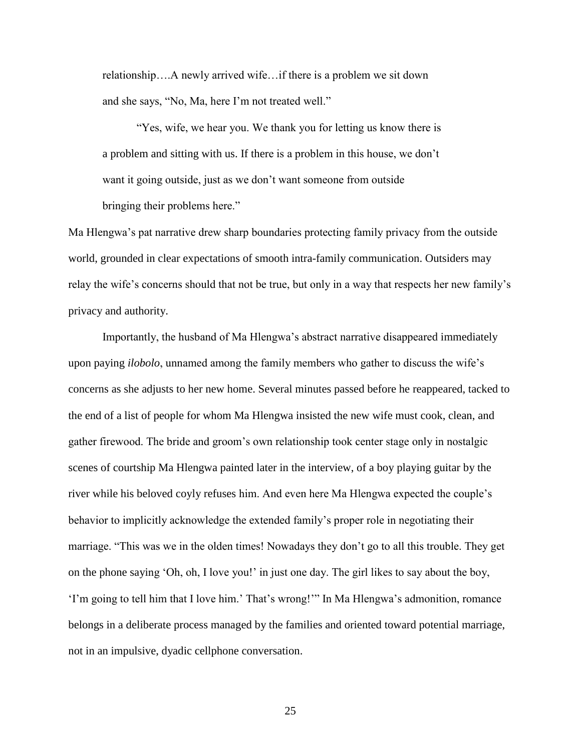relationship….A newly arrived wife…if there is a problem we sit down and she says, "No, Ma, here I'm not treated well."

> "Yes, wife, we hear you. We thank you for letting us know there is a problem and sitting with us. If there is a problem in this house, we don't want it going outside, just as we don't want someone from outside bringing their problems here."

Ma Hlengwa's pat narrative drew sharp boundaries protecting family privacy from the outside world, grounded in clear expectations of smooth intra-family communication. Outsiders may relay the wife's concerns should that not be true, but only in a way that respects her new family's privacy and authority.

Importantly, the husband of Ma Hlengwa's abstract narrative disappeared immediately upon paying *ilobolo*, unnamed among the family members who gather to discuss the wife's concerns as she adjusts to her new home. Several minutes passed before he reappeared, tacked to the end of a list of people for whom Ma Hlengwa insisted the new wife must cook, clean, and gather firewood. The bride and groom's own relationship took center stage only in nostalgic scenes of courtship Ma Hlengwa painted later in the interview, of a boy playing guitar by the river while his beloved coyly refuses him. And even here Ma Hlengwa expected the couple's behavior to implicitly acknowledge the extended family's proper role in negotiating their marriage. "This was we in the olden times! Nowadays they don't go to all this trouble. They get on the phone saying 'Oh, oh, I love you!' in just one day. The girl likes to say about the boy, 'I'm going to tell him that I love him.' That's wrong!'" In Ma Hlengwa's admonition, romance belongs in a deliberate process managed by the families and oriented toward potential marriage, not in an impulsive, dyadic cellphone conversation.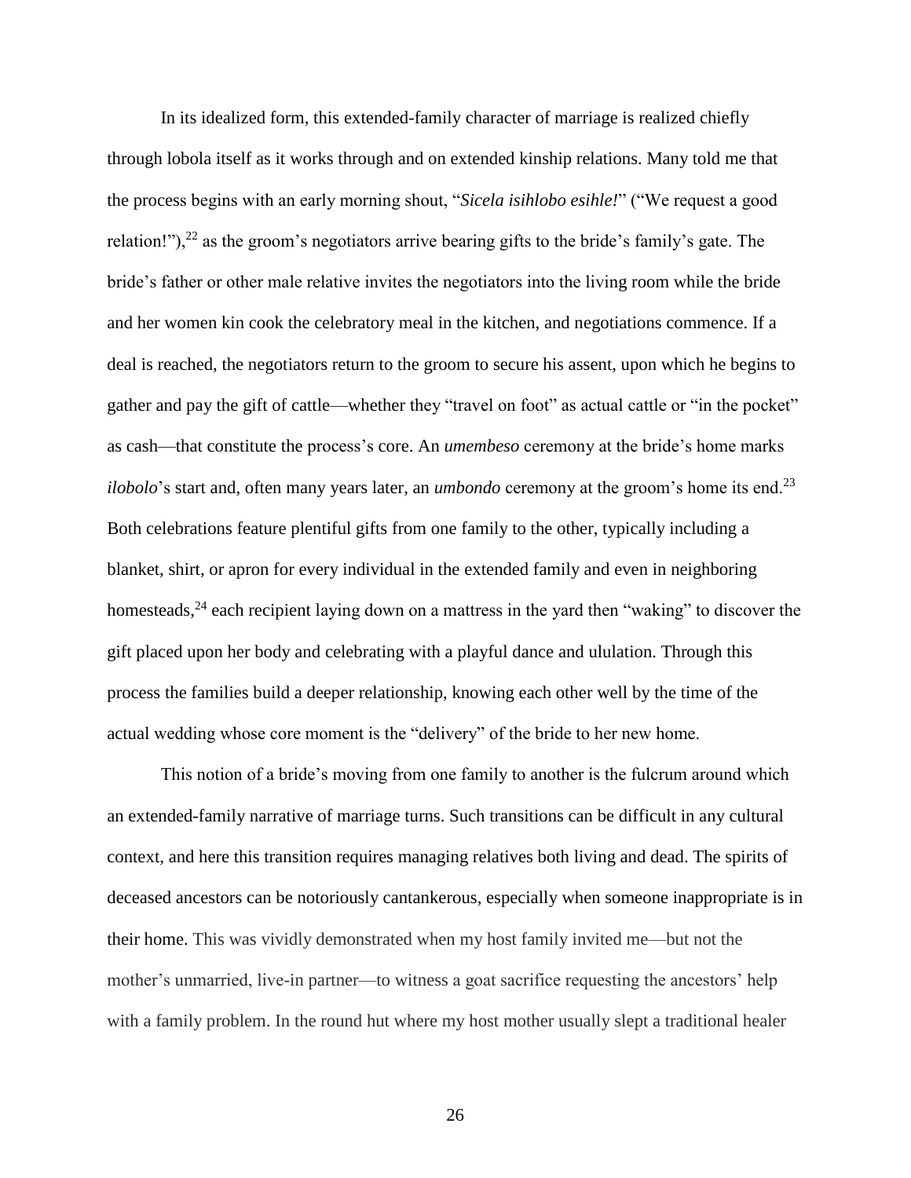In its idealized form, this extended-family character of marriage is realized chiefly through lobola itself as it works through and on extended kinship relations. Many told me that the process begins with an early morning shout, "*Sicela isihlobo esihle!*" ("We request a good relation!"),[22] as the groom's negotiators arrive bearing gifts to the bride's family's gate. The bride's father or other male relative invites the negotiators into the living room while the bride and her women kin cook the celebratory meal in the kitchen, and negotiations commence. If a deal is reached, the negotiators return to the groom to secure his assent, upon which he begins to gather and pay the gift of cattle—whether they "travel on foot" as actual cattle or "in the pocket" as cash—that constitute the process's core. An *umembeso* ceremony at the bride's home marks *ilobolo*'s start and, often many years later, an *umbondo* ceremony at the groom's home its end.[23] Both celebrations feature plentiful gifts from one family to the other, typically including a blanket, shirt, or apron for every individual in the extended family and even in neighboring homesteads,[24] each recipient laying down on a mattress in the yard then "waking" to discover the gift placed upon her body and celebrating with a playful dance and ululation. Through this process the families build a deeper relationship, knowing each other well by the time of the actual wedding whose core moment is the "delivery" of the bride to her new home.

This notion of a bride's moving from one family to another is the fulcrum around which an extended-family narrative of marriage turns. Such transitions can be difficult in any cultural context, and here this transition requires managing relatives both living and dead. The spirits of deceased ancestors can be notoriously cantankerous, especially when someone inappropriate is in their home. This was vividly demonstrated when my host family invited me—but not the mother's unmarried, live-in partner—to witness a goat sacrifice requesting the ancestors' help with a family problem. In the round hut where my host mother usually slept a traditional healer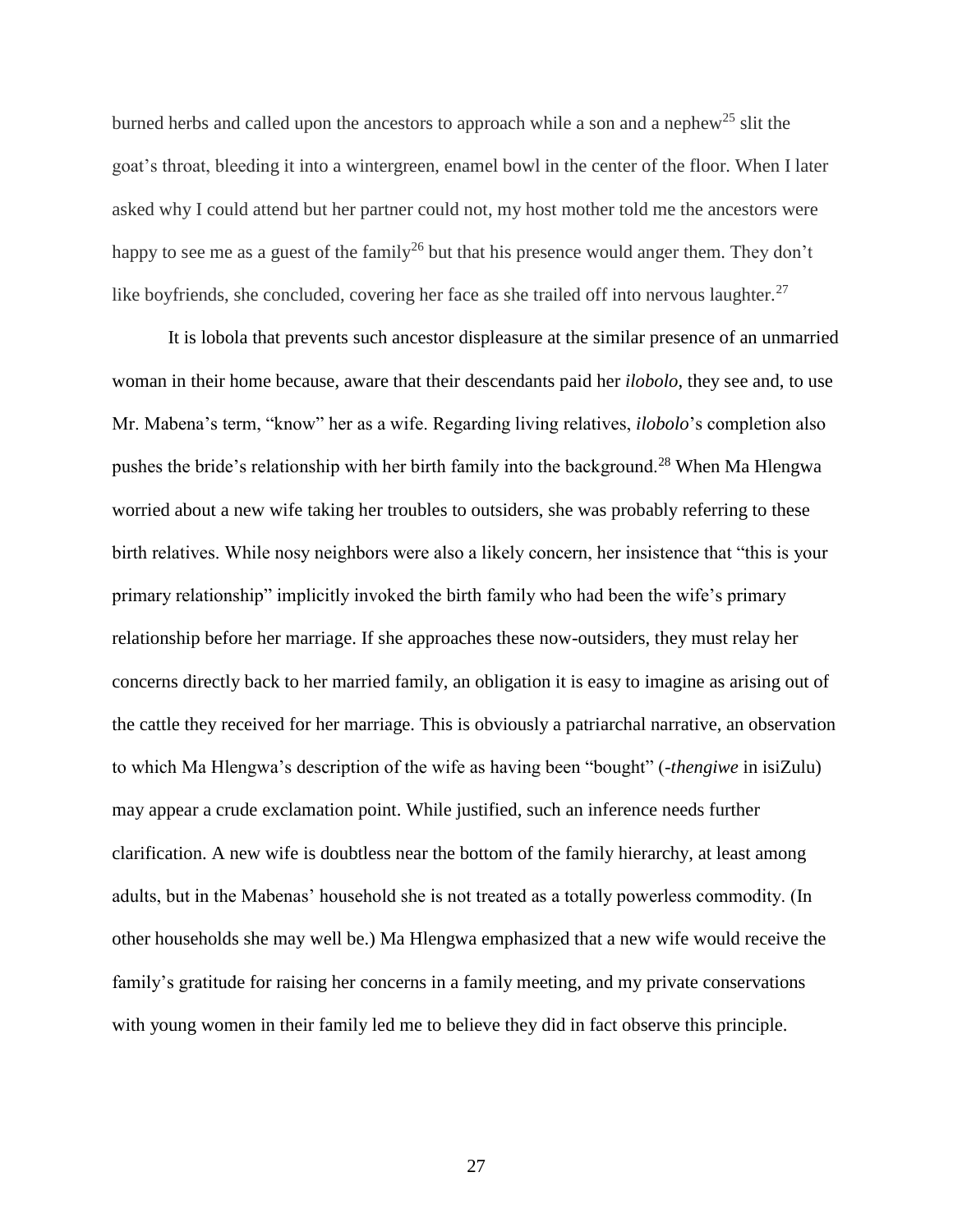burned herbs and called upon the ancestors to approach while a son and a nephew[25] slit the goat's throat, bleeding it into a wintergreen, enamel bowl in the center of the floor. When I later asked why I could attend but her partner could not, my host mother told me the ancestors were happy to see me as a guest of the family[26] but that his presence would anger them. They don't like boyfriends, she concluded, covering her face as she trailed off into nervous laughter.[27]

It is lobola that prevents such ancestor displeasure at the similar presence of an unmarried woman in their home because, aware that their descendants paid her *ilobolo*, they see and, to use Mr. Mabena's term, "know" her as a wife. Regarding living relatives, *ilobolo*'s completion also pushes the bride's relationship with her birth family into the background.[28] When Ma Hlengwa worried about a new wife taking her troubles to outsiders, she was probably referring to these birth relatives. While nosy neighbors were also a likely concern, her insistence that "this is your primary relationship" implicitly invoked the birth family who had been the wife's primary relationship before her marriage. If she approaches these now-outsiders, they must relay her concerns directly back to her married family, an obligation it is easy to imagine as arising out of the cattle they received for her marriage. This is obviously a patriarchal narrative, an observation to which Ma Hlengwa's description of the wife as having been "bought" (*-thengiwe* in isiZulu) may appear a crude exclamation point. While justified, such an inference needs further clarification. A new wife is doubtless near the bottom of the family hierarchy, at least among adults, but in the Mabenas' household she is not treated as a totally powerless commodity. (In other households she may well be.) Ma Hlengwa emphasized that a new wife would receive the family's gratitude for raising her concerns in a family meeting, and my private conservations with young women in their family led me to believe they did in fact observe this principle.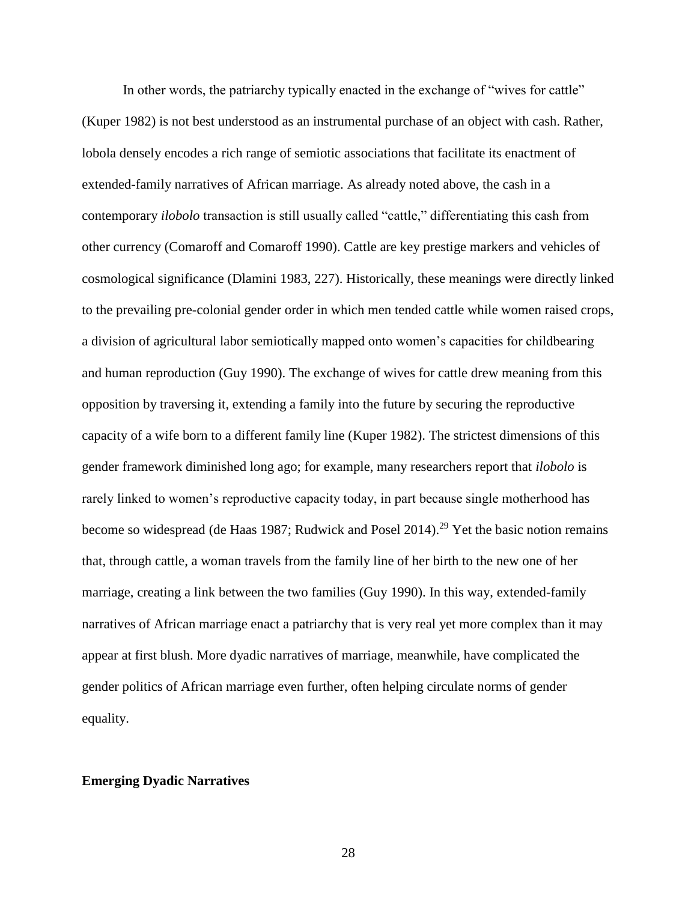In other words, the patriarchy typically enacted in the exchange of "wives for cattle" (Kuper 1982) is not best understood as an instrumental purchase of an object with cash. Rather, lobola densely encodes a rich range of semiotic associations that facilitate its enactment of extended-family narratives of African marriage. As already noted above, the cash in a contemporary *ilobolo* transaction is still usually called "cattle," differentiating this cash from other currency (Comaroff and Comaroff 1990). Cattle are key prestige markers and vehicles of cosmological significance (Dlamini 1983, 227). Historically, these meanings were directly linked to the prevailing pre-colonial gender order in which men tended cattle while women raised crops, a division of agricultural labor semiotically mapped onto women's capacities for childbearing and human reproduction (Guy 1990). The exchange of wives for cattle drew meaning from this opposition by traversing it, extending a family into the future by securing the reproductive capacity of a wife born to a different family line (Kuper 1982). The strictest dimensions of this gender framework diminished long ago; for example, many researchers report that *ilobolo* is rarely linked to women's reproductive capacity today, in part because single motherhood has become so widespread (de Haas 1987; Rudwick and Posel 2014).[29] Yet the basic notion remains that, through cattle, a woman travels from the family line of her birth to the new one of her marriage, creating a link between the two families (Guy 1990). In this way, extended-family narratives of African marriage enact a patriarchy that is very real yet more complex than it may appear at first blush. More dyadic narratives of marriage, meanwhile, have complicated the gender politics of African marriage even further, often helping circulate norms of gender equality.

**Emerging Dyadic Narratives**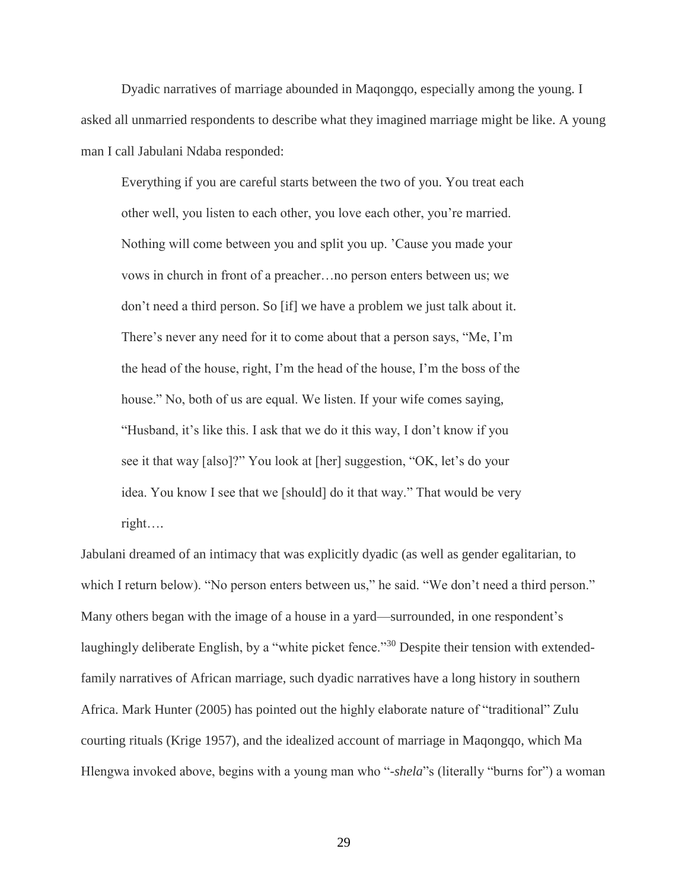Dyadic narratives of marriage abounded in Maqongqo, especially among the young. I asked all unmarried respondents to describe what they imagined marriage might be like. A young man I call Jabulani Ndaba responded:

> Everything if you are careful starts between the two of you. You treat each other well, you listen to each other, you love each other, you're married. Nothing will come between you and split you up. 'Cause you made your vows in church in front of a preacher…no person enters between us; we don't need a third person. So [if] we have a problem we just talk about it. There's never any need for it to come about that a person says, "Me, I'm the head of the house, right, I'm the head of the house, I'm the boss of the house." No, both of us are equal. We listen. If your wife comes saying, "Husband, it's like this. I ask that we do it this way, I don't know if you see it that way [also]?" You look at [her] suggestion, "OK, let's do your idea. You know I see that we [should] do it that way." That would be very right….

Jabulani dreamed of an intimacy that was explicitly dyadic (as well as gender egalitarian, to which I return below). "No person enters between us," he said. "We don't need a third person." Many others began with the image of a house in a yard—surrounded, in one respondent's laughingly deliberate English, by a "white picket fence."[30] Despite their tension with extended-family narratives of African marriage, such dyadic narratives have a long history in southern Africa. Mark Hunter (2005) has pointed out the highly elaborate nature of "traditional" Zulu courting rituals (Krige 1957), and the idealized account of marriage in Maqongqo, which Ma Hlengwa invoked above, begins with a young man who "*-shela*"s (literally "burns for") a woman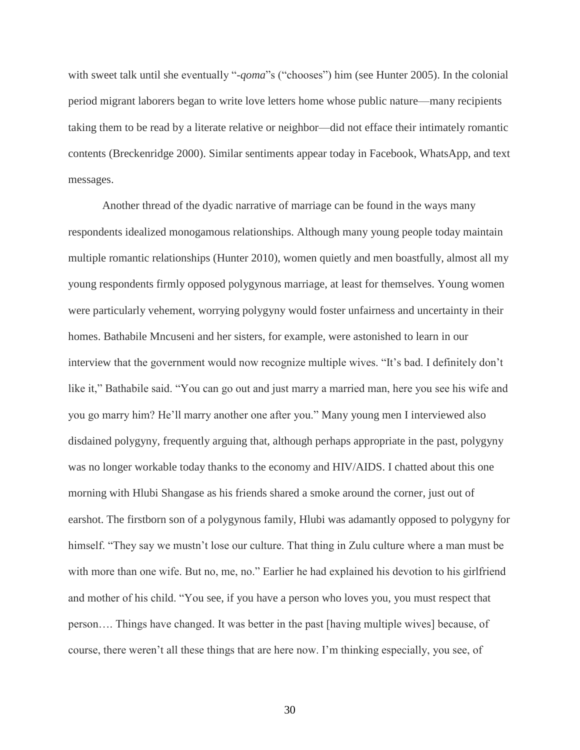with sweet talk until she eventually "*-qoma*"s ("chooses") him (see Hunter 2005). In the colonial period migrant laborers began to write love letters home whose public nature—many recipients taking them to be read by a literate relative or neighbor—did not efface their intimately romantic contents (Breckenridge 2000). Similar sentiments appear today in Facebook, WhatsApp, and text messages.

Another thread of the dyadic narrative of marriage can be found in the ways many respondents idealized monogamous relationships. Although many young people today maintain multiple romantic relationships (Hunter 2010), women quietly and men boastfully, almost all my young respondents firmly opposed polygynous marriage, at least for themselves. Young women were particularly vehement, worrying polygyny would foster unfairness and uncertainty in their homes. Bathabile Mncuseni and her sisters, for example, were astonished to learn in our interview that the government would now recognize multiple wives. "It's bad. I definitely don't like it," Bathabile said. "You can go out and just marry a married man, here you see his wife and you go marry him? He'll marry another one after you." Many young men I interviewed also disdained polygyny, frequently arguing that, although perhaps appropriate in the past, polygyny was no longer workable today thanks to the economy and HIV/AIDS. I chatted about this one morning with Hlubi Shangase as his friends shared a smoke around the corner, just out of earshot. The firstborn son of a polygynous family, Hlubi was adamantly opposed to polygyny for himself. "They say we mustn't lose our culture. That thing in Zulu culture where a man must be with more than one wife. But no, me, no." Earlier he had explained his devotion to his girlfriend and mother of his child. "You see, if you have a person who loves you, you must respect that person…. Things have changed. It was better in the past [having multiple wives] because, of course, there weren't all these things that are here now. I'm thinking especially, you see, of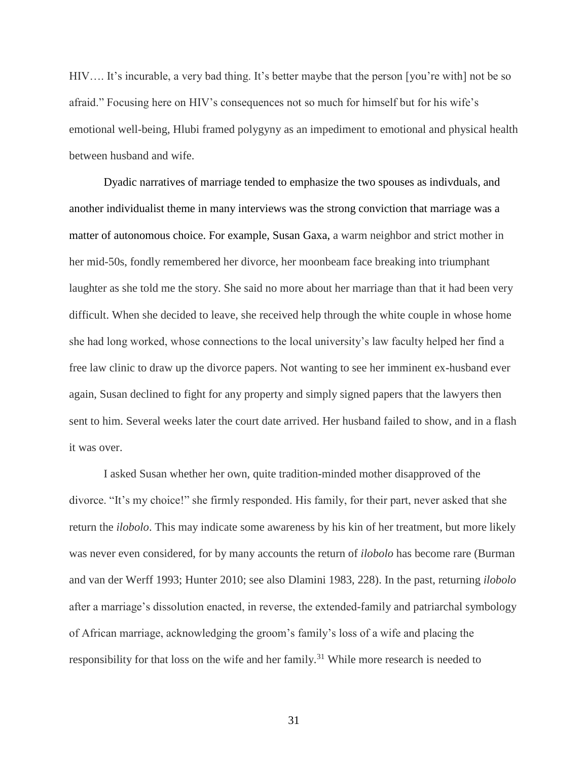HIV…. It's incurable, a very bad thing. It's better maybe that the person [you're with] not be so afraid." Focusing here on HIV's consequences not so much for himself but for his wife's emotional well-being, Hlubi framed polygyny as an impediment to emotional and physical health between husband and wife.

Dyadic narratives of marriage tended to emphasize the two spouses as indivduals, and another individualist theme in many interviews was the strong conviction that marriage was a matter of autonomous choice. For example, Susan Gaxa, a warm neighbor and strict mother in her mid-50s, fondly remembered her divorce, her moonbeam face breaking into triumphant laughter as she told me the story. She said no more about her marriage than that it had been very difficult. When she decided to leave, she received help through the white couple in whose home she had long worked, whose connections to the local university's law faculty helped her find a free law clinic to draw up the divorce papers. Not wanting to see her imminent ex-husband ever again, Susan declined to fight for any property and simply signed papers that the lawyers then sent to him. Several weeks later the court date arrived. Her husband failed to show, and in a flash it was over.

I asked Susan whether her own, quite tradition-minded mother disapproved of the divorce. "It's my choice!" she firmly responded. His family, for their part, never asked that she return the *ilobolo*. This may indicate some awareness by his kin of her treatment, but more likely was never even considered, for by many accounts the return of *ilobolo* has become rare (Burman and van der Werff 1993; Hunter 2010; see also Dlamini 1983, 228). In the past, returning *ilobolo* after a marriage's dissolution enacted, in reverse, the extended-family and patriarchal symbology of African marriage, acknowledging the groom's family's loss of a wife and placing the responsibility for that loss on the wife and her family.[31] While more research is needed to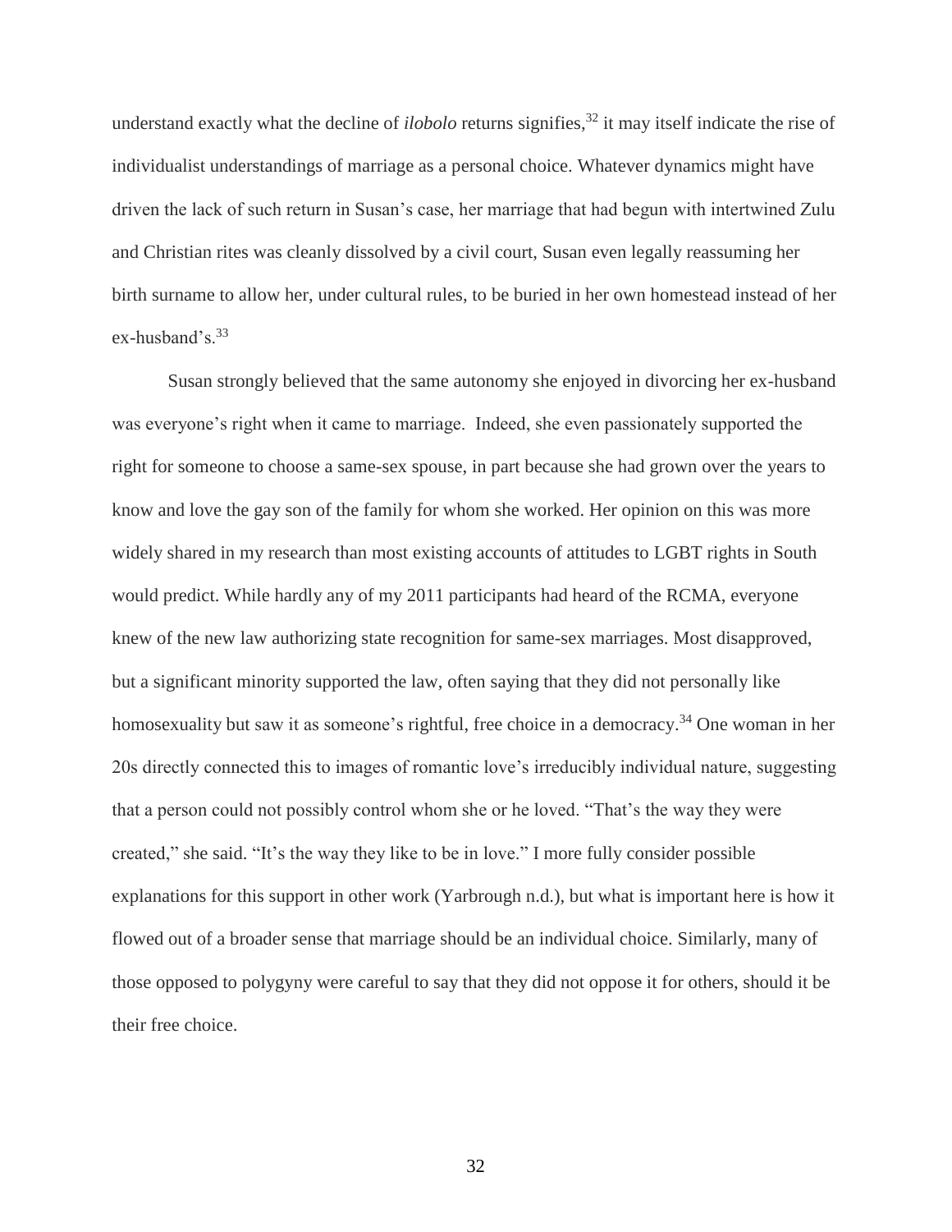understand exactly what the decline of *ilobolo* returns signifies,[32] it may itself indicate the rise of individualist understandings of marriage as a personal choice. Whatever dynamics might have driven the lack of such return in Susan's case, her marriage that had begun with intertwined Zulu and Christian rites was cleanly dissolved by a civil court, Susan even legally reassuming her birth surname to allow her, under cultural rules, to be buried in her own homestead instead of her ex-husband's.[33]

Susan strongly believed that the same autonomy she enjoyed in divorcing her ex-husband was everyone's right when it came to marriage. Indeed, she even passionately supported the right for someone to choose a same-sex spouse, in part because she had grown over the years to know and love the gay son of the family for whom she worked. Her opinion on this was more widely shared in my research than most existing accounts of attitudes to LGBT rights in South would predict. While hardly any of my 2011 participants had heard of the RCMA, everyone knew of the new law authorizing state recognition for same-sex marriages. Most disapproved, but a significant minority supported the law, often saying that they did not personally like homosexuality but saw it as someone's rightful, free choice in a democracy.[34] One woman in her 20s directly connected this to images of romantic love's irreducibly individual nature, suggesting that a person could not possibly control whom she or he loved. "That's the way they were created," she said. "It's the way they like to be in love." I more fully consider possible explanations for this support in other work (Yarbrough n.d.), but what is important here is how it flowed out of a broader sense that marriage should be an individual choice. Similarly, many of those opposed to polygyny were careful to say that they did not oppose it for others, should it be their free choice.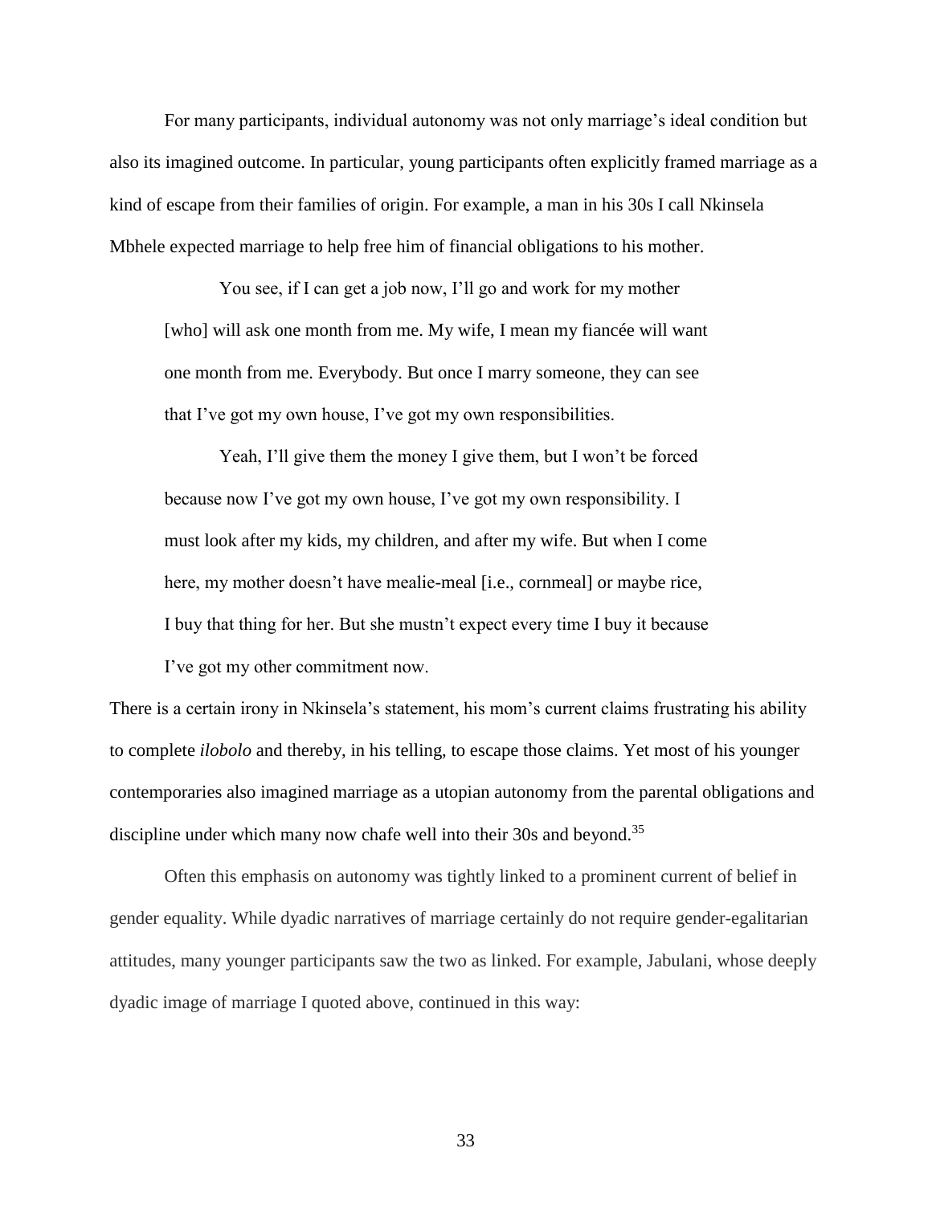For many participants, individual autonomy was not only marriage's ideal condition but also its imagined outcome. In particular, young participants often explicitly framed marriage as a kind of escape from their families of origin. For example, a man in his 30s I call Nkinsela Mbhele expected marriage to help free him of financial obligations to his mother.

> You see, if I can get a job now, I'll go and work for my mother [who] will ask one month from me. My wife, I mean my fiancée will want one month from me. Everybody. But once I marry someone, they can see that I've got my own house, I've got my own responsibilities.
>
> Yeah, I'll give them the money I give them, but I won't be forced because now I've got my own house, I've got my own responsibility. I must look after my kids, my children, and after my wife. But when I come here, my mother doesn't have mealie-meal [i.e., cornmeal] or maybe rice, I buy that thing for her. But she mustn't expect every time I buy it because I've got my other commitment now.

There is a certain irony in Nkinsela's statement, his mom's current claims frustrating his ability to complete *ilobolo* and thereby, in his telling, to escape those claims. Yet most of his younger contemporaries also imagined marriage as a utopian autonomy from the parental obligations and discipline under which many now chafe well into their 30s and beyond.[35]

Often this emphasis on autonomy was tightly linked to a prominent current of belief in gender equality. While dyadic narratives of marriage certainly do not require gender-egalitarian attitudes, many younger participants saw the two as linked. For example, Jabulani, whose deeply dyadic image of marriage I quoted above, continued in this way: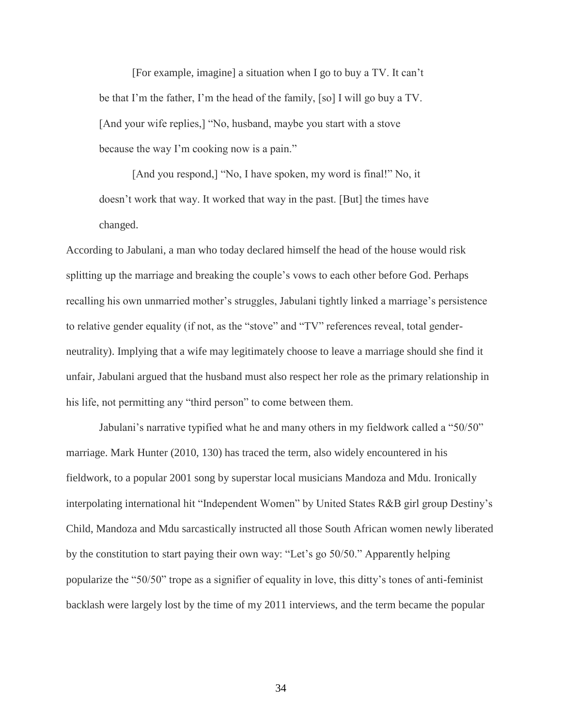> [For example, imagine] a situation when I go to buy a TV. It can't be that I'm the father, I'm the head of the family, [so] I will go buy a TV. [And your wife replies,] "No, husband, maybe you start with a stove because the way I'm cooking now is a pain."
>
> [And you respond,] "No, I have spoken, my word is final!" No, it doesn't work that way. It worked that way in the past. [But] the times have changed.

According to Jabulani, a man who today declared himself the head of the house would risk splitting up the marriage and breaking the couple's vows to each other before God. Perhaps recalling his own unmarried mother's struggles, Jabulani tightly linked a marriage's persistence to relative gender equality (if not, as the "stove" and "TV" references reveal, total gender-neutrality). Implying that a wife may legitimately choose to leave a marriage should she find it unfair, Jabulani argued that the husband must also respect her role as the primary relationship in his life, not permitting any "third person" to come between them.

Jabulani's narrative typified what he and many others in my fieldwork called a "50/50" marriage. Mark Hunter (2010, 130) has traced the term, also widely encountered in his fieldwork, to a popular 2001 song by superstar local musicians Mandoza and Mdu. Ironically interpolating international hit "Independent Women" by United States R&B girl group Destiny's Child, Mandoza and Mdu sarcastically instructed all those South African women newly liberated by the constitution to start paying their own way: "Let's go 50/50." Apparently helping popularize the "50/50" trope as a signifier of equality in love, this ditty's tones of anti-feminist backlash were largely lost by the time of my 2011 interviews, and the term became the popular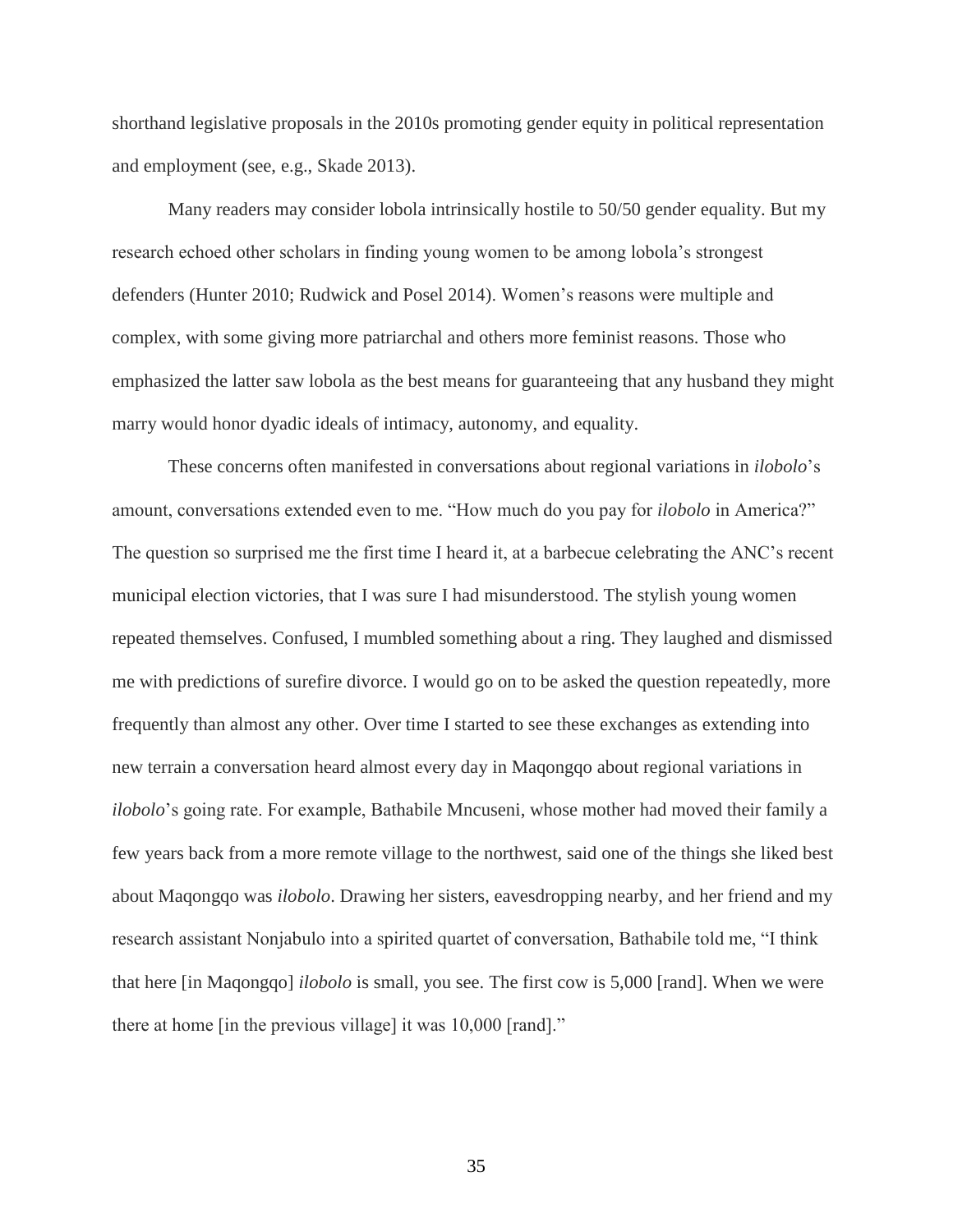shorthand legislative proposals in the 2010s promoting gender equity in political representation and employment (see, e.g., Skade 2013).

Many readers may consider lobola intrinsically hostile to 50/50 gender equality. But my research echoed other scholars in finding young women to be among lobola's strongest defenders (Hunter 2010; Rudwick and Posel 2014). Women's reasons were multiple and complex, with some giving more patriarchal and others more feminist reasons. Those who emphasized the latter saw lobola as the best means for guaranteeing that any husband they might marry would honor dyadic ideals of intimacy, autonomy, and equality.

These concerns often manifested in conversations about regional variations in *ilobolo*'s amount, conversations extended even to me. "How much do you pay for *ilobolo* in America?" The question so surprised me the first time I heard it, at a barbecue celebrating the ANC's recent municipal election victories, that I was sure I had misunderstood. The stylish young women repeated themselves. Confused, I mumbled something about a ring. They laughed and dismissed me with predictions of surefire divorce. I would go on to be asked the question repeatedly, more frequently than almost any other. Over time I started to see these exchanges as extending into new terrain a conversation heard almost every day in Maqongqo about regional variations in *ilobolo*'s going rate. For example, Bathabile Mncuseni, whose mother had moved their family a few years back from a more remote village to the northwest, said one of the things she liked best about Maqongqo was *ilobolo*. Drawing her sisters, eavesdropping nearby, and her friend and my research assistant Nonjabulo into a spirited quartet of conversation, Bathabile told me, "I think that here [in Maqongqo] *ilobolo* is small, you see. The first cow is 5,000 [rand]. When we were there at home [in the previous village] it was 10,000 [rand]."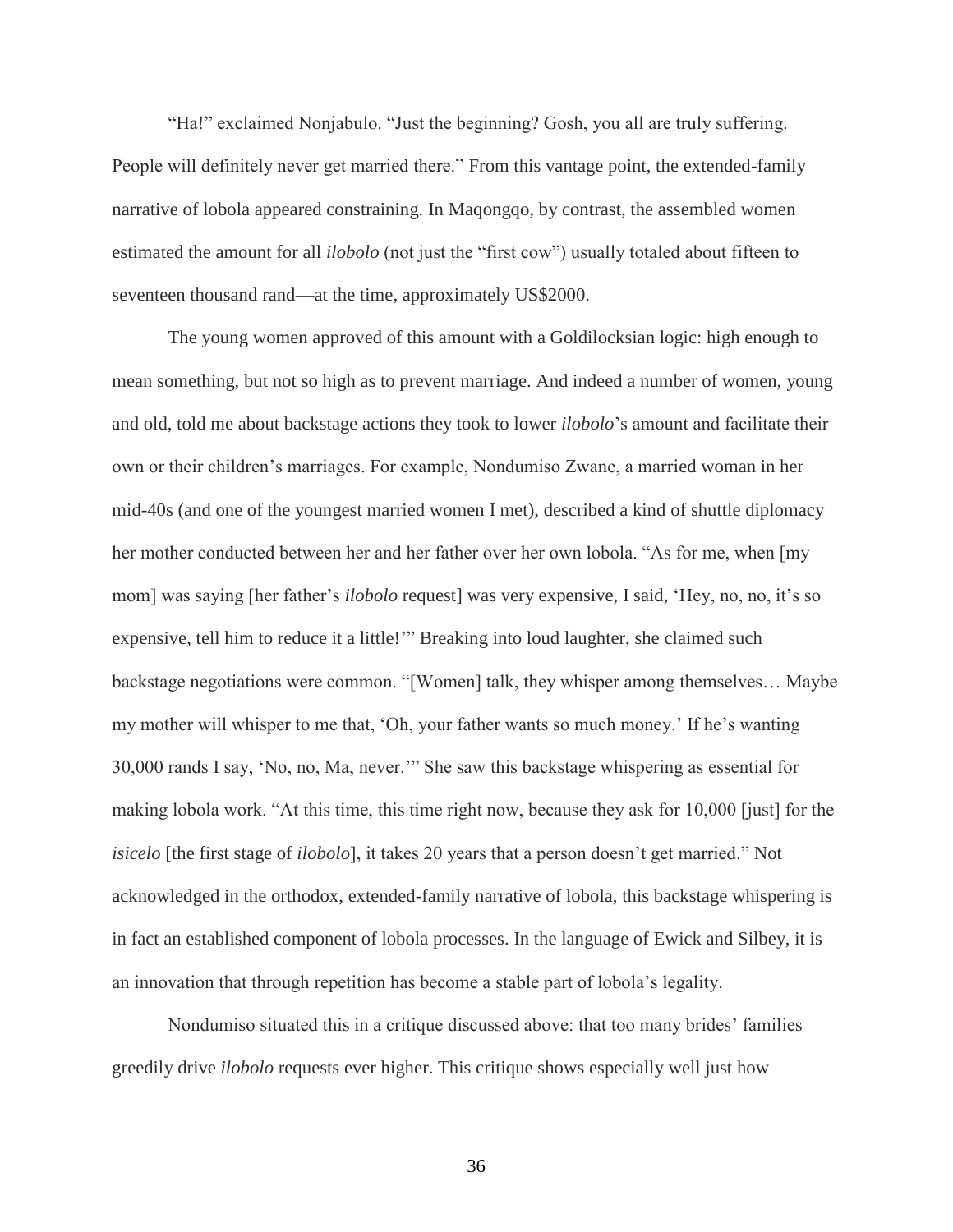"Ha!" exclaimed Nonjabulo. "Just the beginning? Gosh, you all are truly suffering. People will definitely never get married there." From this vantage point, the extended-family narrative of lobola appeared constraining. In Maqongqo, by contrast, the assembled women estimated the amount for all *ilobolo* (not just the "first cow") usually totaled about fifteen to seventeen thousand rand—at the time, approximately US$2000.

The young women approved of this amount with a Goldilocksian logic: high enough to mean something, but not so high as to prevent marriage. And indeed a number of women, young and old, told me about backstage actions they took to lower *ilobolo*'s amount and facilitate their own or their children's marriages. For example, Nondumiso Zwane, a married woman in her mid-40s (and one of the youngest married women I met), described a kind of shuttle diplomacy her mother conducted between her and her father over her own lobola. "As for me, when [my mom] was saying [her father's *ilobolo* request] was very expensive, I said, 'Hey, no, no, it's so expensive, tell him to reduce it a little!'" Breaking into loud laughter, she claimed such backstage negotiations were common. "[Women] talk, they whisper among themselves… Maybe my mother will whisper to me that, 'Oh, your father wants so much money.' If he's wanting 30,000 rands I say, 'No, no, Ma, never.'" She saw this backstage whispering as essential for making lobola work. "At this time, this time right now, because they ask for 10,000 [just] for the *isicelo* [the first stage of *ilobolo*], it takes 20 years that a person doesn't get married." Not acknowledged in the orthodox, extended-family narrative of lobola, this backstage whispering is in fact an established component of lobola processes. In the language of Ewick and Silbey, it is an innovation that through repetition has become a stable part of lobola's legality.

Nondumiso situated this in a critique discussed above: that too many brides' families greedily drive *ilobolo* requests ever higher. This critique shows especially well just how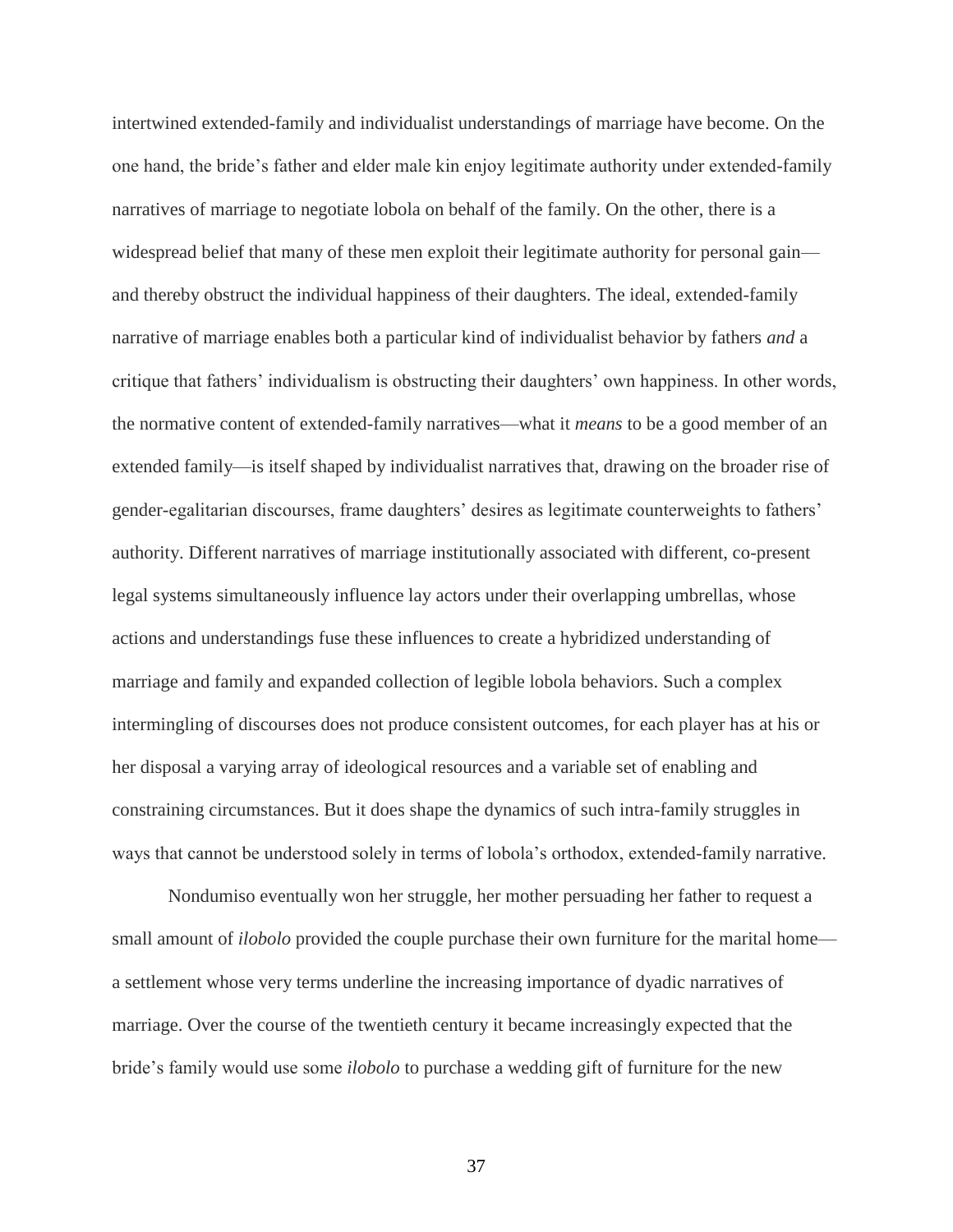intertwined extended-family and individualist understandings of marriage have become. On the one hand, the bride's father and elder male kin enjoy legitimate authority under extended-family narratives of marriage to negotiate lobola on behalf of the family. On the other, there is a widespread belief that many of these men exploit their legitimate authority for personal gain—and thereby obstruct the individual happiness of their daughters. The ideal, extended-family narrative of marriage enables both a particular kind of individualist behavior by fathers *and* a critique that fathers' individualism is obstructing their daughters' own happiness. In other words, the normative content of extended-family narratives—what it *means* to be a good member of an extended family—is itself shaped by individualist narratives that, drawing on the broader rise of gender-egalitarian discourses, frame daughters' desires as legitimate counterweights to fathers' authority. Different narratives of marriage institutionally associated with different, co-present legal systems simultaneously influence lay actors under their overlapping umbrellas, whose actions and understandings fuse these influences to create a hybridized understanding of marriage and family and expanded collection of legible lobola behaviors. Such a complex intermingling of discourses does not produce consistent outcomes, for each player has at his or her disposal a varying array of ideological resources and a variable set of enabling and constraining circumstances. But it does shape the dynamics of such intra-family struggles in ways that cannot be understood solely in terms of lobola's orthodox, extended-family narrative.

Nondumiso eventually won her struggle, her mother persuading her father to request a small amount of *ilobolo* provided the couple purchase their own furniture for the marital home—a settlement whose very terms underline the increasing importance of dyadic narratives of marriage. Over the course of the twentieth century it became increasingly expected that the bride's family would use some *ilobolo* to purchase a wedding gift of furniture for the new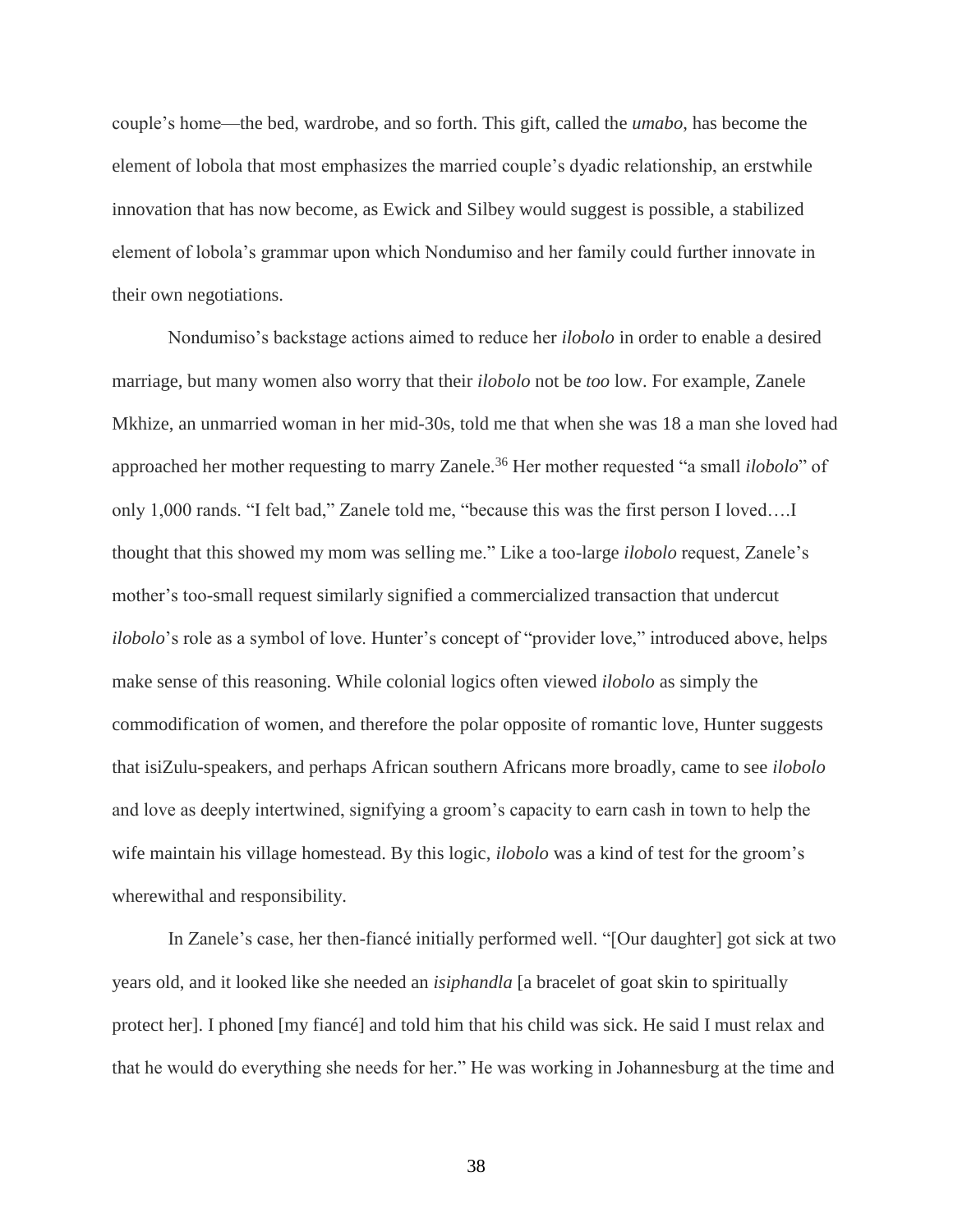couple's home—the bed, wardrobe, and so forth. This gift, called the *umabo*, has become the element of lobola that most emphasizes the married couple's dyadic relationship, an erstwhile innovation that has now become, as Ewick and Silbey would suggest is possible, a stabilized element of lobola's grammar upon which Nondumiso and her family could further innovate in their own negotiations.

Nondumiso's backstage actions aimed to reduce her *ilobolo* in order to enable a desired marriage, but many women also worry that their *ilobolo* not be *too* low. For example, Zanele Mkhize, an unmarried woman in her mid-30s, told me that when she was 18 a man she loved had approached her mother requesting to marry Zanele.[36] Her mother requested "a small *ilobolo*" of only 1,000 rands. "I felt bad," Zanele told me, "because this was the first person I loved….I thought that this showed my mom was selling me." Like a too-large *ilobolo* request, Zanele's mother's too-small request similarly signified a commercialized transaction that undercut *ilobolo*'s role as a symbol of love. Hunter's concept of "provider love," introduced above, helps make sense of this reasoning. While colonial logics often viewed *ilobolo* as simply the commodification of women, and therefore the polar opposite of romantic love, Hunter suggests that isiZulu-speakers, and perhaps African southern Africans more broadly, came to see *ilobolo* and love as deeply intertwined, signifying a groom's capacity to earn cash in town to help the wife maintain his village homestead. By this logic, *ilobolo* was a kind of test for the groom's wherewithal and responsibility.

In Zanele's case, her then-fiancé initially performed well. "[Our daughter] got sick at two years old, and it looked like she needed an *isiphandla* [a bracelet of goat skin to spiritually protect her]. I phoned [my fiancé] and told him that his child was sick. He said I must relax and that he would do everything she needs for her." He was working in Johannesburg at the time and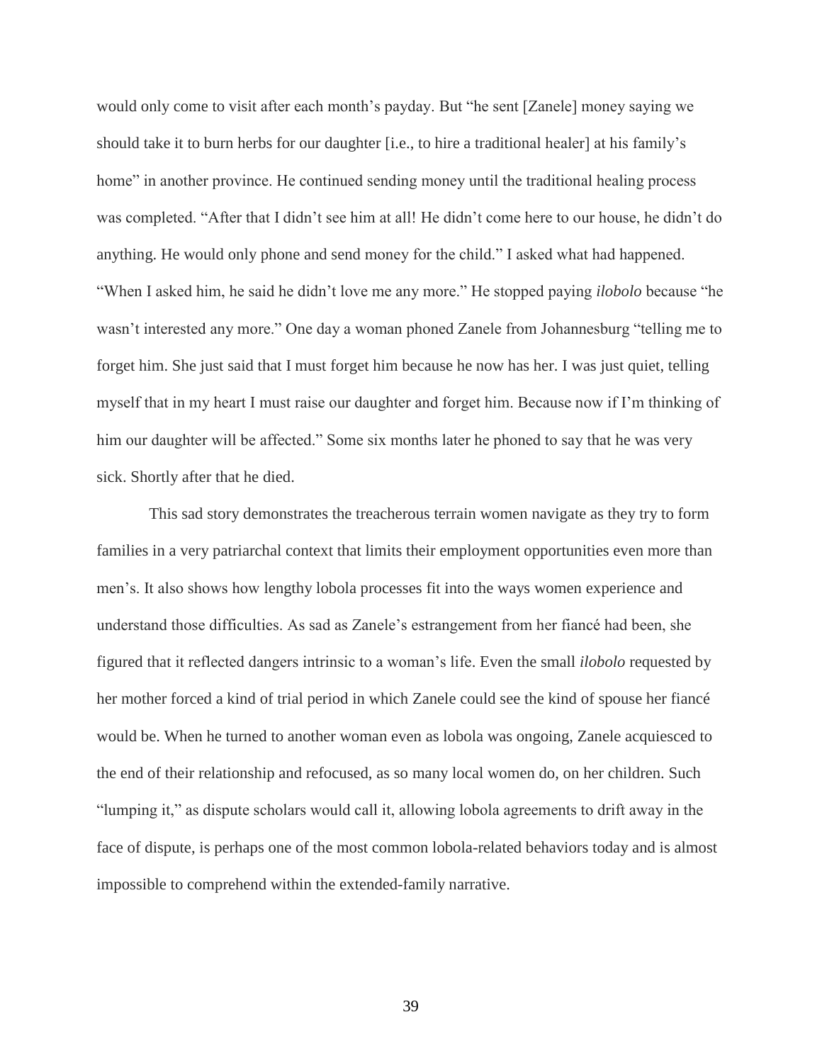would only come to visit after each month's payday. But "he sent [Zanele] money saying we should take it to burn herbs for our daughter [i.e., to hire a traditional healer] at his family's home" in another province. He continued sending money until the traditional healing process was completed. "After that I didn't see him at all! He didn't come here to our house, he didn't do anything. He would only phone and send money for the child." I asked what had happened. "When I asked him, he said he didn't love me any more." He stopped paying *ilobolo* because "he wasn't interested any more." One day a woman phoned Zanele from Johannesburg "telling me to forget him. She just said that I must forget him because he now has her. I was just quiet, telling myself that in my heart I must raise our daughter and forget him. Because now if I'm thinking of him our daughter will be affected." Some six months later he phoned to say that he was very sick. Shortly after that he died.

This sad story demonstrates the treacherous terrain women navigate as they try to form families in a very patriarchal context that limits their employment opportunities even more than men's. It also shows how lengthy lobola processes fit into the ways women experience and understand those difficulties. As sad as Zanele's estrangement from her fiancé had been, she figured that it reflected dangers intrinsic to a woman's life. Even the small *ilobolo* requested by her mother forced a kind of trial period in which Zanele could see the kind of spouse her fiancé would be. When he turned to another woman even as lobola was ongoing, Zanele acquiesced to the end of their relationship and refocused, as so many local women do, on her children. Such "lumping it," as dispute scholars would call it, allowing lobola agreements to drift away in the face of dispute, is perhaps one of the most common lobola-related behaviors today and is almost impossible to comprehend within the extended-family narrative.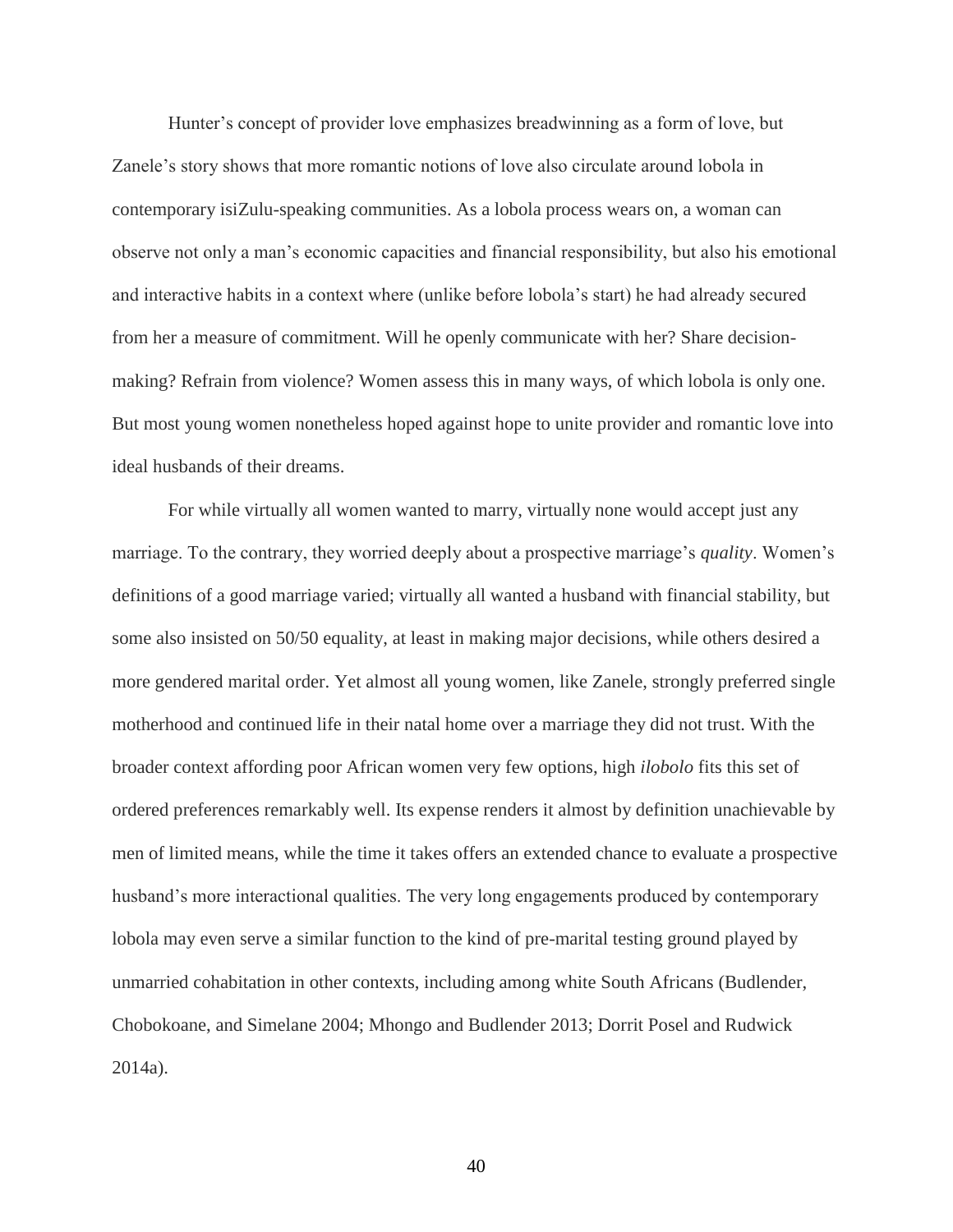Hunter’s concept of provider love emphasizes breadwinning as a form of love, but Zanele’s story shows that more romantic notions of love also circulate around lobola in contemporary isiZulu-speaking communities. As a lobola process wears on, a woman can observe not only a man’s economic capacities and financial responsibility, but also his emotional and interactive habits in a context where (unlike before lobola’s start) he had already secured from her a measure of commitment. Will he openly communicate with her? Share decision-making? Refrain from violence? Women assess this in many ways, of which lobola is only one. But most young women nonetheless hoped against hope to unite provider and romantic love into ideal husbands of their dreams.

For while virtually all women wanted to marry, virtually none would accept just any marriage. To the contrary, they worried deeply about a prospective marriage’s *quality*. Women’s definitions of a good marriage varied; virtually all wanted a husband with financial stability, but some also insisted on 50/50 equality, at least in making major decisions, while others desired a more gendered marital order. Yet almost all young women, like Zanele, strongly preferred single motherhood and continued life in their natal home over a marriage they did not trust. With the broader context affording poor African women very few options, high *ilobolo* fits this set of ordered preferences remarkably well. Its expense renders it almost by definition unachievable by men of limited means, while the time it takes offers an extended chance to evaluate a prospective husband’s more interactional qualities. The very long engagements produced by contemporary lobola may even serve a similar function to the kind of pre-marital testing ground played by unmarried cohabitation in other contexts, including among white South Africans (Budlender, Chobokoane, and Simelane 2004; Mhongo and Budlender 2013; Dorrit Posel and Rudwick 2014a).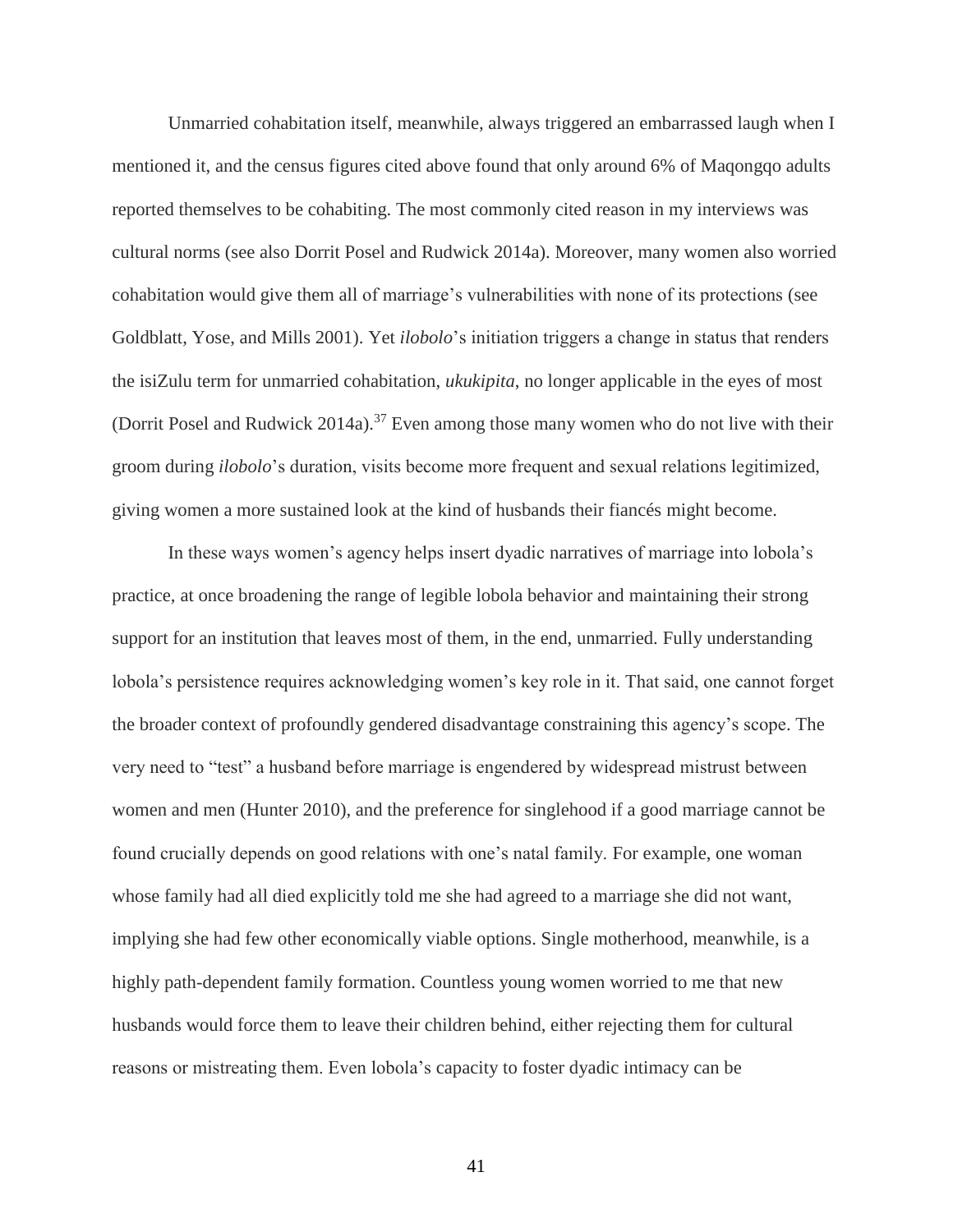Unmarried cohabitation itself, meanwhile, always triggered an embarrassed laugh when I mentioned it, and the census figures cited above found that only around 6% of Maqongqo adults reported themselves to be cohabiting. The most commonly cited reason in my interviews was cultural norms (see also Dorrit Posel and Rudwick 2014a). Moreover, many women also worried cohabitation would give them all of marriage's vulnerabilities with none of its protections (see Goldblatt, Yose, and Mills 2001). Yet *ilobolo*'s initiation triggers a change in status that renders the isiZulu term for unmarried cohabitation, *ukukipita*, no longer applicable in the eyes of most (Dorrit Posel and Rudwick 2014a).[37] Even among those many women who do not live with their groom during *ilobolo*'s duration, visits become more frequent and sexual relations legitimized, giving women a more sustained look at the kind of husbands their fiancés might become.

In these ways women's agency helps insert dyadic narratives of marriage into lobola's practice, at once broadening the range of legible lobola behavior and maintaining their strong support for an institution that leaves most of them, in the end, unmarried. Fully understanding lobola's persistence requires acknowledging women's key role in it. That said, one cannot forget the broader context of profoundly gendered disadvantage constraining this agency's scope. The very need to "test" a husband before marriage is engendered by widespread mistrust between women and men (Hunter 2010), and the preference for singlehood if a good marriage cannot be found crucially depends on good relations with one's natal family. For example, one woman whose family had all died explicitly told me she had agreed to a marriage she did not want, implying she had few other economically viable options. Single motherhood, meanwhile, is a highly path-dependent family formation. Countless young women worried to me that new husbands would force them to leave their children behind, either rejecting them for cultural reasons or mistreating them. Even lobola's capacity to foster dyadic intimacy can be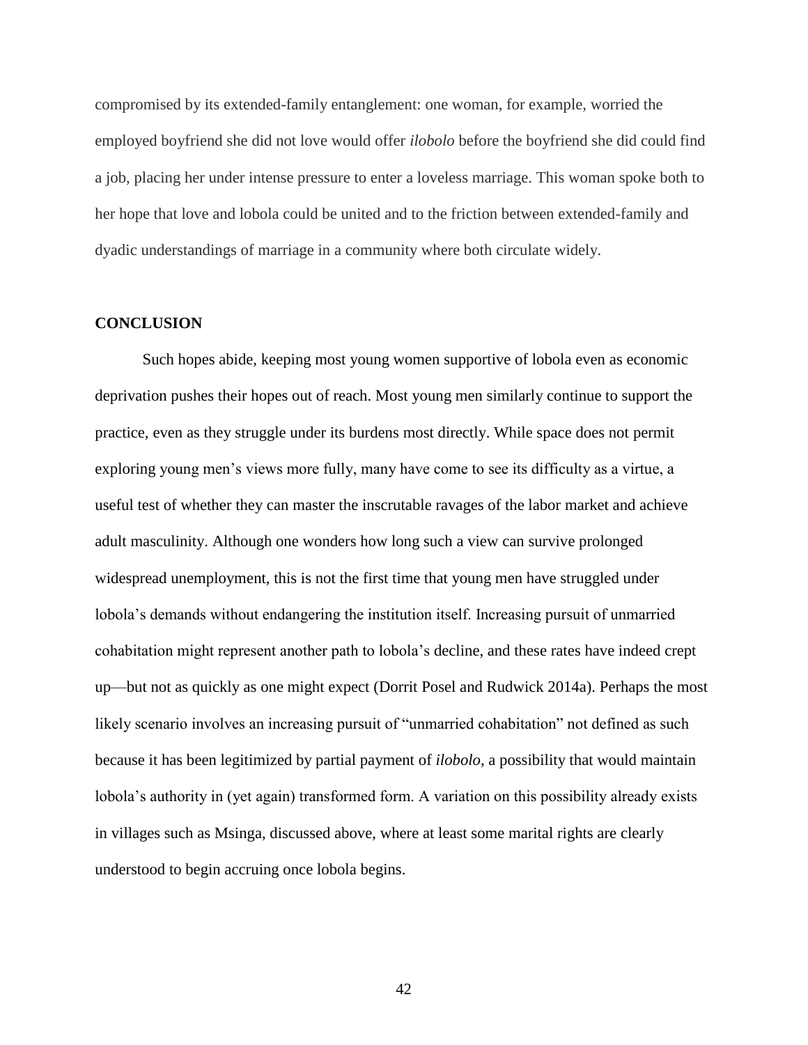compromised by its extended-family entanglement: one woman, for example, worried the employed boyfriend she did not love would offer *ilobolo* before the boyfriend she did could find a job, placing her under intense pressure to enter a loveless marriage. This woman spoke both to her hope that love and lobola could be united and to the friction between extended-family and dyadic understandings of marriage in a community where both circulate widely.

## CONCLUSION

Such hopes abide, keeping most young women supportive of lobola even as economic deprivation pushes their hopes out of reach. Most young men similarly continue to support the practice, even as they struggle under its burdens most directly. While space does not permit exploring young men's views more fully, many have come to see its difficulty as a virtue, a useful test of whether they can master the inscrutable ravages of the labor market and achieve adult masculinity. Although one wonders how long such a view can survive prolonged widespread unemployment, this is not the first time that young men have struggled under lobola's demands without endangering the institution itself. Increasing pursuit of unmarried cohabitation might represent another path to lobola's decline, and these rates have indeed crept up—but not as quickly as one might expect (Dorrit Posel and Rudwick 2014a). Perhaps the most likely scenario involves an increasing pursuit of "unmarried cohabitation" not defined as such because it has been legitimized by partial payment of *ilobolo*, a possibility that would maintain lobola's authority in (yet again) transformed form. A variation on this possibility already exists in villages such as Msinga, discussed above, where at least some marital rights are clearly understood to begin accruing once lobola begins.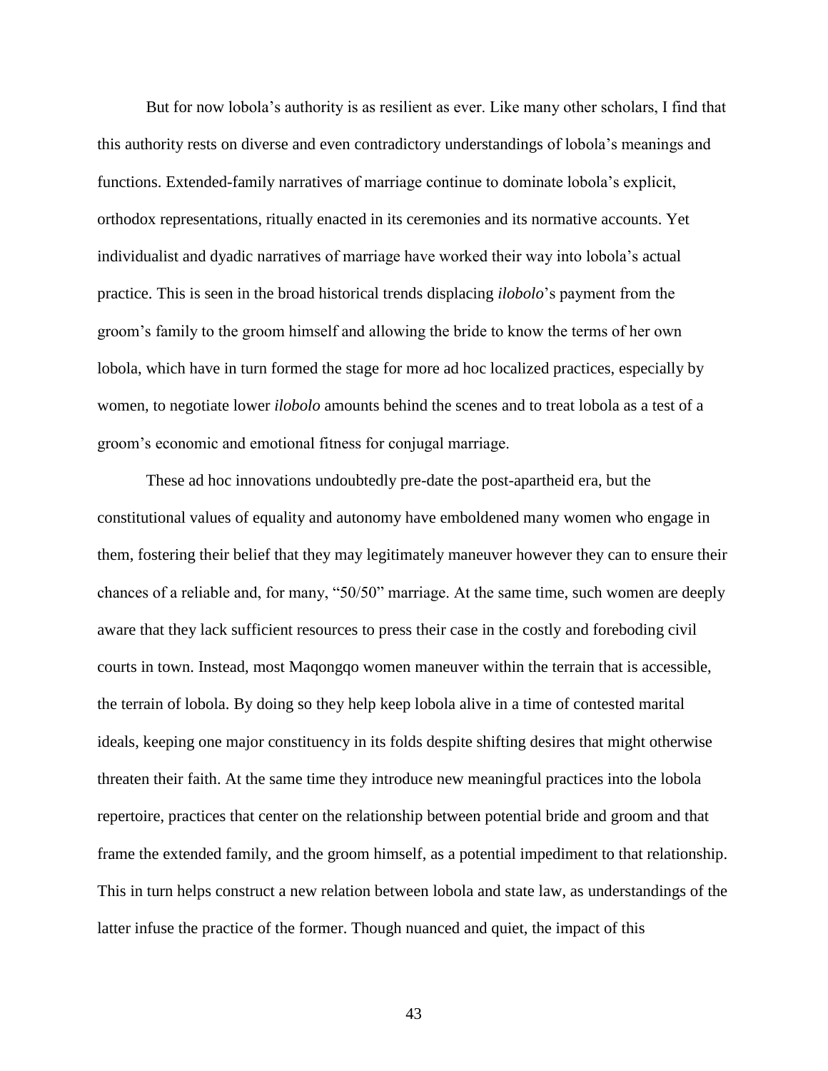But for now lobola's authority is as resilient as ever. Like many other scholars, I find that this authority rests on diverse and even contradictory understandings of lobola's meanings and functions. Extended-family narratives of marriage continue to dominate lobola's explicit, orthodox representations, ritually enacted in its ceremonies and its normative accounts. Yet individualist and dyadic narratives of marriage have worked their way into lobola's actual practice. This is seen in the broad historical trends displacing *ilobolo*'s payment from the groom's family to the groom himself and allowing the bride to know the terms of her own lobola, which have in turn formed the stage for more ad hoc localized practices, especially by women, to negotiate lower *ilobolo* amounts behind the scenes and to treat lobola as a test of a groom's economic and emotional fitness for conjugal marriage.

These ad hoc innovations undoubtedly pre-date the post-apartheid era, but the constitutional values of equality and autonomy have emboldened many women who engage in them, fostering their belief that they may legitimately maneuver however they can to ensure their chances of a reliable and, for many, "50/50" marriage. At the same time, such women are deeply aware that they lack sufficient resources to press their case in the costly and foreboding civil courts in town. Instead, most Maqongqo women maneuver within the terrain that is accessible, the terrain of lobola. By doing so they help keep lobola alive in a time of contested marital ideals, keeping one major constituency in its folds despite shifting desires that might otherwise threaten their faith. At the same time they introduce new meaningful practices into the lobola repertoire, practices that center on the relationship between potential bride and groom and that frame the extended family, and the groom himself, as a potential impediment to that relationship. This in turn helps construct a new relation between lobola and state law, as understandings of the latter infuse the practice of the former. Though nuanced and quiet, the impact of this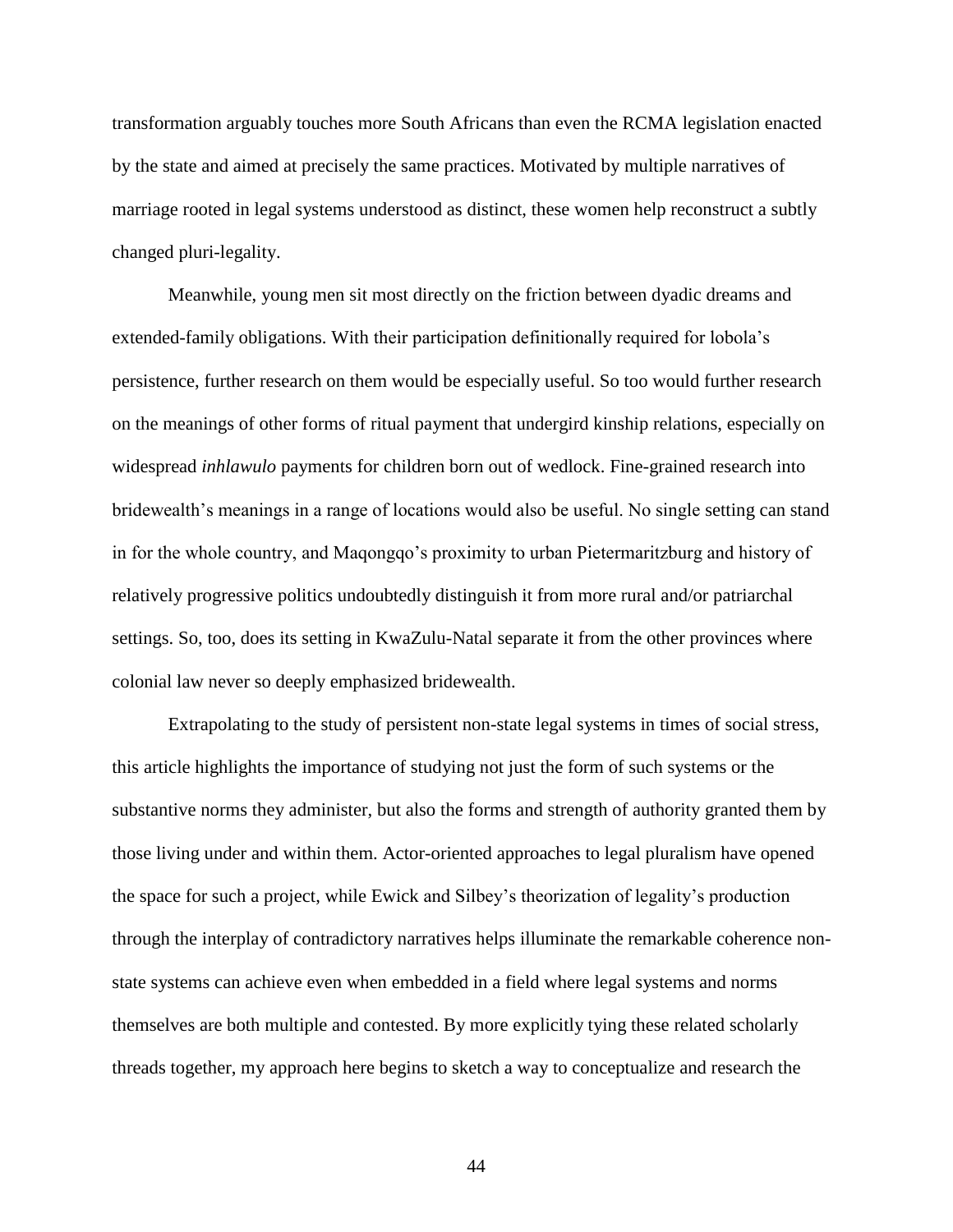transformation arguably touches more South Africans than even the RCMA legislation enacted by the state and aimed at precisely the same practices. Motivated by multiple narratives of marriage rooted in legal systems understood as distinct, these women help reconstruct a subtly changed pluri-legality.

Meanwhile, young men sit most directly on the friction between dyadic dreams and extended-family obligations. With their participation definitionally required for lobola's persistence, further research on them would be especially useful. So too would further research on the meanings of other forms of ritual payment that undergird kinship relations, especially on widespread *inhlawulo* payments for children born out of wedlock. Fine-grained research into bridewealth's meanings in a range of locations would also be useful. No single setting can stand in for the whole country, and Maqongqo's proximity to urban Pietermaritzburg and history of relatively progressive politics undoubtedly distinguish it from more rural and/or patriarchal settings. So, too, does its setting in KwaZulu-Natal separate it from the other provinces where colonial law never so deeply emphasized bridewealth.

Extrapolating to the study of persistent non-state legal systems in times of social stress, this article highlights the importance of studying not just the form of such systems or the substantive norms they administer, but also the forms and strength of authority granted them by those living under and within them. Actor-oriented approaches to legal pluralism have opened the space for such a project, while Ewick and Silbey's theorization of legality's production through the interplay of contradictory narratives helps illuminate the remarkable coherence non-state systems can achieve even when embedded in a field where legal systems and norms themselves are both multiple and contested. By more explicitly tying these related scholarly threads together, my approach here begins to sketch a way to conceptualize and research the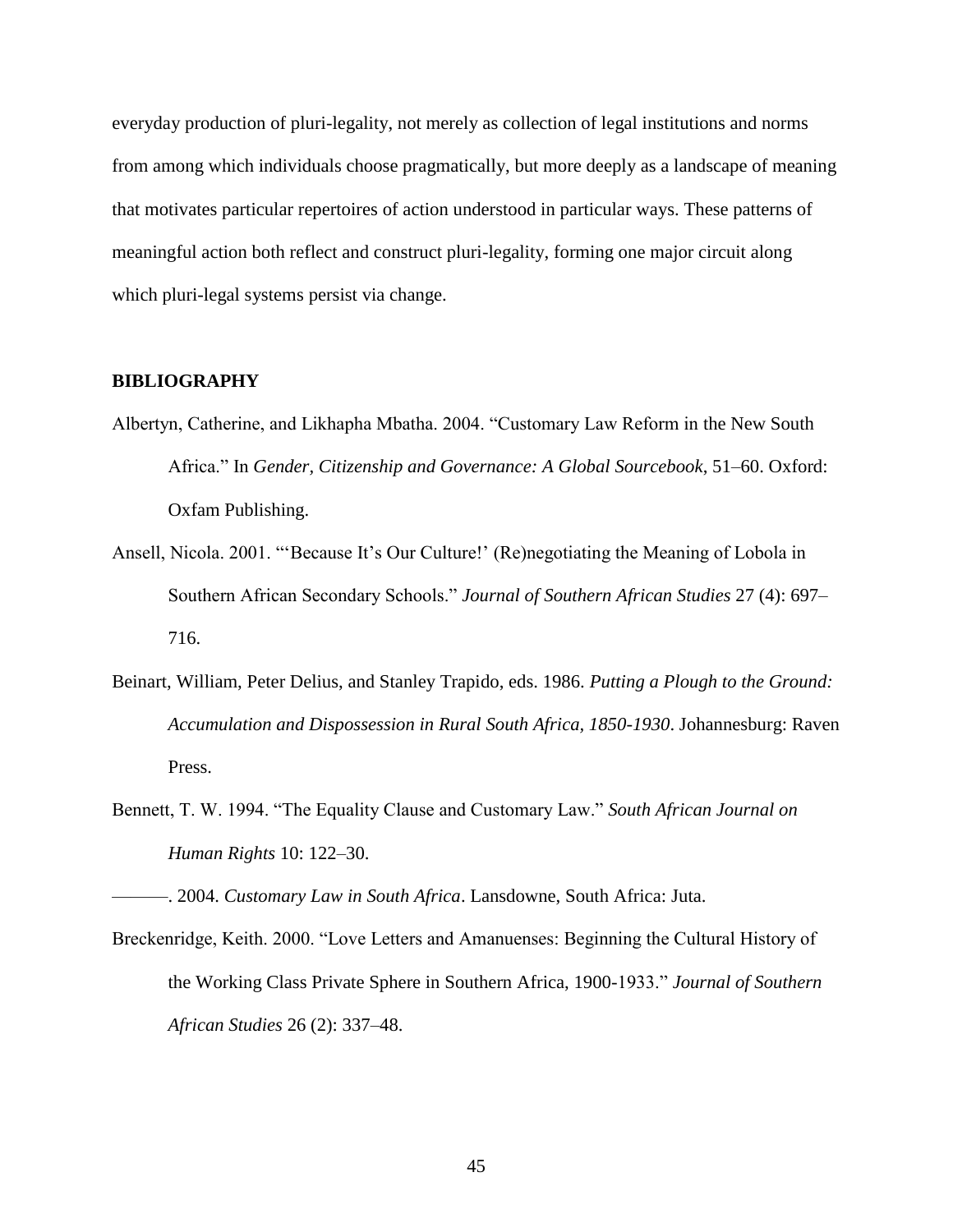everyday production of pluri-legality, not merely as collection of legal institutions and norms from among which individuals choose pragmatically, but more deeply as a landscape of meaning that motivates particular repertoires of action understood in particular ways. These patterns of meaningful action both reflect and construct pluri-legality, forming one major circuit along which pluri-legal systems persist via change.

## BIBLIOGRAPHY

Albertyn, Catherine, and Likhapha Mbatha. 2004. "Customary Law Reform in the New South Africa." In *Gender, Citizenship and Governance: A Global Sourcebook*, 51–60. Oxford: Oxfam Publishing.

Ansell, Nicola. 2001. "'Because It's Our Culture!' (Re)negotiating the Meaning of Lobola in Southern African Secondary Schools." *Journal of Southern African Studies* 27 (4): 697–716.

Beinart, William, Peter Delius, and Stanley Trapido, eds. 1986. *Putting a Plough to the Ground: Accumulation and Dispossession in Rural South Africa, 1850-1930*. Johannesburg: Raven Press.

Bennett, T. W. 1994. "The Equality Clause and Customary Law." *South African Journal on Human Rights* 10: 122–30.

———. 2004. *Customary Law in South Africa*. Lansdowne, South Africa: Juta.

Breckenridge, Keith. 2000. "Love Letters and Amanuenses: Beginning the Cultural History of the Working Class Private Sphere in Southern Africa, 1900-1933." *Journal of Southern African Studies* 26 (2): 337–48.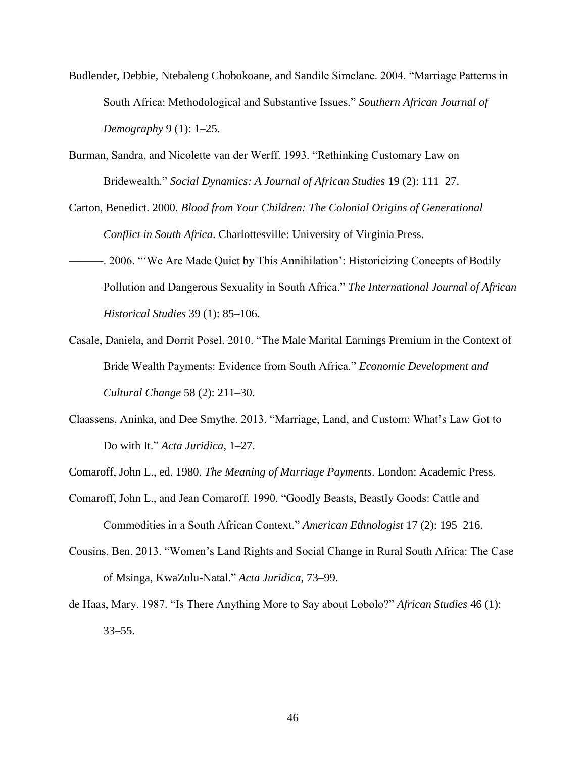Budlender, Debbie, Ntebaleng Chobokoane, and Sandile Simelane. 2004. "Marriage Patterns in South Africa: Methodological and Substantive Issues." *Southern African Journal of Demography* 9 (1): 1–25.

Burman, Sandra, and Nicolette van der Werff. 1993. "Rethinking Customary Law on Bridewealth." *Social Dynamics: A Journal of African Studies* 19 (2): 111–27.

Carton, Benedict. 2000. *Blood from Your Children: The Colonial Origins of Generational Conflict in South Africa*. Charlottesville: University of Virginia Press.

———. 2006. "'We Are Made Quiet by This Annihilation': Historicizing Concepts of Bodily Pollution and Dangerous Sexuality in South Africa." *The International Journal of African Historical Studies* 39 (1): 85–106.

Casale, Daniela, and Dorrit Posel. 2010. "The Male Marital Earnings Premium in the Context of Bride Wealth Payments: Evidence from South Africa." *Economic Development and Cultural Change* 58 (2): 211–30.

Claassens, Aninka, and Dee Smythe. 2013. "Marriage, Land, and Custom: What's Law Got to Do with It." *Acta Juridica*, 1–27.

Comaroff, John L., ed. 1980. *The Meaning of Marriage Payments*. London: Academic Press.

Comaroff, John L., and Jean Comaroff. 1990. "Goodly Beasts, Beastly Goods: Cattle and Commodities in a South African Context." *American Ethnologist* 17 (2): 195–216.

Cousins, Ben. 2013. "Women's Land Rights and Social Change in Rural South Africa: The Case of Msinga, KwaZulu-Natal." *Acta Juridica*, 73–99.

de Haas, Mary. 1987. "Is There Anything More to Say about Lobolo?" *African Studies* 46 (1): 33–55.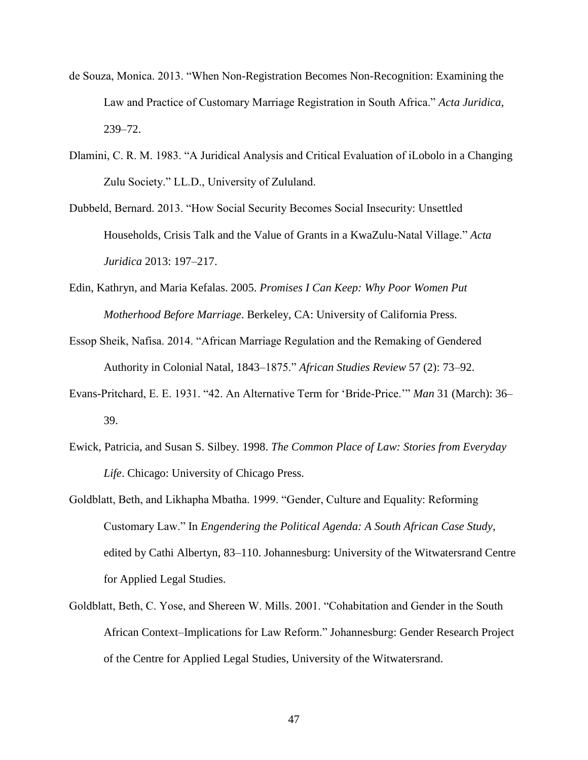de Souza, Monica. 2013. "When Non-Registration Becomes Non-Recognition: Examining the Law and Practice of Customary Marriage Registration in South Africa." *Acta Juridica*, 239–72.

Dlamini, C. R. M. 1983. "A Juridical Analysis and Critical Evaluation of iLobolo in a Changing Zulu Society." LL.D., University of Zululand.

Dubbeld, Bernard. 2013. "How Social Security Becomes Social Insecurity: Unsettled Households, Crisis Talk and the Value of Grants in a KwaZulu-Natal Village." *Acta Juridica* 2013: 197–217.

Edin, Kathryn, and Maria Kefalas. 2005. *Promises I Can Keep: Why Poor Women Put Motherhood Before Marriage*. Berkeley, CA: University of California Press.

Essop Sheik, Nafisa. 2014. "African Marriage Regulation and the Remaking of Gendered Authority in Colonial Natal, 1843–1875." *African Studies Review* 57 (2): 73–92.

Evans-Pritchard, E. E. 1931. "42. An Alternative Term for 'Bride-Price.'" *Man* 31 (March): 36–39.

Ewick, Patricia, and Susan S. Silbey. 1998. *The Common Place of Law: Stories from Everyday Life*. Chicago: University of Chicago Press.

Goldblatt, Beth, and Likhapha Mbatha. 1999. "Gender, Culture and Equality: Reforming Customary Law." In *Engendering the Political Agenda: A South African Case Study*, edited by Cathi Albertyn, 83–110. Johannesburg: University of the Witwatersrand Centre for Applied Legal Studies.

Goldblatt, Beth, C. Yose, and Shereen W. Mills. 2001. "Cohabitation and Gender in the South African Context–Implications for Law Reform." Johannesburg: Gender Research Project of the Centre for Applied Legal Studies, University of the Witwatersrand.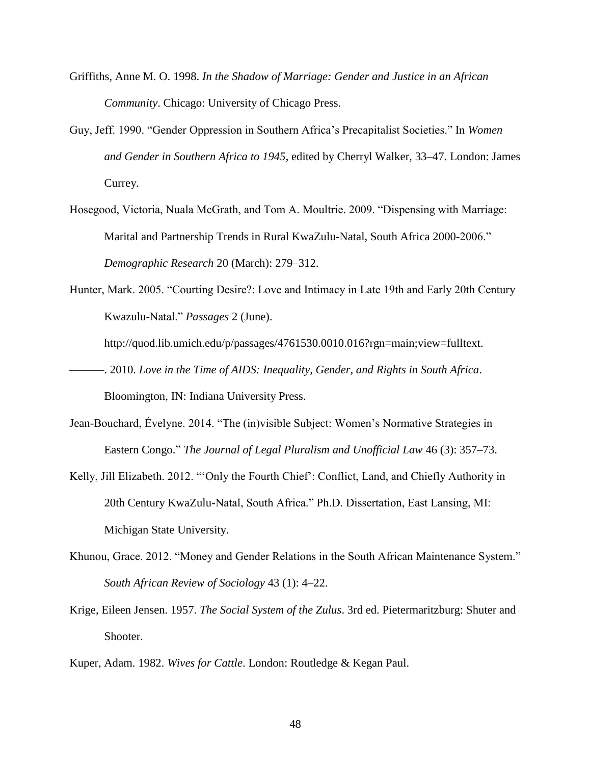Griffiths, Anne M. O. 1998. *In the Shadow of Marriage: Gender and Justice in an African Community*. Chicago: University of Chicago Press.

Guy, Jeff. 1990. "Gender Oppression in Southern Africa's Precapitalist Societies." In *Women and Gender in Southern Africa to 1945*, edited by Cherryl Walker, 33–47. London: James Currey.

Hosegood, Victoria, Nuala McGrath, and Tom A. Moultrie. 2009. "Dispensing with Marriage: Marital and Partnership Trends in Rural KwaZulu-Natal, South Africa 2000-2006." *Demographic Research* 20 (March): 279–312.

Hunter, Mark. 2005. "Courting Desire?: Love and Intimacy in Late 19th and Early 20th Century Kwazulu-Natal." *Passages* 2 (June). http://quod.lib.umich.edu/p/passages/4761530.0010.016?rgn=main;view=fulltext.

———. 2010. *Love in the Time of AIDS: Inequality, Gender, and Rights in South Africa*. Bloomington, IN: Indiana University Press.

Jean-Bouchard, Évelyne. 2014. "The (in)visible Subject: Women's Normative Strategies in Eastern Congo." *The Journal of Legal Pluralism and Unofficial Law* 46 (3): 357–73.

Kelly, Jill Elizabeth. 2012. "'Only the Fourth Chief': Conflict, Land, and Chiefly Authority in 20th Century KwaZulu-Natal, South Africa." Ph.D. Dissertation, East Lansing, MI: Michigan State University.

Khunou, Grace. 2012. "Money and Gender Relations in the South African Maintenance System." *South African Review of Sociology* 43 (1): 4–22.

Krige, Eileen Jensen. 1957. *The Social System of the Zulus*. 3rd ed. Pietermaritzburg: Shuter and Shooter.

Kuper, Adam. 1982. *Wives for Cattle*. London: Routledge & Kegan Paul.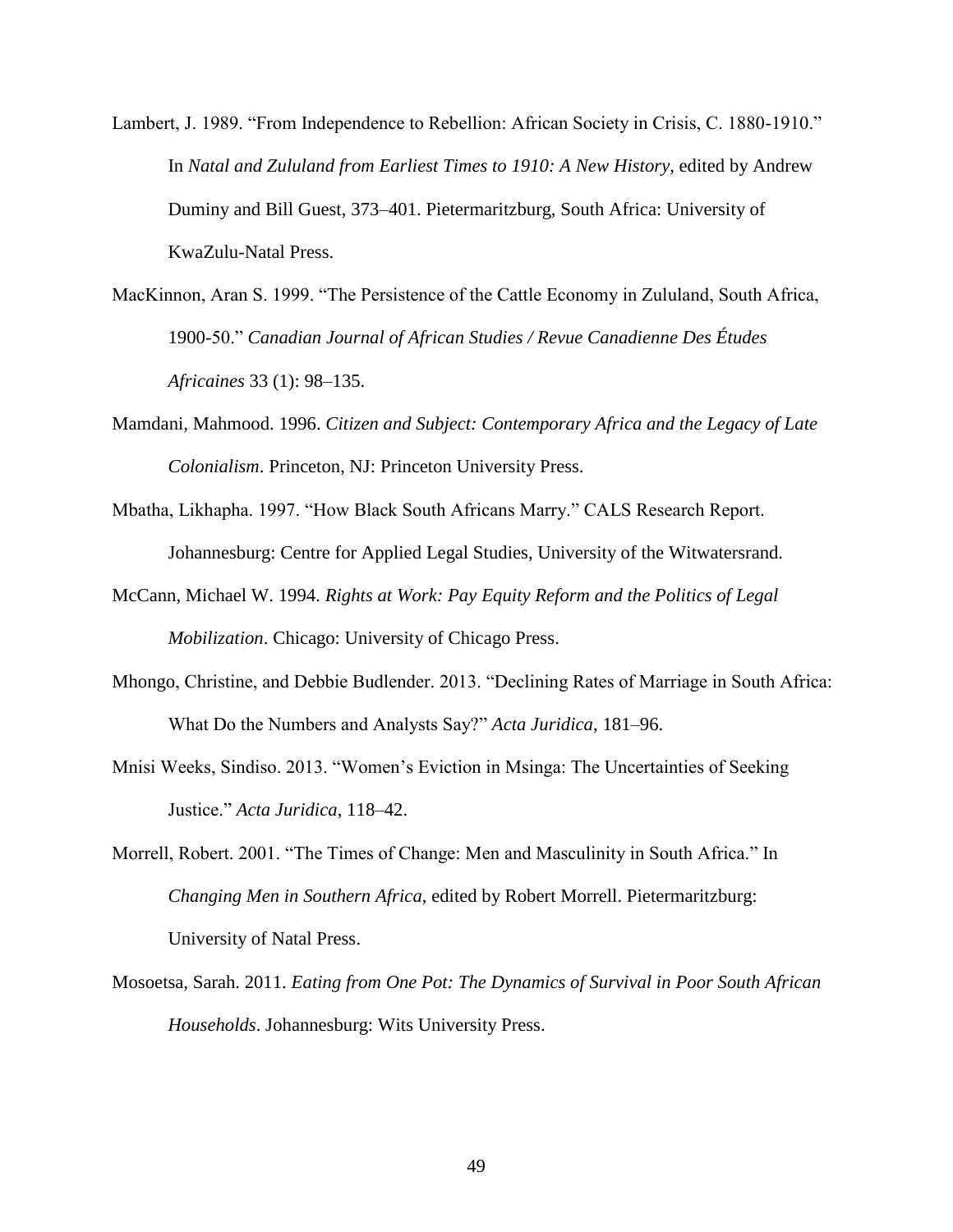Lambert, J. 1989. “From Independence to Rebellion: African Society in Crisis, C. 1880-1910.” In *Natal and Zululand from Earliest Times to 1910: A New History*, edited by Andrew Duminy and Bill Guest, 373–401. Pietermaritzburg, South Africa: University of KwaZulu-Natal Press.

MacKinnon, Aran S. 1999. “The Persistence of the Cattle Economy in Zululand, South Africa, 1900-50.” *Canadian Journal of African Studies / Revue Canadienne Des Études Africaines* 33 (1): 98–135.

Mamdani, Mahmood. 1996. *Citizen and Subject: Contemporary Africa and the Legacy of Late Colonialism*. Princeton, NJ: Princeton University Press.

Mbatha, Likhapha. 1997. “How Black South Africans Marry.” CALS Research Report. Johannesburg: Centre for Applied Legal Studies, University of the Witwatersrand.

McCann, Michael W. 1994. *Rights at Work: Pay Equity Reform and the Politics of Legal Mobilization*. Chicago: University of Chicago Press.

Mhongo, Christine, and Debbie Budlender. 2013. “Declining Rates of Marriage in South Africa: What Do the Numbers and Analysts Say?” *Acta Juridica*, 181–96.

Mnisi Weeks, Sindiso. 2013. “Women’s Eviction in Msinga: The Uncertainties of Seeking Justice.” *Acta Juridica*, 118–42.

Morrell, Robert. 2001. “The Times of Change: Men and Masculinity in South Africa.” In *Changing Men in Southern Africa*, edited by Robert Morrell. Pietermaritzburg: University of Natal Press.

Mosoetsa, Sarah. 2011. *Eating from One Pot: The Dynamics of Survival in Poor South African Households*. Johannesburg: Wits University Press.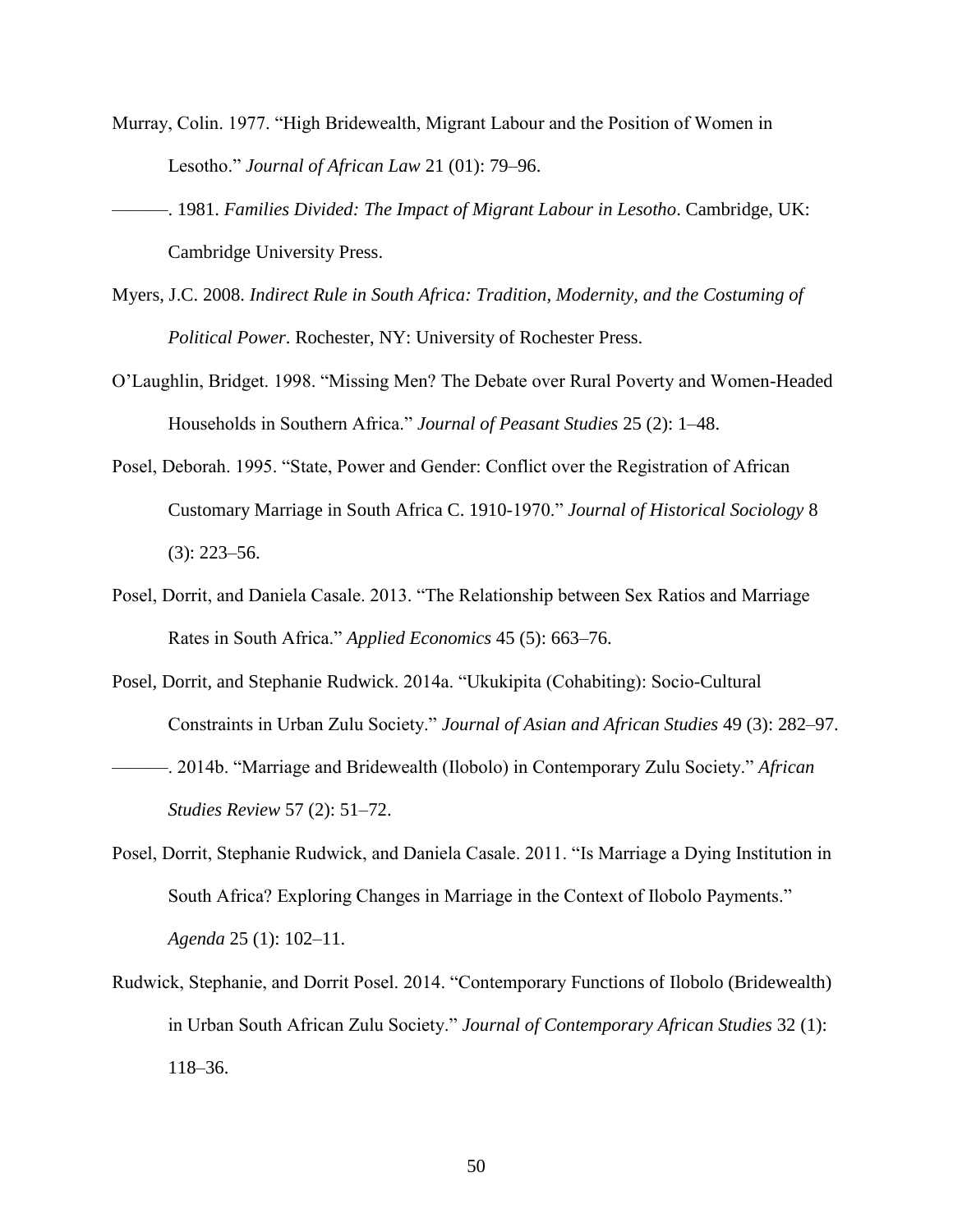Murray, Colin. 1977. “High Bridewealth, Migrant Labour and the Position of Women in Lesotho.” *Journal of African Law* 21 (01): 79–96.

———. 1981. *Families Divided: The Impact of Migrant Labour in Lesotho*. Cambridge, UK: Cambridge University Press.

Myers, J.C. 2008. *Indirect Rule in South Africa: Tradition, Modernity, and the Costuming of Political Power*. Rochester, NY: University of Rochester Press.

O’Laughlin, Bridget. 1998. “Missing Men? The Debate over Rural Poverty and Women-Headed Households in Southern Africa.” *Journal of Peasant Studies* 25 (2): 1–48.

Posel, Deborah. 1995. “State, Power and Gender: Conflict over the Registration of African Customary Marriage in South Africa C. 1910-1970.” *Journal of Historical Sociology* 8 (3): 223–56.

Posel, Dorrit, and Daniela Casale. 2013. “The Relationship between Sex Ratios and Marriage Rates in South Africa.” *Applied Economics* 45 (5): 663–76.

Posel, Dorrit, and Stephanie Rudwick. 2014a. “Ukukipita (Cohabiting): Socio-Cultural Constraints in Urban Zulu Society.” *Journal of Asian and African Studies* 49 (3): 282–97.

———. 2014b. “Marriage and Bridewealth (Ilobolo) in Contemporary Zulu Society.” *African Studies Review* 57 (2): 51–72.

Posel, Dorrit, Stephanie Rudwick, and Daniela Casale. 2011. “Is Marriage a Dying Institution in South Africa? Exploring Changes in Marriage in the Context of Ilobolo Payments.” *Agenda* 25 (1): 102–11.

Rudwick, Stephanie, and Dorrit Posel. 2014. “Contemporary Functions of Ilobolo (Bridewealth) in Urban South African Zulu Society.” *Journal of Contemporary African Studies* 32 (1): 118–36.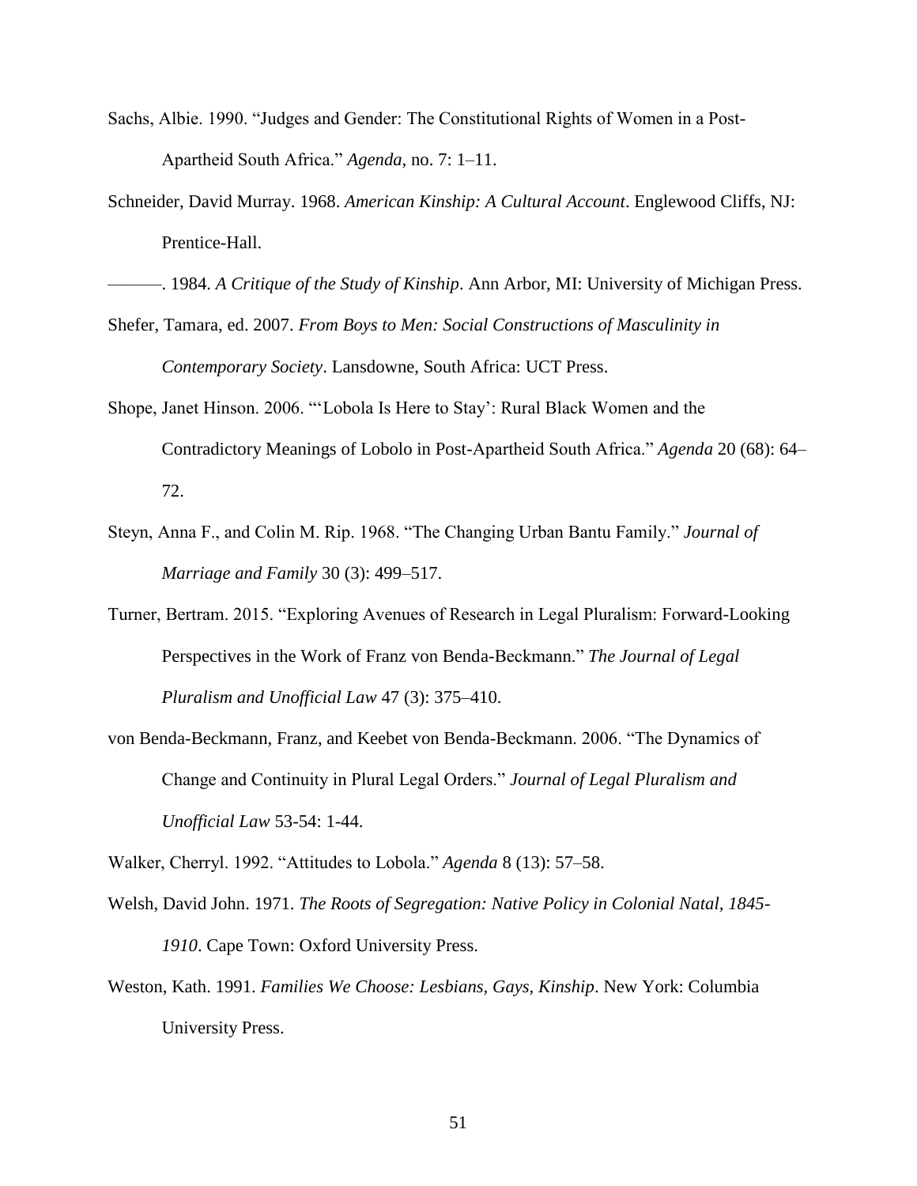Sachs, Albie. 1990. "Judges and Gender: The Constitutional Rights of Women in a Post-Apartheid South Africa." *Agenda*, no. 7: 1–11.

Schneider, David Murray. 1968. *American Kinship: A Cultural Account*. Englewood Cliffs, NJ: Prentice-Hall.

———. 1984. *A Critique of the Study of Kinship*. Ann Arbor, MI: University of Michigan Press.

Shefer, Tamara, ed. 2007. *From Boys to Men: Social Constructions of Masculinity in Contemporary Society*. Lansdowne, South Africa: UCT Press.

Shope, Janet Hinson. 2006. "'Lobola Is Here to Stay': Rural Black Women and the Contradictory Meanings of Lobolo in Post-Apartheid South Africa." *Agenda* 20 (68): 64–72.

Steyn, Anna F., and Colin M. Rip. 1968. "The Changing Urban Bantu Family." *Journal of Marriage and Family* 30 (3): 499–517.

Turner, Bertram. 2015. "Exploring Avenues of Research in Legal Pluralism: Forward-Looking Perspectives in the Work of Franz von Benda-Beckmann." *The Journal of Legal Pluralism and Unofficial Law* 47 (3): 375–410.

von Benda-Beckmann, Franz, and Keebet von Benda-Beckmann. 2006. "The Dynamics of Change and Continuity in Plural Legal Orders." *Journal of Legal Pluralism and Unofficial Law* 53-54: 1-44.

Walker, Cherryl. 1992. "Attitudes to Lobola." *Agenda* 8 (13): 57–58.

Welsh, David John. 1971. *The Roots of Segregation: Native Policy in Colonial Natal, 1845-1910*. Cape Town: Oxford University Press.

Weston, Kath. 1991. *Families We Choose: Lesbians, Gays, Kinship*. New York: Columbia University Press.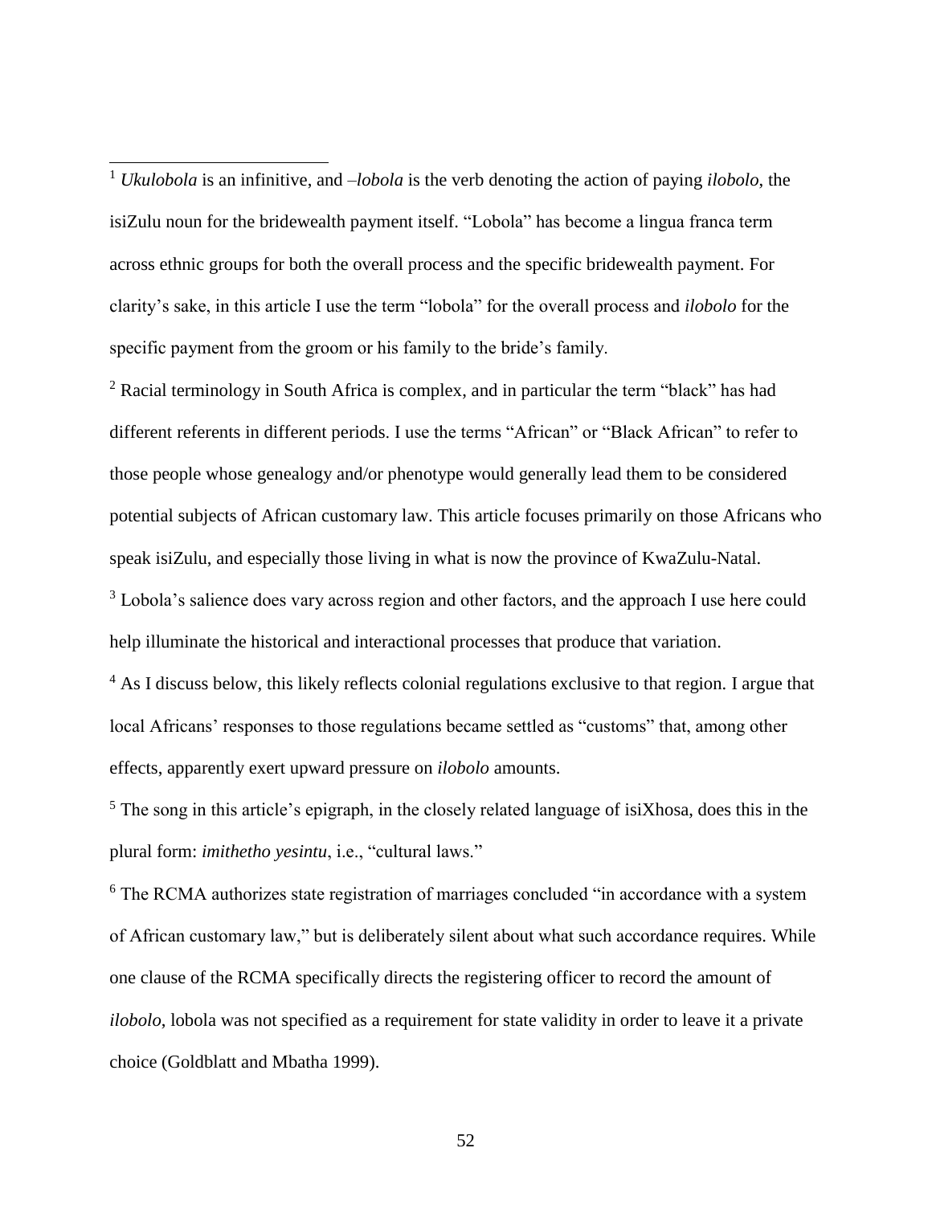[1] *Ukulobola* is an infinitive, and *–lobola* is the verb denoting the action of paying *ilobolo*, the isiZulu noun for the bridewealth payment itself. "Lobola" has become a lingua franca term across ethnic groups for both the overall process and the specific bridewealth payment. For clarity's sake, in this article I use the term "lobola" for the overall process and *ilobolo* for the specific payment from the groom or his family to the bride's family.

[2] Racial terminology in South Africa is complex, and in particular the term "black" has had different referents in different periods. I use the terms "African" or "Black African" to refer to those people whose genealogy and/or phenotype would generally lead them to be considered potential subjects of African customary law. This article focuses primarily on those Africans who speak isiZulu, and especially those living in what is now the province of KwaZulu-Natal.

[3] Lobola's salience does vary across region and other factors, and the approach I use here could help illuminate the historical and interactional processes that produce that variation.

[4] As I discuss below, this likely reflects colonial regulations exclusive to that region. I argue that local Africans' responses to those regulations became settled as "customs" that, among other effects, apparently exert upward pressure on *ilobolo* amounts.

[5] The song in this article's epigraph, in the closely related language of isiXhosa, does this in the plural form: *imithetho yesintu*, i.e., "cultural laws."

[6] The RCMA authorizes state registration of marriages concluded "in accordance with a system of African customary law," but is deliberately silent about what such accordance requires. While one clause of the RCMA specifically directs the registering officer to record the amount of *ilobolo*, lobola was not specified as a requirement for state validity in order to leave it a private choice (Goldblatt and Mbatha 1999).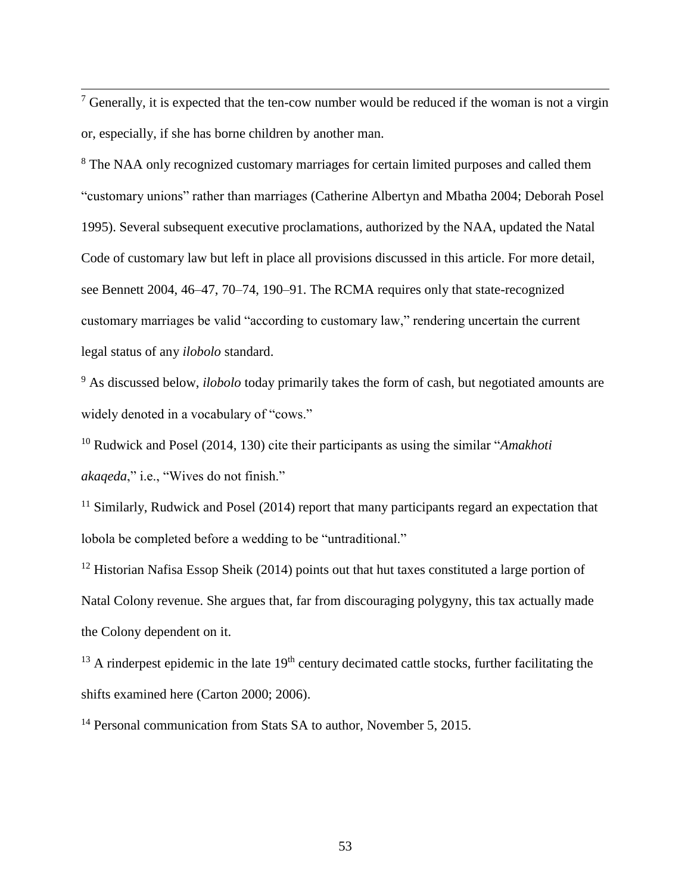[7] Generally, it is expected that the ten-cow number would be reduced if the woman is not a virgin or, especially, if she has borne children by another man.

[8] The NAA only recognized customary marriages for certain limited purposes and called them "customary unions" rather than marriages (Catherine Albertyn and Mbatha 2004; Deborah Posel 1995). Several subsequent executive proclamations, authorized by the NAA, updated the Natal Code of customary law but left in place all provisions discussed in this article. For more detail, see Bennett 2004, 46–47, 70–74, 190–91. The RCMA requires only that state-recognized customary marriages be valid "according to customary law," rendering uncertain the current legal status of any *ilobolo* standard.

[9] As discussed below, *ilobolo* today primarily takes the form of cash, but negotiated amounts are widely denoted in a vocabulary of "cows."

[10] Rudwick and Posel (2014, 130) cite their participants as using the similar "*Amakhoti akaqeda*," i.e., "Wives do not finish."

[11] Similarly, Rudwick and Posel (2014) report that many participants regard an expectation that lobola be completed before a wedding to be "untraditional."

[12] Historian Nafisa Essop Sheik (2014) points out that hut taxes constituted a large portion of Natal Colony revenue. She argues that, far from discouraging polygyny, this tax actually made the Colony dependent on it.

[13] A rinderpest epidemic in the late 19th century decimated cattle stocks, further facilitating the shifts examined here (Carton 2000; 2006).

[14] Personal communication from Stats SA to author, November 5, 2015.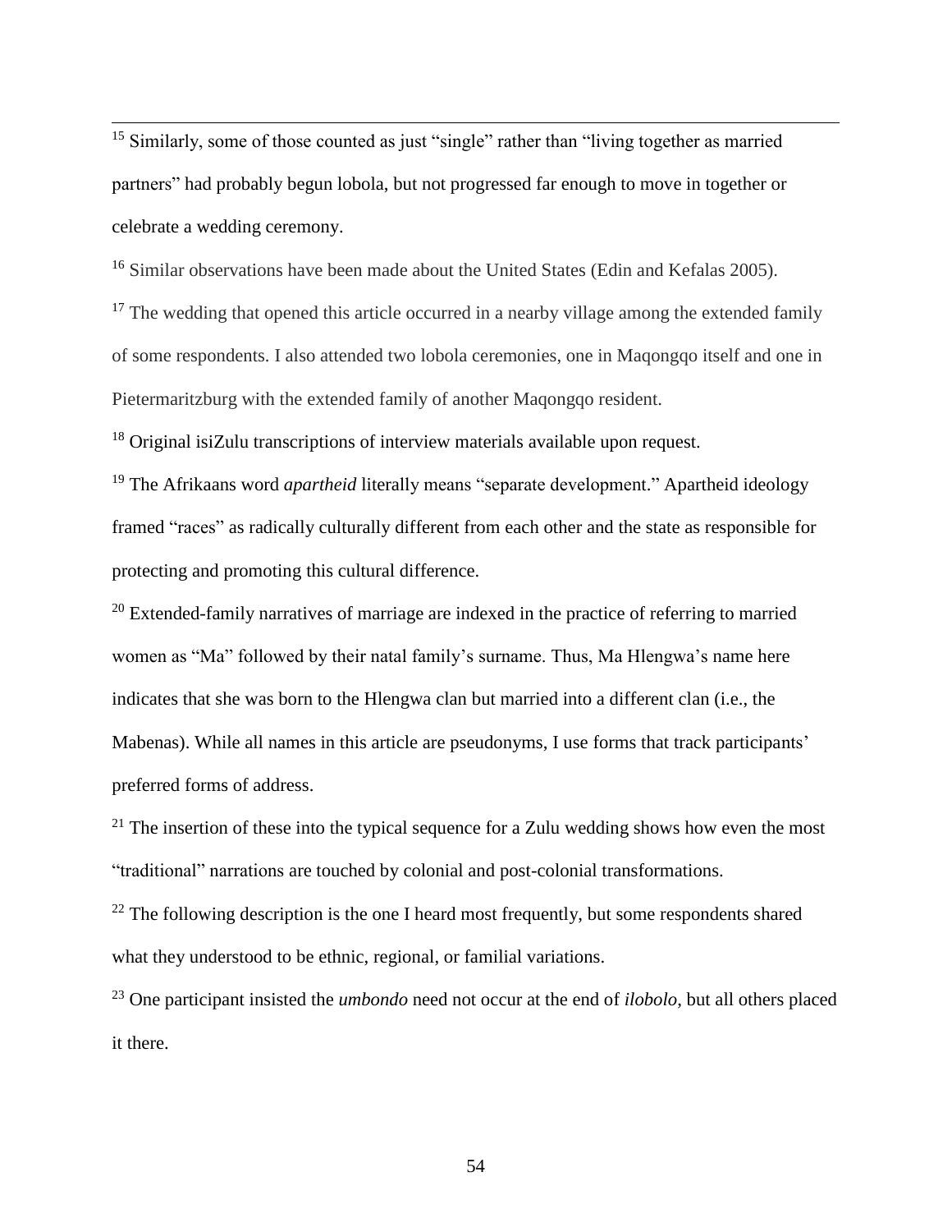[15] Similarly, some of those counted as just "single" rather than "living together as married partners" had probably begun lobola, but not progressed far enough to move in together or celebrate a wedding ceremony.

[16] Similar observations have been made about the United States (Edin and Kefalas 2005).

[17] The wedding that opened this article occurred in a nearby village among the extended family of some respondents. I also attended two lobola ceremonies, one in Maqongqo itself and one in Pietermaritzburg with the extended family of another Maqongqo resident.

[18] Original isiZulu transcriptions of interview materials available upon request.

[19] The Afrikaans word *apartheid* literally means "separate development." Apartheid ideology framed "races" as radically culturally different from each other and the state as responsible for protecting and promoting this cultural difference.

[20] Extended-family narratives of marriage are indexed in the practice of referring to married women as "Ma" followed by their natal family's surname. Thus, Ma Hlengwa's name here indicates that she was born to the Hlengwa clan but married into a different clan (i.e., the Mabenas). While all names in this article are pseudonyms, I use forms that track participants' preferred forms of address.

[21] The insertion of these into the typical sequence for a Zulu wedding shows how even the most "traditional" narrations are touched by colonial and post-colonial transformations.

[22] The following description is the one I heard most frequently, but some respondents shared what they understood to be ethnic, regional, or familial variations.

[23] One participant insisted the *umbondo* need not occur at the end of *ilobolo*, but all others placed it there.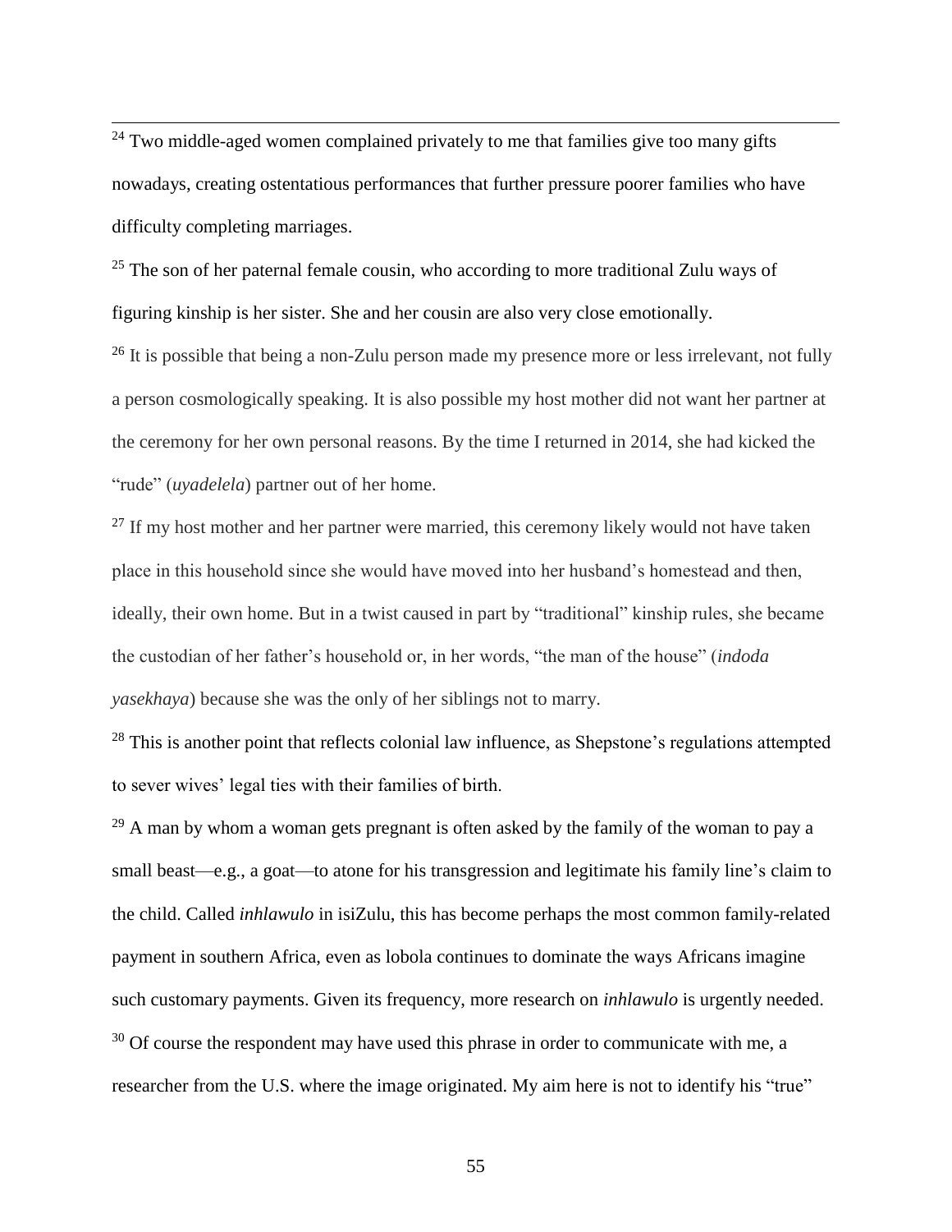[24] Two middle-aged women complained privately to me that families give too many gifts nowadays, creating ostentatious performances that further pressure poorer families who have difficulty completing marriages.

[25] The son of her paternal female cousin, who according to more traditional Zulu ways of figuring kinship is her sister. She and her cousin are also very close emotionally.

[26] It is possible that being a non-Zulu person made my presence more or less irrelevant, not fully a person cosmologically speaking. It is also possible my host mother did not want her partner at the ceremony for her own personal reasons. By the time I returned in 2014, she had kicked the "rude" (*uyadelela*) partner out of her home.

[27] If my host mother and her partner were married, this ceremony likely would not have taken place in this household since she would have moved into her husband's homestead and then, ideally, their own home. But in a twist caused in part by "traditional" kinship rules, she became the custodian of her father's household or, in her words, "the man of the house" (*indoda yasekhaya*) because she was the only of her siblings not to marry.

[28] This is another point that reflects colonial law influence, as Shepstone's regulations attempted to sever wives' legal ties with their families of birth.

[29] A man by whom a woman gets pregnant is often asked by the family of the woman to pay a small beast—e.g., a goat—to atone for his transgression and legitimate his family line's claim to the child. Called *inhlawulo* in isiZulu, this has become perhaps the most common family-related payment in southern Africa, even as lobola continues to dominate the ways Africans imagine such customary payments. Given its frequency, more research on *inhlawulo* is urgently needed.

[30] Of course the respondent may have used this phrase in order to communicate with me, a researcher from the U.S. where the image originated. My aim here is not to identify his "true"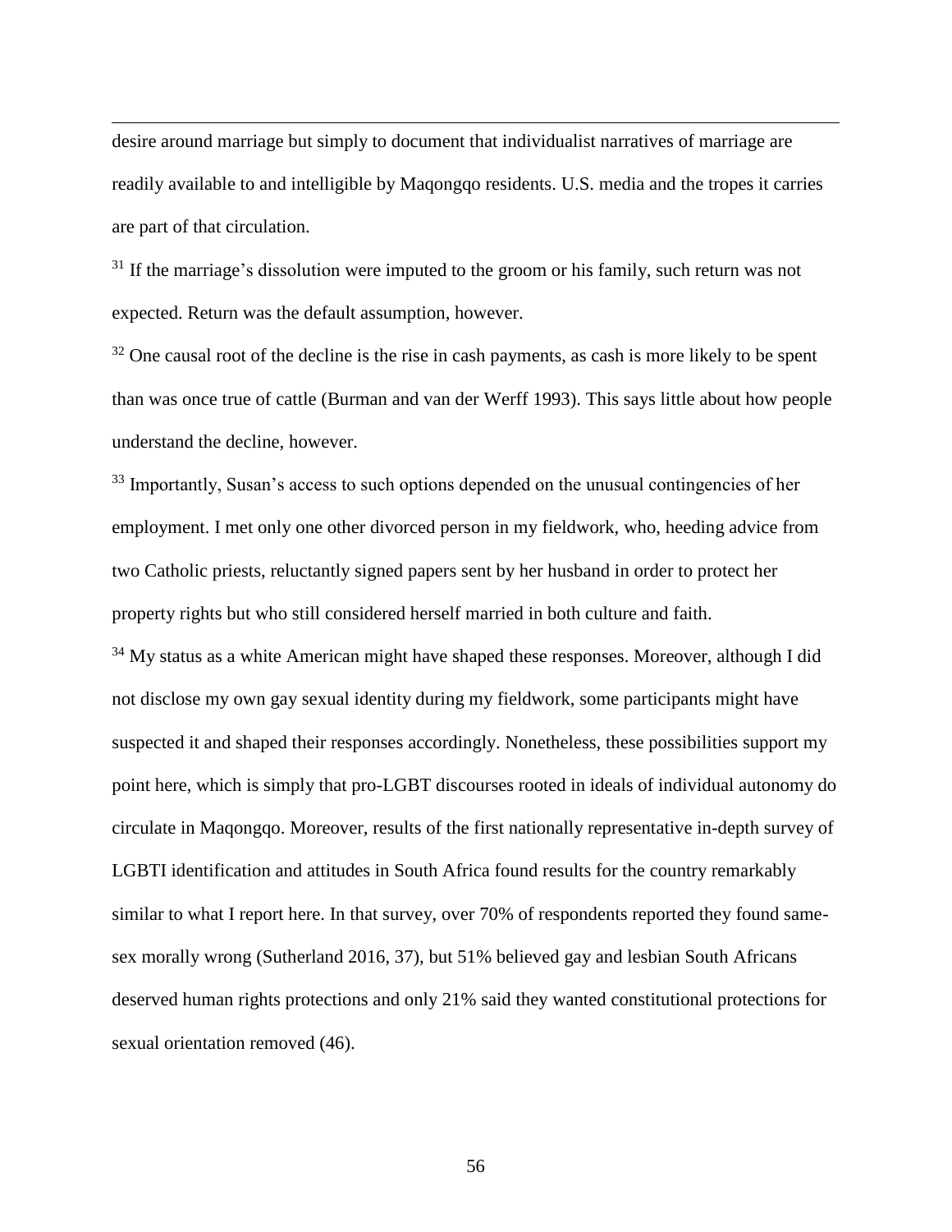desire around marriage but simply to document that individualist narratives of marriage are readily available to and intelligible by Maqongqo residents. U.S. media and the tropes it carries are part of that circulation.

[31] If the marriage's dissolution were imputed to the groom or his family, such return was not expected. Return was the default assumption, however.

[32] One causal root of the decline is the rise in cash payments, as cash is more likely to be spent than was once true of cattle (Burman and van der Werff 1993). This says little about how people understand the decline, however.

[33] Importantly, Susan's access to such options depended on the unusual contingencies of her employment. I met only one other divorced person in my fieldwork, who, heeding advice from two Catholic priests, reluctantly signed papers sent by her husband in order to protect her property rights but who still considered herself married in both culture and faith.

[34] My status as a white American might have shaped these responses. Moreover, although I did not disclose my own gay sexual identity during my fieldwork, some participants might have suspected it and shaped their responses accordingly. Nonetheless, these possibilities support my point here, which is simply that pro-LGBT discourses rooted in ideals of individual autonomy do circulate in Maqongqo. Moreover, results of the first nationally representative in-depth survey of LGBTI identification and attitudes in South Africa found results for the country remarkably similar to what I report here. In that survey, over 70% of respondents reported they found same-sex morally wrong (Sutherland 2016, 37), but 51% believed gay and lesbian South Africans deserved human rights protections and only 21% said they wanted constitutional protections for sexual orientation removed (46).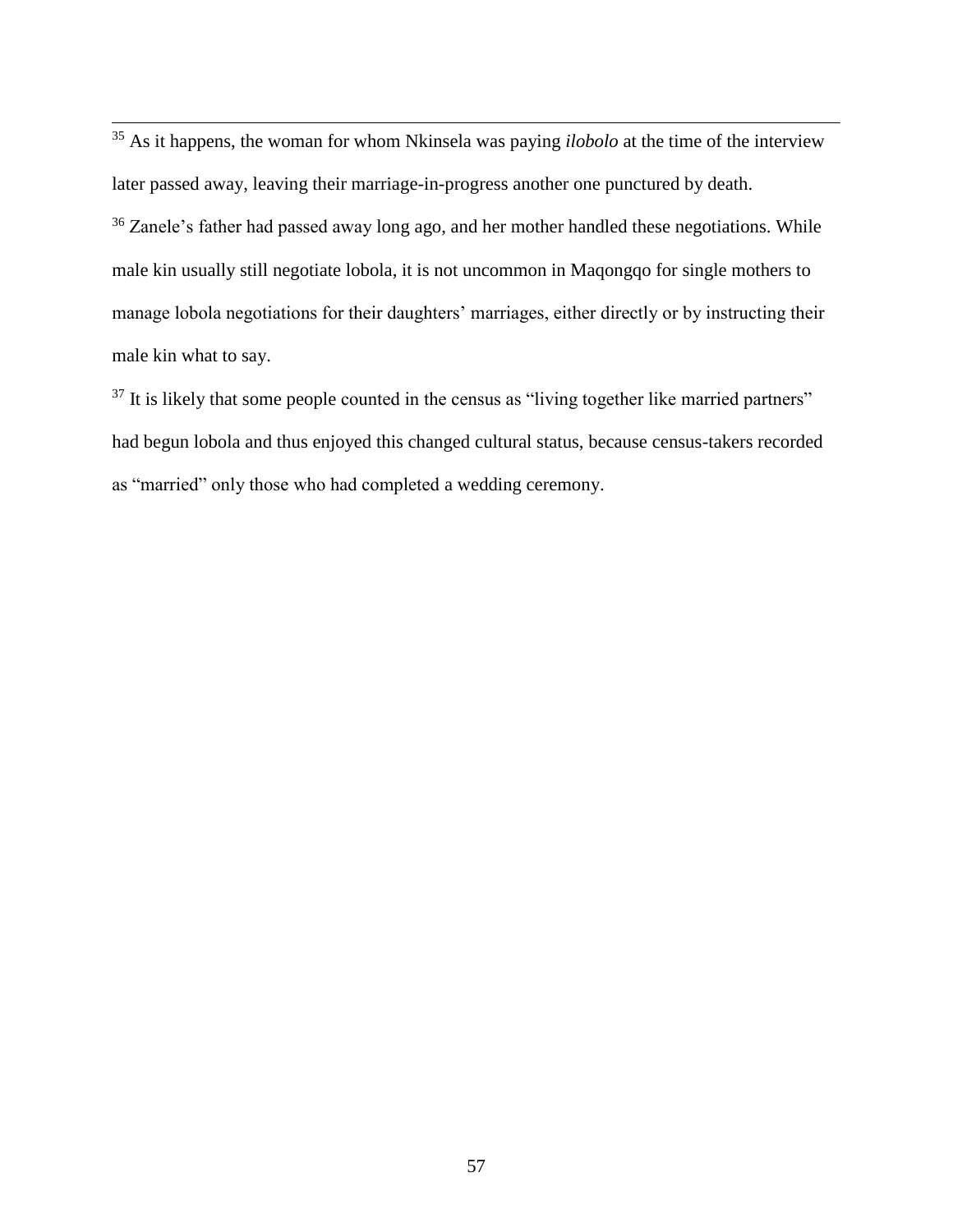[35] As it happens, the woman for whom Nkinsela was paying *ilobolo* at the time of the interview later passed away, leaving their marriage-in-progress another one punctured by death.

[36] Zanele's father had passed away long ago, and her mother handled these negotiations. While male kin usually still negotiate lobola, it is not uncommon in Maqongqo for single mothers to manage lobola negotiations for their daughters' marriages, either directly or by instructing their male kin what to say.

[37] It is likely that some people counted in the census as "living together like married partners" had begun lobola and thus enjoyed this changed cultural status, because census-takers recorded as "married" only those who had completed a wedding ceremony.